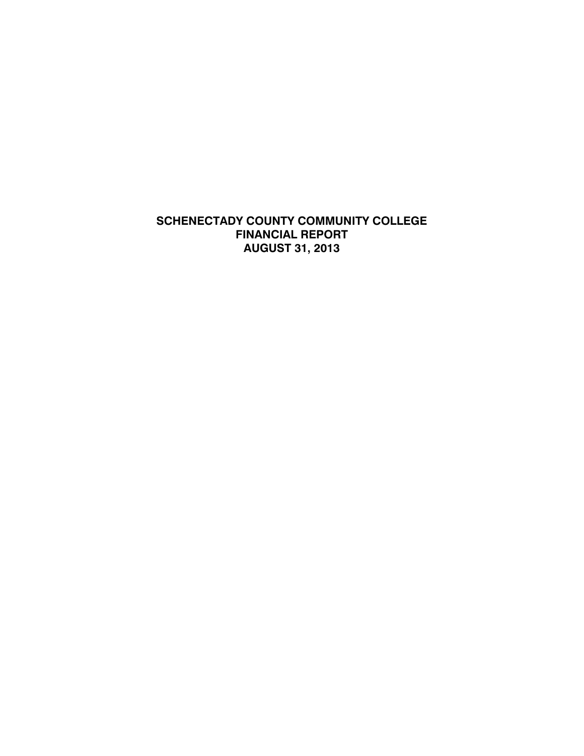# SCHENECTADY COUNTY COMMUNITY COLLEGE
# FINANCIAL REPORT
# AUGUST 31, 2013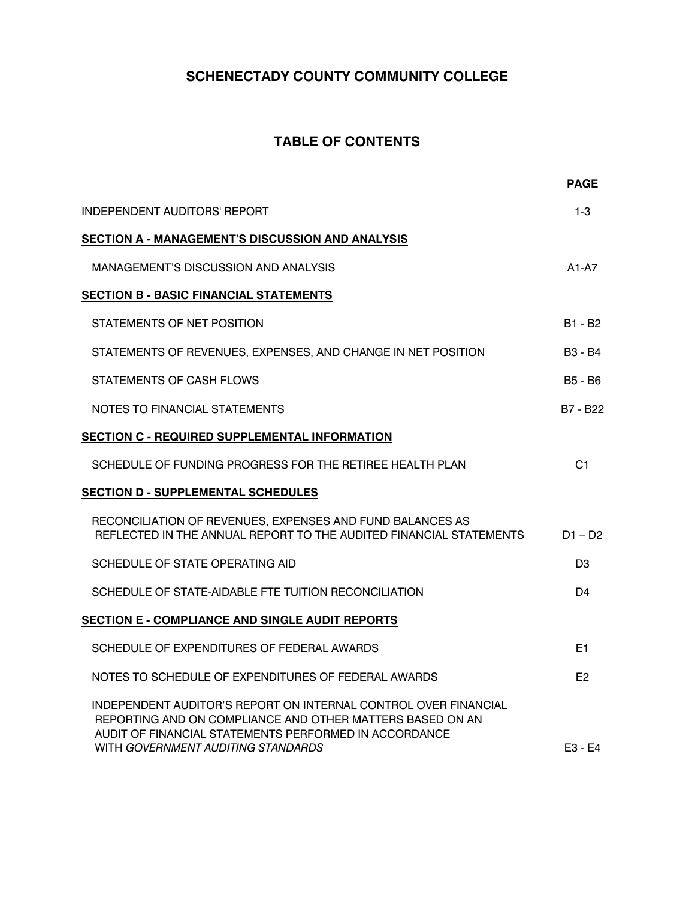# SCHENECTADY COUNTY COMMUNITY COLLEGE

## TABLE OF CONTENTS

| | PAGE |
|---|---|
| INDEPENDENT AUDITORS' REPORT | 1-3 |
| **SECTION A - MANAGEMENT'S DISCUSSION AND ANALYSIS** | |
| MANAGEMENT'S DISCUSSION AND ANALYSIS | A1-A7 |
| **SECTION B - BASIC FINANCIAL STATEMENTS** | |
| STATEMENTS OF NET POSITION | B1 - B2 |
| STATEMENTS OF REVENUES, EXPENSES, AND CHANGE IN NET POSITION | B3 - B4 |
| STATEMENTS OF CASH FLOWS | B5 - B6 |
| NOTES TO FINANCIAL STATEMENTS | B7 - B22 |
| **SECTION C - REQUIRED SUPPLEMENTAL INFORMATION** | |
| SCHEDULE OF FUNDING PROGRESS FOR THE RETIREE HEALTH PLAN | C1 |
| **SECTION D - SUPPLEMENTAL SCHEDULES** | |
| RECONCILIATION OF REVENUES, EXPENSES AND FUND BALANCES AS REFLECTED IN THE ANNUAL REPORT TO THE AUDITED FINANCIAL STATEMENTS | D1 – D2 |
| SCHEDULE OF STATE OPERATING AID | D3 |
| SCHEDULE OF STATE-AIDABLE FTE TUITION RECONCILIATION | D4 |
| **SECTION E - COMPLIANCE AND SINGLE AUDIT REPORTS** | |
| SCHEDULE OF EXPENDITURES OF FEDERAL AWARDS | E1 |
| NOTES TO SCHEDULE OF EXPENDITURES OF FEDERAL AWARDS | E2 |
| INDEPENDENT AUDITOR'S REPORT ON INTERNAL CONTROL OVER FINANCIAL REPORTING AND ON COMPLIANCE AND OTHER MATTERS BASED ON AN AUDIT OF FINANCIAL STATEMENTS PERFORMED IN ACCORDANCE WITH *GOVERNMENT AUDITING STANDARDS* | E3 - E4 |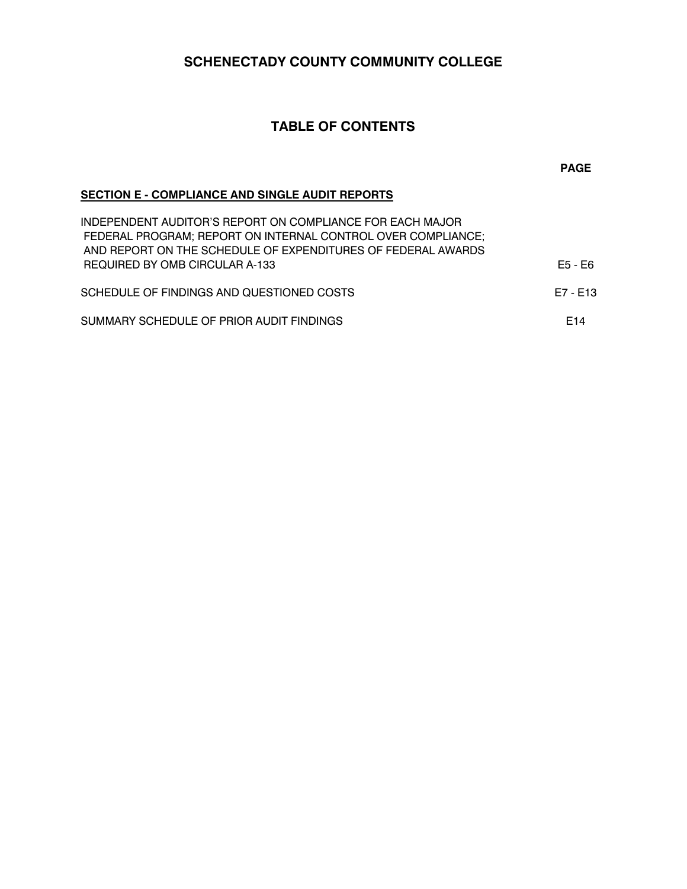# SCHENECTADY COUNTY COMMUNITY COLLEGE

## TABLE OF CONTENTS

| | PAGE |
|---|---|
| **SECTION E - COMPLIANCE AND SINGLE AUDIT REPORTS** | |
| INDEPENDENT AUDITOR'S REPORT ON COMPLIANCE FOR EACH MAJOR FEDERAL PROGRAM; REPORT ON INTERNAL CONTROL OVER COMPLIANCE; AND REPORT ON THE SCHEDULE OF EXPENDITURES OF FEDERAL AWARDS REQUIRED BY OMB CIRCULAR A-133 | E5 - E6 |
| SCHEDULE OF FINDINGS AND QUESTIONED COSTS | E7 - E13 |
| SUMMARY SCHEDULE OF PRIOR AUDIT FINDINGS | E14 |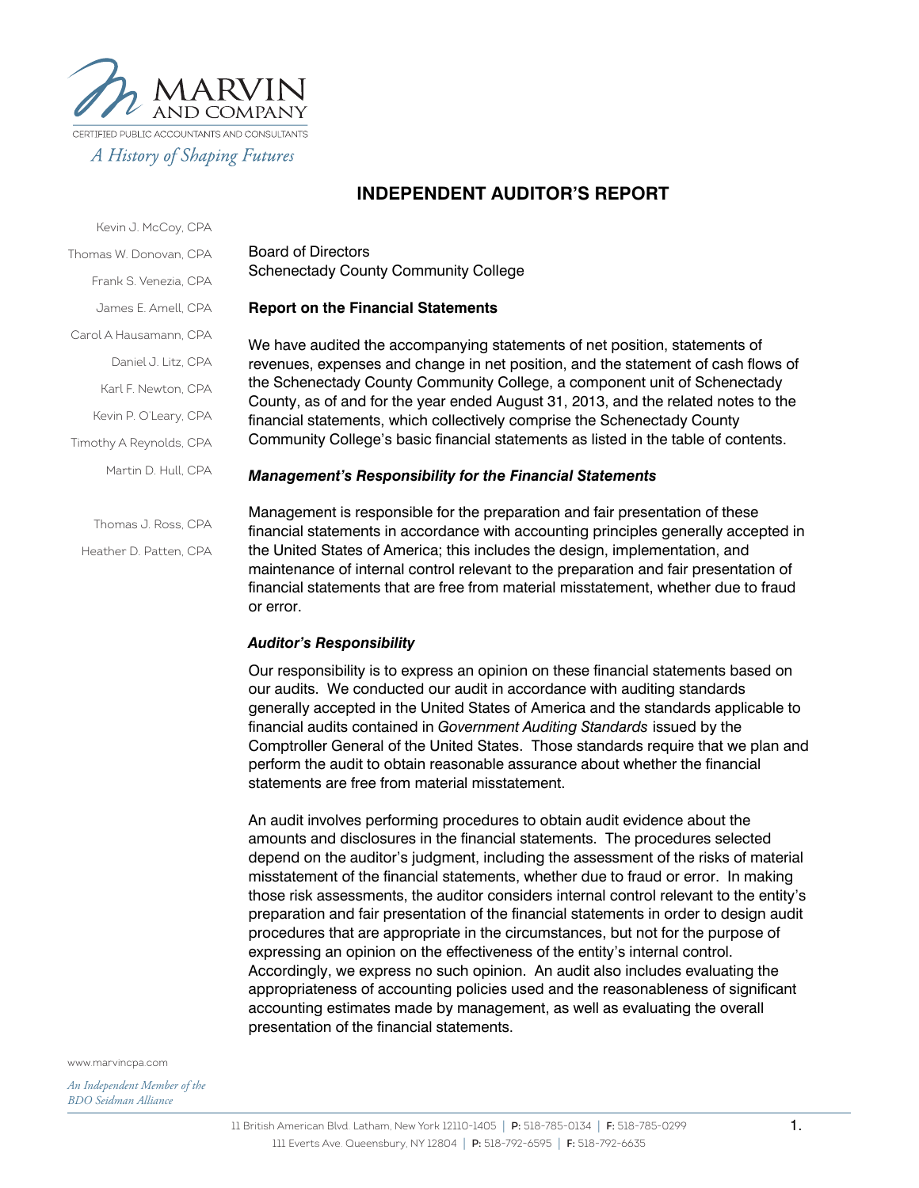**MARVIN AND COMPANY**
CERTIFIED PUBLIC ACCOUNTANTS AND CONSULTANTS
*A History of Shaping Futures*

# INDEPENDENT AUDITOR'S REPORT

Kevin J. McCoy, CPA
Thomas W. Donovan, CPA
Frank S. Venezia, CPA
James E. Amell, CPA
Carol A Hausamann, CPA
Daniel J. Litz, CPA
Karl F. Newton, CPA
Kevin P. O'Leary, CPA
Timothy A Reynolds, CPA
Martin D. Hull, CPA

Thomas J. Ross, CPA
Heather D. Patten, CPA

Board of Directors
Schenectady County Community College

**Report on the Financial Statements**

We have audited the accompanying statements of net position, statements of revenues, expenses and change in net position, and the statement of cash flows of the Schenectady County Community College, a component unit of Schenectady County, as of and for the year ended August 31, 2013, and the related notes to the financial statements, which collectively comprise the Schenectady County Community College's basic financial statements as listed in the table of contents.

***Management's Responsibility for the Financial Statements***

Management is responsible for the preparation and fair presentation of these financial statements in accordance with accounting principles generally accepted in the United States of America; this includes the design, implementation, and maintenance of internal control relevant to the preparation and fair presentation of financial statements that are free from material misstatement, whether due to fraud or error.

***Auditor's Responsibility***

Our responsibility is to express an opinion on these financial statements based on our audits. We conducted our audit in accordance with auditing standards generally accepted in the United States of America and the standards applicable to financial audits contained in *Government Auditing Standards* issued by the Comptroller General of the United States. Those standards require that we plan and perform the audit to obtain reasonable assurance about whether the financial statements are free from material misstatement.

An audit involves performing procedures to obtain audit evidence about the amounts and disclosures in the financial statements. The procedures selected depend on the auditor's judgment, including the assessment of the risks of material misstatement of the financial statements, whether due to fraud or error. In making those risk assessments, the auditor considers internal control relevant to the entity's preparation and fair presentation of the financial statements in order to design audit procedures that are appropriate in the circumstances, but not for the purpose of expressing an opinion on the effectiveness of the entity's internal control. Accordingly, we express no such opinion. An audit also includes evaluating the appropriateness of accounting policies used and the reasonableness of significant accounting estimates made by management, as well as evaluating the overall presentation of the financial statements.

www.marvincpa.com

*An Independent Member of the BDO Seidman Alliance*

11 British American Blvd. Latham, New York 12110-1405 | **P:** 518-785-0134 | **F:** 518-785-0299
111 Everts Ave. Queensbury, NY 12804 | **P:** 518-792-6595 | **F:** 518-792-6635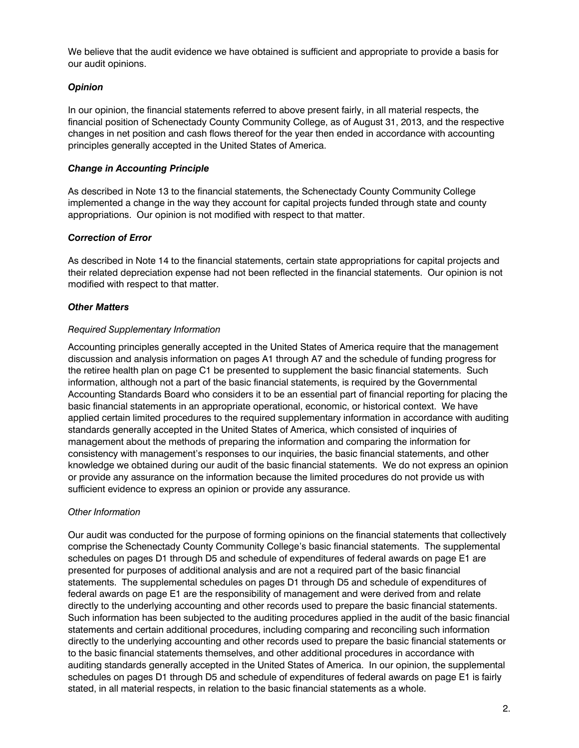We believe that the audit evidence we have obtained is sufficient and appropriate to provide a basis for our audit opinions.

***Opinion***

In our opinion, the financial statements referred to above present fairly, in all material respects, the financial position of Schenectady County Community College, as of August 31, 2013, and the respective changes in net position and cash flows thereof for the year then ended in accordance with accounting principles generally accepted in the United States of America.

***Change in Accounting Principle***

As described in Note 13 to the financial statements, the Schenectady County Community College implemented a change in the way they account for capital projects funded through state and county appropriations. Our opinion is not modified with respect to that matter.

***Correction of Error***

As described in Note 14 to the financial statements, certain state appropriations for capital projects and their related depreciation expense had not been reflected in the financial statements. Our opinion is not modified with respect to that matter.

***Other Matters***

*Required Supplementary Information*

Accounting principles generally accepted in the United States of America require that the management discussion and analysis information on pages A1 through A7 and the schedule of funding progress for the retiree health plan on page C1 be presented to supplement the basic financial statements. Such information, although not a part of the basic financial statements, is required by the Governmental Accounting Standards Board who considers it to be an essential part of financial reporting for placing the basic financial statements in an appropriate operational, economic, or historical context. We have applied certain limited procedures to the required supplementary information in accordance with auditing standards generally accepted in the United States of America, which consisted of inquiries of management about the methods of preparing the information and comparing the information for consistency with management's responses to our inquiries, the basic financial statements, and other knowledge we obtained during our audit of the basic financial statements. We do not express an opinion or provide any assurance on the information because the limited procedures do not provide us with sufficient evidence to express an opinion or provide any assurance.

*Other Information*

Our audit was conducted for the purpose of forming opinions on the financial statements that collectively comprise the Schenectady County Community College's basic financial statements. The supplemental schedules on pages D1 through D5 and schedule of expenditures of federal awards on page E1 are presented for purposes of additional analysis and are not a required part of the basic financial statements. The supplemental schedules on pages D1 through D5 and schedule of expenditures of federal awards on page E1 are the responsibility of management and were derived from and relate directly to the underlying accounting and other records used to prepare the basic financial statements. Such information has been subjected to the auditing procedures applied in the audit of the basic financial statements and certain additional procedures, including comparing and reconciling such information directly to the underlying accounting and other records used to prepare the basic financial statements or to the basic financial statements themselves, and other additional procedures in accordance with auditing standards generally accepted in the United States of America. In our opinion, the supplemental schedules on pages D1 through D5 and schedule of expenditures of federal awards on page E1 is fairly stated, in all material respects, in relation to the basic financial statements as a whole.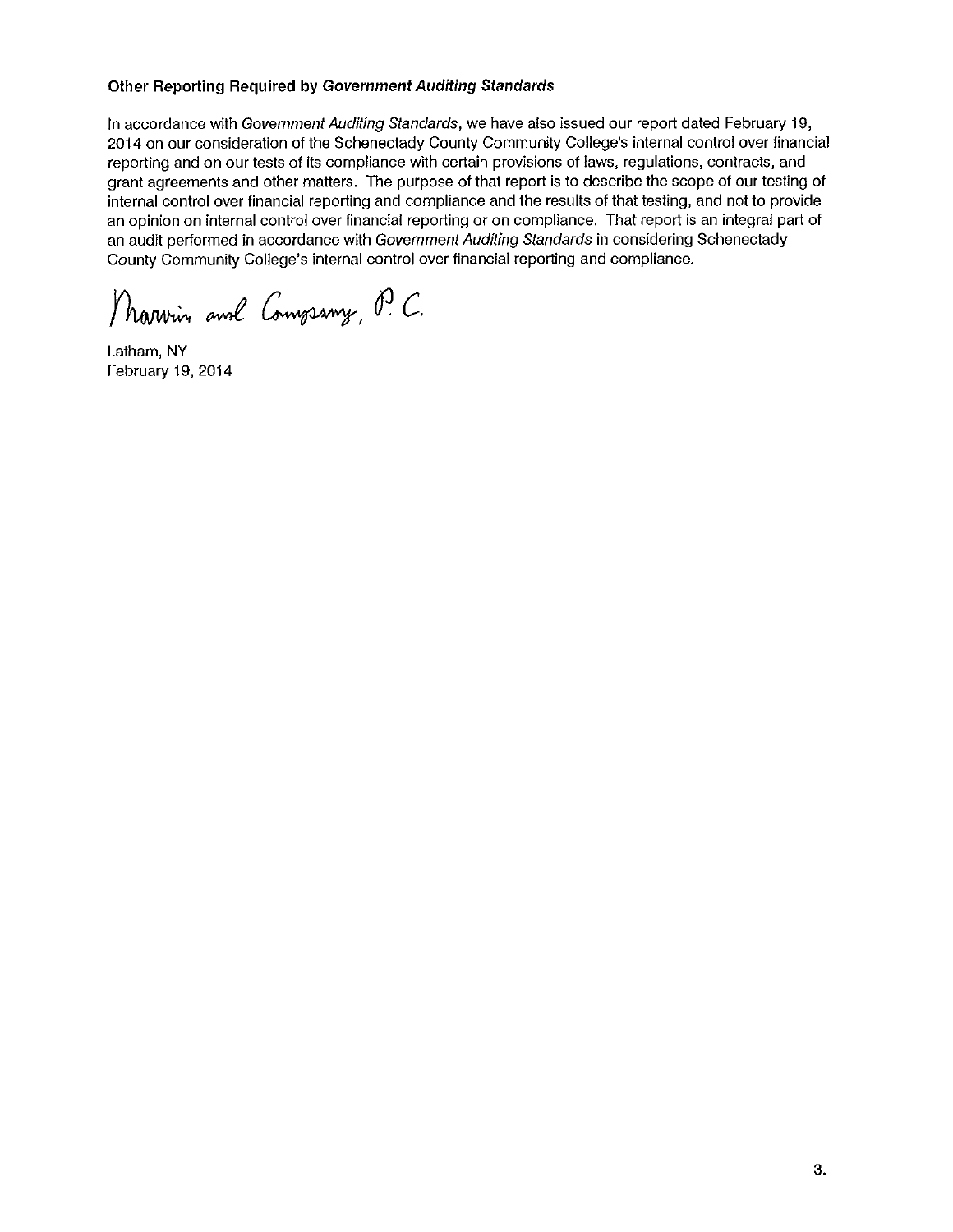### Other Reporting Required by *Government Auditing Standards*

In accordance with *Government Auditing Standards*, we have also issued our report dated February 19, 2014 on our consideration of the Schenectady County Community College's internal control over financial reporting and on our tests of its compliance with certain provisions of laws, regulations, contracts, and grant agreements and other matters. The purpose of that report is to describe the scope of our testing of internal control over financial reporting and compliance and the results of that testing, and not to provide an opinion on internal control over financial reporting or on compliance. That report is an integral part of an audit performed in accordance with *Government Auditing Standards* in considering Schenectady County Community College's internal control over financial reporting and compliance.

Marvin and Company, P.C.

Latham, NY
February 19, 2014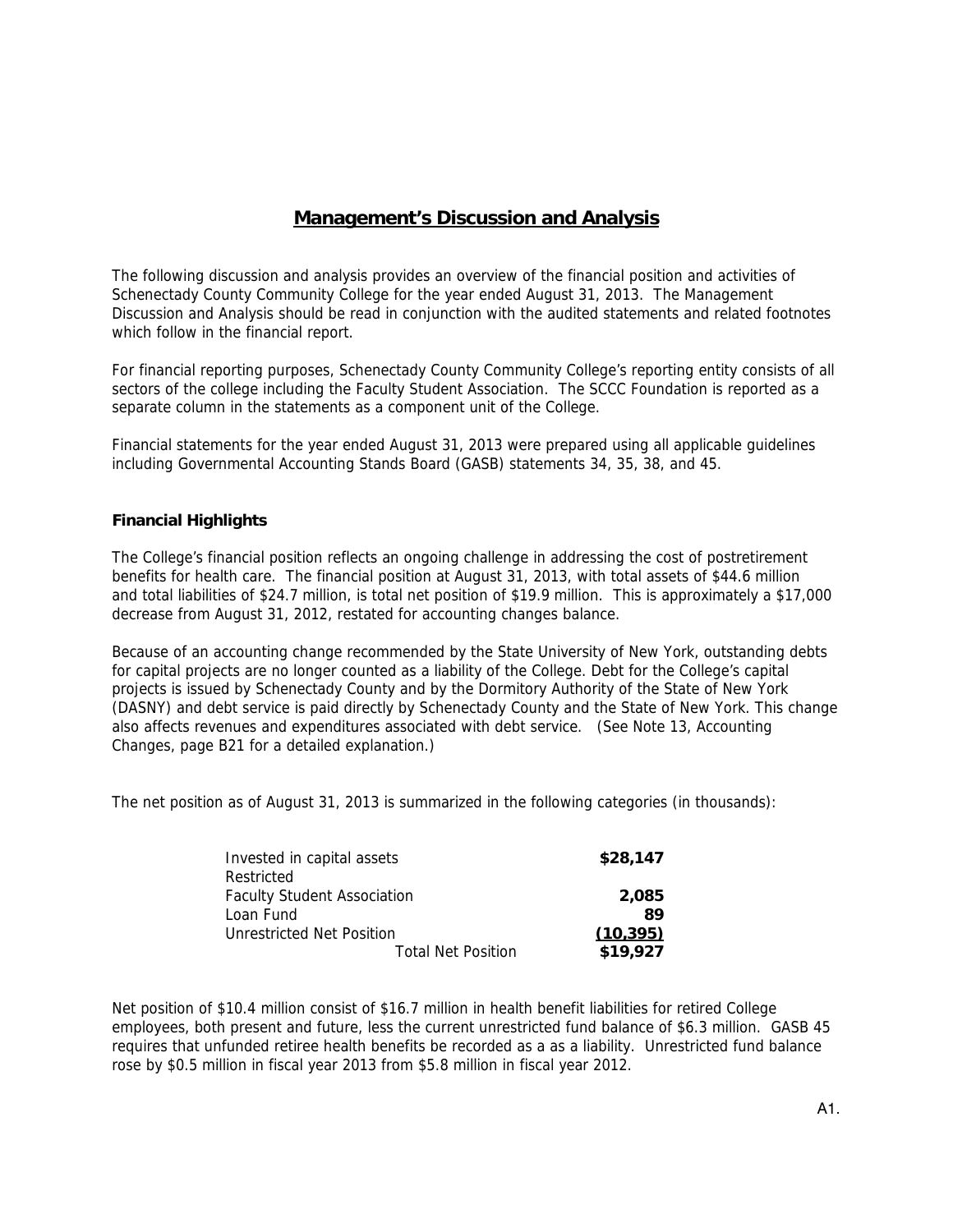# Management's Discussion and Analysis

The following discussion and analysis provides an overview of the financial position and activities of Schenectady County Community College for the year ended August 31, 2013. The Management Discussion and Analysis should be read in conjunction with the audited statements and related footnotes which follow in the financial report.

For financial reporting purposes, Schenectady County Community College's reporting entity consists of all sectors of the college including the Faculty Student Association. The SCCC Foundation is reported as a separate column in the statements as a component unit of the College.

Financial statements for the year ended August 31, 2013 were prepared using all applicable guidelines including Governmental Accounting Stands Board (GASB) statements 34, 35, 38, and 45.

### Financial Highlights

The College's financial position reflects an ongoing challenge in addressing the cost of postretirement benefits for health care. The financial position at August 31, 2013, with total assets of $44.6 million and total liabilities of $24.7 million, is total net position of $19.9 million. This is approximately a $17,000 decrease from August 31, 2012, restated for accounting changes balance.

Because of an accounting change recommended by the State University of New York, outstanding debts for capital projects are no longer counted as a liability of the College. Debt for the College's capital projects is issued by Schenectady County and by the Dormitory Authority of the State of New York (DASNY) and debt service is paid directly by Schenectady County and the State of New York. This change also affects revenues and expenditures associated with debt service. (See Note 13, Accounting Changes, page B21 for a detailed explanation.)

The net position as of August 31, 2013 is summarized in the following categories (in thousands):

| | |
|---|---:|
| Invested in capital assets | **$28,147** |
| Restricted | |
| Faculty Student Association | **2,085** |
| Loan Fund | **89** |
| Unrestricted Net Position | **(10,395)** |
| Total Net Position | **$19,927** |

Net position of $10.4 million consist of $16.7 million in health benefit liabilities for retired College employees, both present and future, less the current unrestricted fund balance of $6.3 million. GASB 45 requires that unfunded retiree health benefits be recorded as a as a liability. Unrestricted fund balance rose by $0.5 million in fiscal year 2013 from $5.8 million in fiscal year 2012.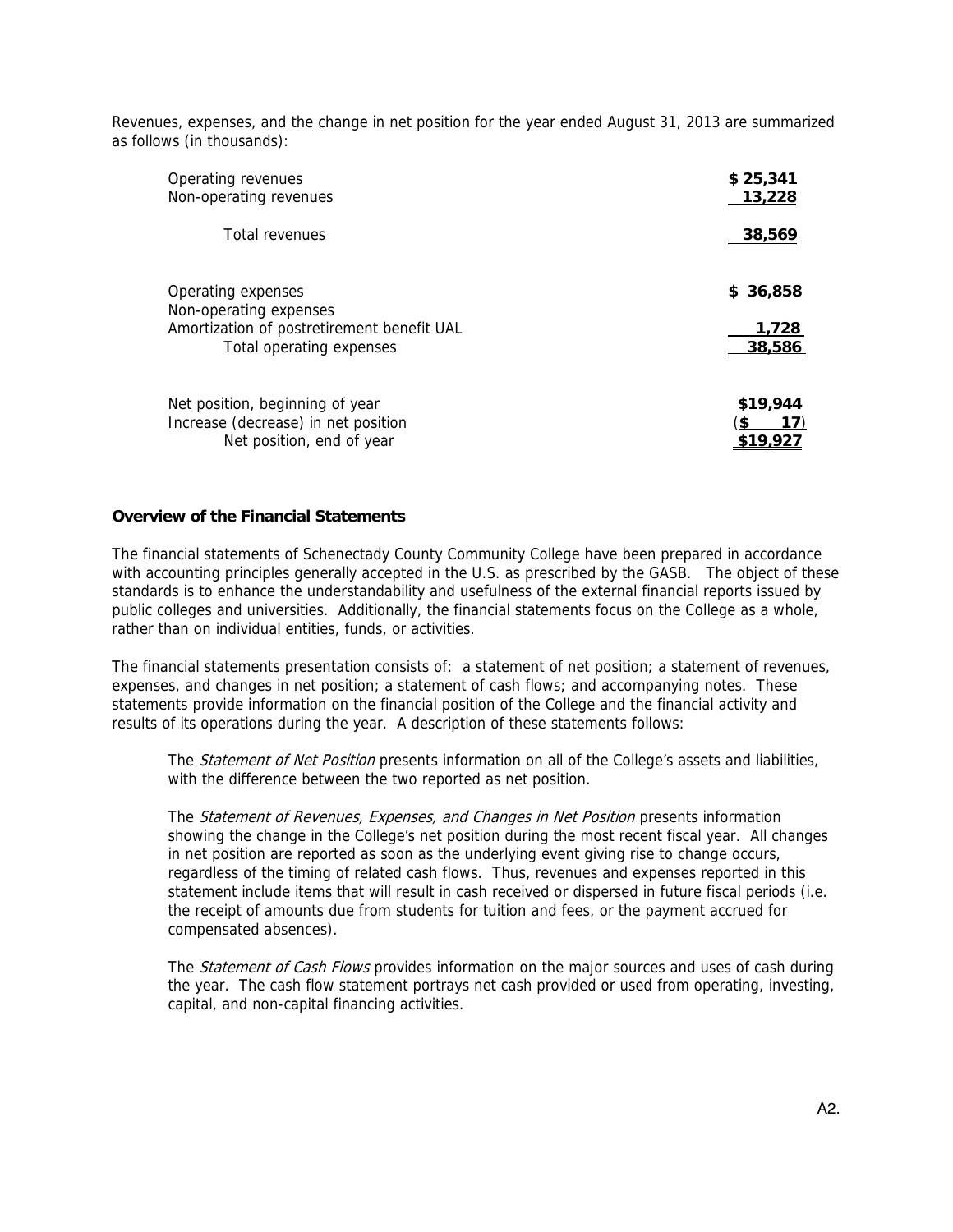Revenues, expenses, and the change in net position for the year ended August 31, 2013 are summarized as follows (in thousands):

| | |
|---|---|
| Operating revenues | $ 25,341 |
| Non-operating revenues | 13,228 |
| Total revenues | 38,569 |
| | |
| Operating expenses | $ 36,858 |
| Non-operating expenses | |
| Amortization of postretirement benefit UAL | 1,728 |
| Total operating expenses | 38,586 |
| | |
| Net position, beginning of year | $19,944 |
| Increase (decrease) in net position | ($ 17) |
| Net position, end of year | $19,927 |

**Overview of the Financial Statements**

The financial statements of Schenectady County Community College have been prepared in accordance with accounting principles generally accepted in the U.S. as prescribed by the GASB. The object of these standards is to enhance the understandability and usefulness of the external financial reports issued by public colleges and universities. Additionally, the financial statements focus on the College as a whole, rather than on individual entities, funds, or activities.

The financial statements presentation consists of: a statement of net position; a statement of revenues, expenses, and changes in net position; a statement of cash flows; and accompanying notes. These statements provide information on the financial position of the College and the financial activity and results of its operations during the year. A description of these statements follows:

The *Statement of Net Position* presents information on all of the College's assets and liabilities, with the difference between the two reported as net position.

The *Statement of Revenues, Expenses, and Changes in Net Position* presents information showing the change in the College's net position during the most recent fiscal year. All changes in net position are reported as soon as the underlying event giving rise to change occurs, regardless of the timing of related cash flows. Thus, revenues and expenses reported in this statement include items that will result in cash received or dispersed in future fiscal periods (i.e. the receipt of amounts due from students for tuition and fees, or the payment accrued for compensated absences).

The *Statement of Cash Flows* provides information on the major sources and uses of cash during the year. The cash flow statement portrays net cash provided or used from operating, investing, capital, and non-capital financing activities.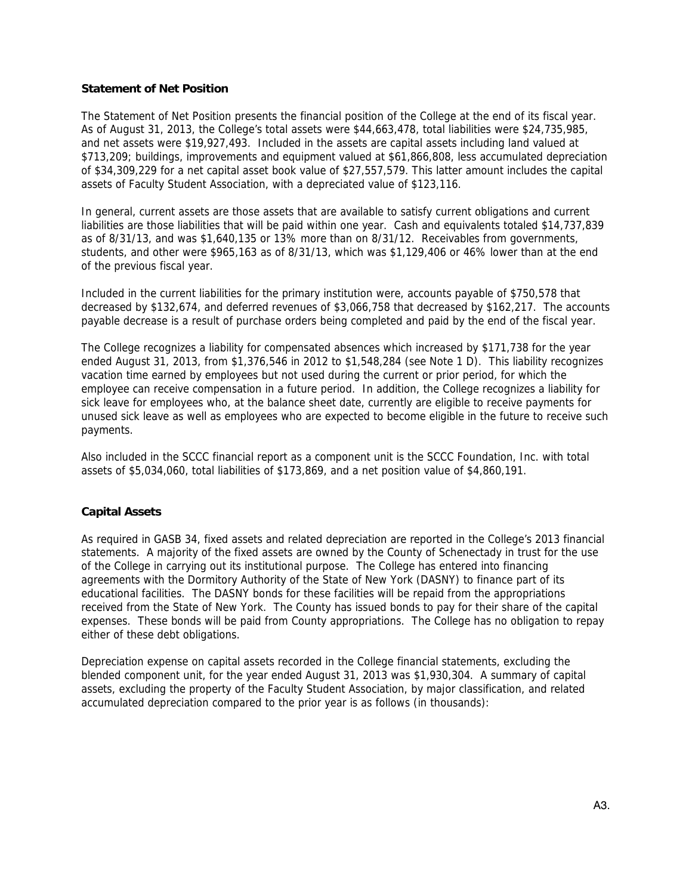## Statement of Net Position

The Statement of Net Position presents the financial position of the College at the end of its fiscal year. As of August 31, 2013, the College's total assets were $44,663,478, total liabilities were $24,735,985, and net assets were $19,927,493. Included in the assets are capital assets including land valued at $713,209; buildings, improvements and equipment valued at $61,866,808, less accumulated depreciation of $34,309,229 for a net capital asset book value of $27,557,579. This latter amount includes the capital assets of Faculty Student Association, with a depreciated value of $123,116.

In general, current assets are those assets that are available to satisfy current obligations and current liabilities are those liabilities that will be paid within one year. Cash and equivalents totaled $14,737,839 as of 8/31/13, and was $1,640,135 or 13% more than on 8/31/12. Receivables from governments, students, and other were $965,163 as of 8/31/13, which was $1,129,406 or 46% lower than at the end of the previous fiscal year.

Included in the current liabilities for the primary institution were, accounts payable of $750,578 that decreased by $132,674, and deferred revenues of $3,066,758 that decreased by $162,217. The accounts payable decrease is a result of purchase orders being completed and paid by the end of the fiscal year.

The College recognizes a liability for compensated absences which increased by $171,738 for the year ended August 31, 2013, from $1,376,546 in 2012 to $1,548,284 (see Note 1 D). This liability recognizes vacation time earned by employees but not used during the current or prior period, for which the employee can receive compensation in a future period. In addition, the College recognizes a liability for sick leave for employees who, at the balance sheet date, currently are eligible to receive payments for unused sick leave as well as employees who are expected to become eligible in the future to receive such payments.

Also included in the SCCC financial report as a component unit is the SCCC Foundation, Inc. with total assets of $5,034,060, total liabilities of $173,869, and a net position value of $4,860,191.

## Capital Assets

As required in GASB 34, fixed assets and related depreciation are reported in the College's 2013 financial statements. A majority of the fixed assets are owned by the County of Schenectady in trust for the use of the College in carrying out its institutional purpose. The College has entered into financing agreements with the Dormitory Authority of the State of New York (DASNY) to finance part of its educational facilities. The DASNY bonds for these facilities will be repaid from the appropriations received from the State of New York. The County has issued bonds to pay for their share of the capital expenses. These bonds will be paid from County appropriations. The College has no obligation to repay either of these debt obligations.

Depreciation expense on capital assets recorded in the College financial statements, excluding the blended component unit, for the year ended August 31, 2013 was $1,930,304. A summary of capital assets, excluding the property of the Faculty Student Association, by major classification, and related accumulated depreciation compared to the prior year is as follows (in thousands):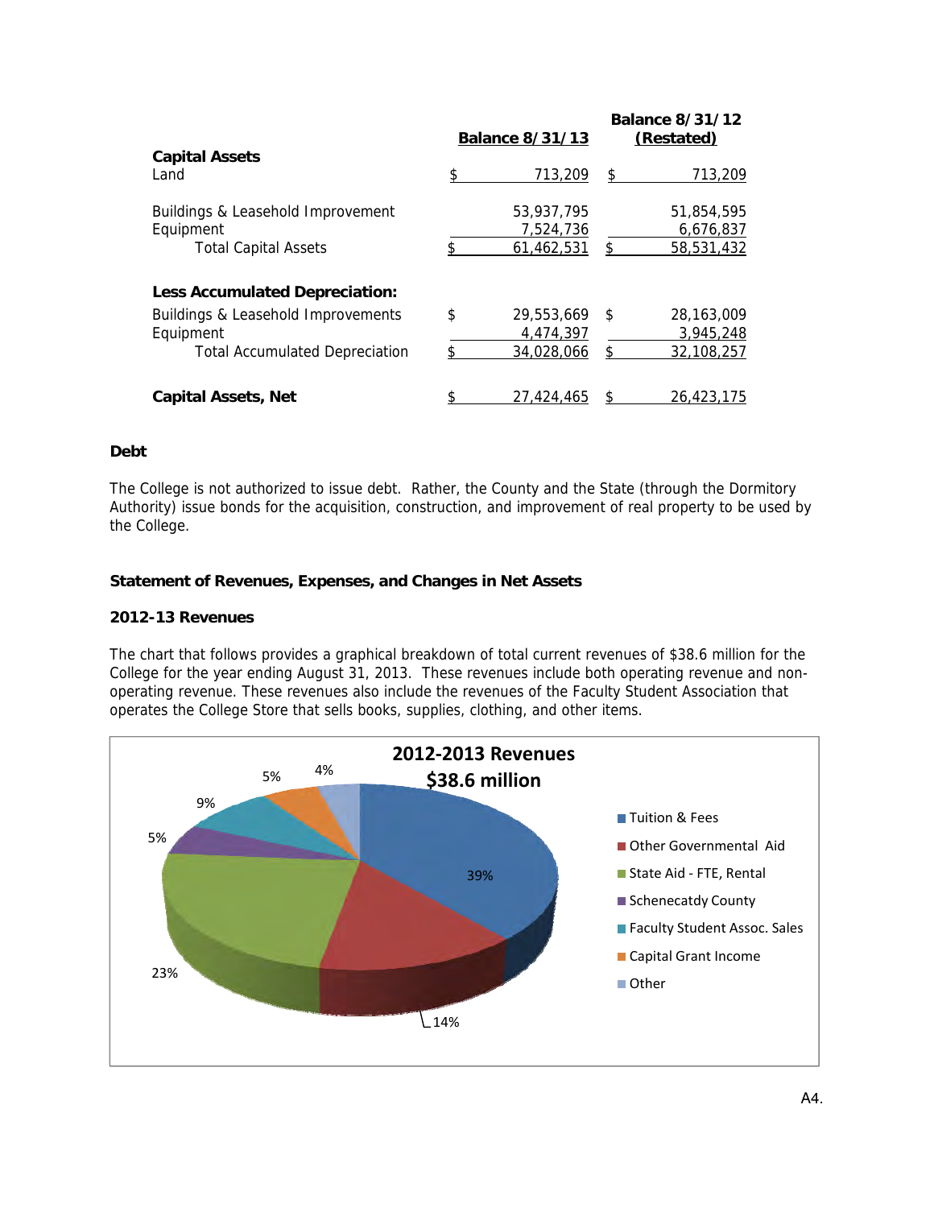| | Balance 8/31/13 | Balance 8/31/12 (Restated) |
|---|---|---|
| **Capital Assets** | | |
| Land | $ 713,209 | $ 713,209 |
| Buildings & Leasehold Improvement | 53,937,795 | 51,854,595 |
| Equipment | 7,524,736 | 6,676,837 |
| Total Capital Assets | $ 61,462,531 | $ 58,531,432 |
| **Less Accumulated Depreciation:** | | |
| Buildings & Leasehold Improvements | $ 29,553,669 | $ 28,163,009 |
| Equipment | 4,474,397 | 3,945,248 |
| Total Accumulated Depreciation | $ 34,028,066 | $ 32,108,257 |
| **Capital Assets, Net** | $ 27,424,465 | $ 26,423,175 |

### Debt

The College is not authorized to issue debt. Rather, the County and the State (through the Dormitory Authority) issue bonds for the acquisition, construction, and improvement of real property to be used by the College.

### Statement of Revenues, Expenses, and Changes in Net Assets

### 2012-13 Revenues

The chart that follows provides a graphical breakdown of total current revenues of $38.6 million for the College for the year ending August 31, 2013. These revenues include both operating revenue and non-operating revenue. These revenues also include the revenues of the Faculty Student Association that operates the College Store that sells books, supplies, clothing, and other items.

**2012-2013 Revenues**
**$38.6 million**

- Tuition & Fees: 39%
- Other Governmental Aid: 14%
- State Aid - FTE, Rental: 23%
- Schenecatdy County: 5%
- Faculty Student Assoc. Sales: 9%
- Capital Grant Income: 5%
- Other: 4%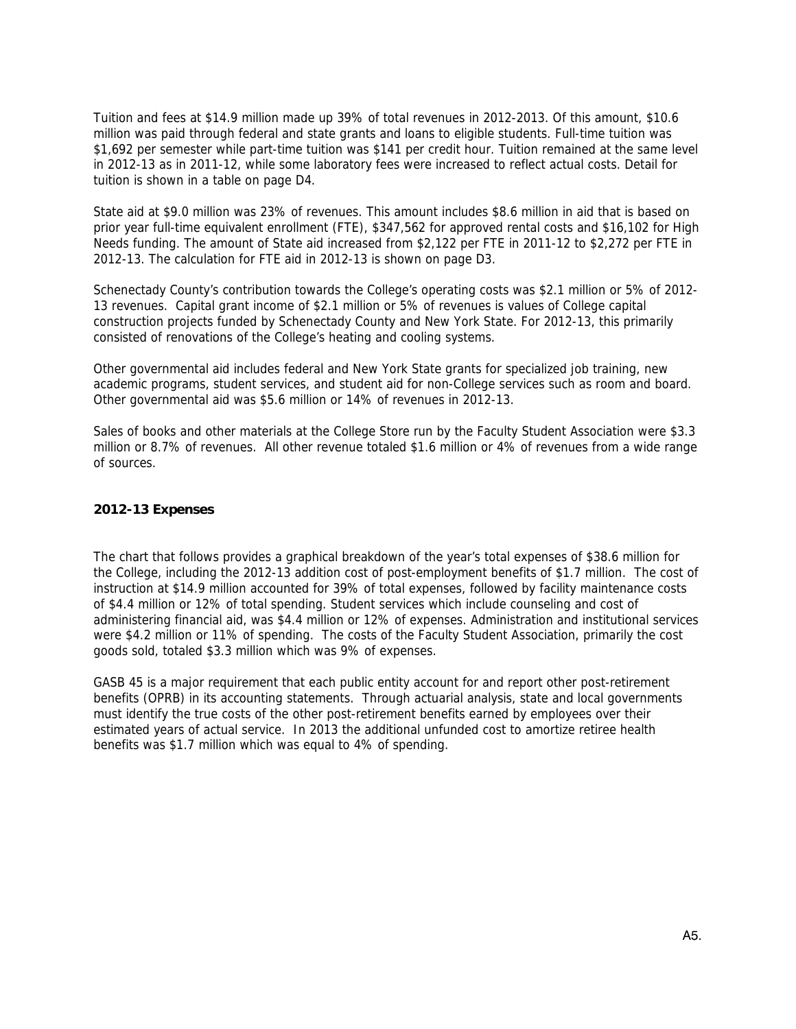Tuition and fees at $14.9 million made up 39% of total revenues in 2012-2013. Of this amount, $10.6 million was paid through federal and state grants and loans to eligible students. Full-time tuition was $1,692 per semester while part-time tuition was $141 per credit hour. Tuition remained at the same level in 2012-13 as in 2011-12, while some laboratory fees were increased to reflect actual costs. Detail for tuition is shown in a table on page D4.

State aid at $9.0 million was 23% of revenues. This amount includes $8.6 million in aid that is based on prior year full-time equivalent enrollment (FTE), $347,562 for approved rental costs and $16,102 for High Needs funding. The amount of State aid increased from $2,122 per FTE in 2011-12 to $2,272 per FTE in 2012-13. The calculation for FTE aid in 2012-13 is shown on page D3.

Schenectady County's contribution towards the College's operating costs was $2.1 million or 5% of 2012-13 revenues. Capital grant income of $2.1 million or 5% of revenues is values of College capital construction projects funded by Schenectady County and New York State. For 2012-13, this primarily consisted of renovations of the College's heating and cooling systems.

Other governmental aid includes federal and New York State grants for specialized job training, new academic programs, student services, and student aid for non-College services such as room and board. Other governmental aid was $5.6 million or 14% of revenues in 2012-13.

Sales of books and other materials at the College Store run by the Faculty Student Association were $3.3 million or 8.7% of revenues. All other revenue totaled $1.6 million or 4% of revenues from a wide range of sources.

### 2012-13 Expenses

The chart that follows provides a graphical breakdown of the year's total expenses of $38.6 million for the College, including the 2012-13 addition cost of post-employment benefits of $1.7 million. The cost of instruction at $14.9 million accounted for 39% of total expenses, followed by facility maintenance costs of $4.4 million or 12% of total spending. Student services which include counseling and cost of administering financial aid, was $4.4 million or 12% of expenses. Administration and institutional services were $4.2 million or 11% of spending. The costs of the Faculty Student Association, primarily the cost goods sold, totaled $3.3 million which was 9% of expenses.

GASB 45 is a major requirement that each public entity account for and report other post-retirement benefits (OPRB) in its accounting statements. Through actuarial analysis, state and local governments must identify the true costs of the other post-retirement benefits earned by employees over their estimated years of actual service. In 2013 the additional unfunded cost to amortize retiree health benefits was $1.7 million which was equal to 4% of spending.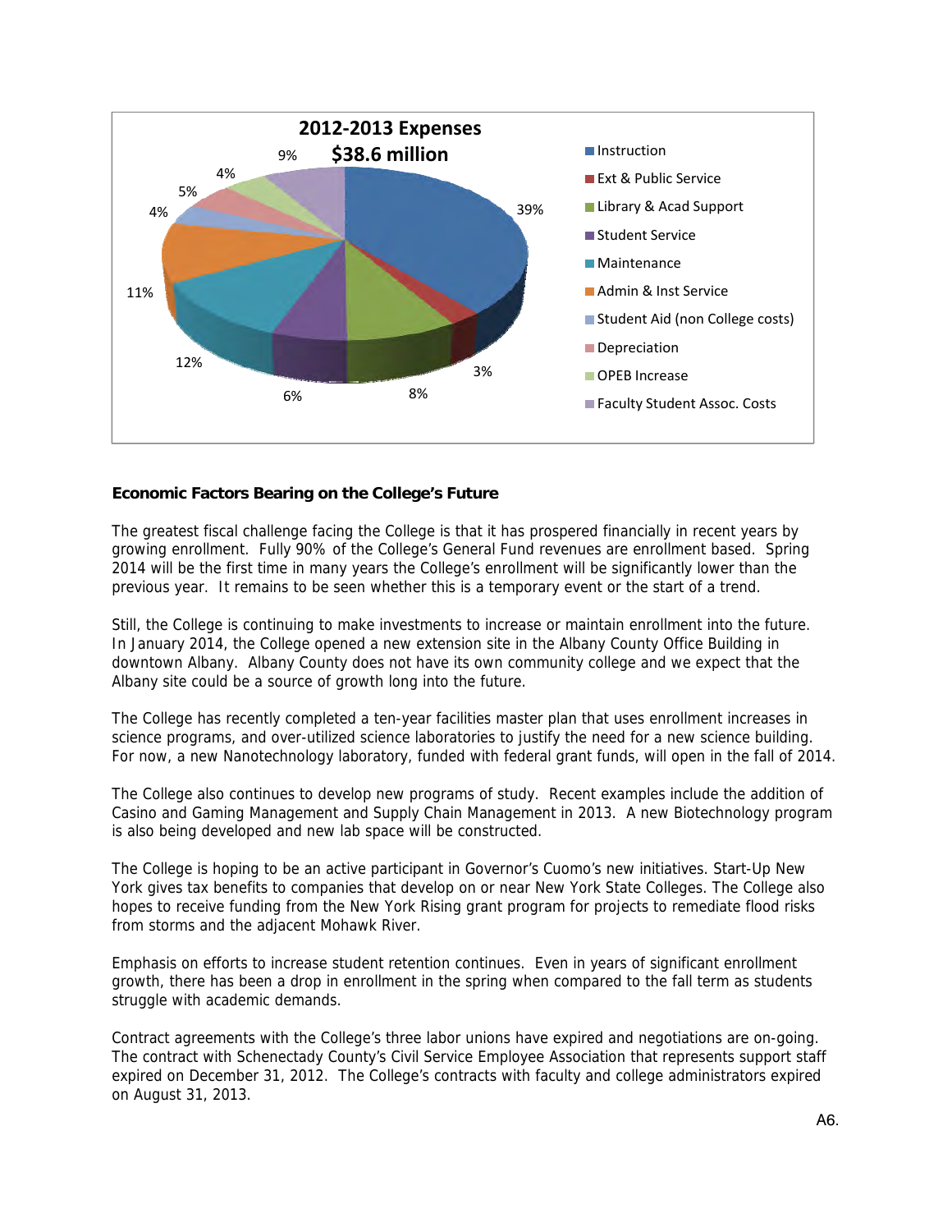**2012-2013 Expenses**
**$38.6 million**

| Category | Percent |
| --- | --- |
| Instruction | 39% |
| Ext & Public Service | 3% |
| Library & Acad Support | 8% |
| Student Service | 6% |
| Maintenance | 12% |
| Admin & Inst Service | 11% |
| Student Aid (non College costs) | 4% |
| Depreciation | 5% |
| OPEB Increase | 4% |
| Faculty Student Assoc. Costs | 9% |

**Economic Factors Bearing on the College's Future**

The greatest fiscal challenge facing the College is that it has prospered financially in recent years by growing enrollment. Fully 90% of the College's General Fund revenues are enrollment based. Spring 2014 will be the first time in many years the College's enrollment will be significantly lower than the previous year. It remains to be seen whether this is a temporary event or the start of a trend.

Still, the College is continuing to make investments to increase or maintain enrollment into the future. In January 2014, the College opened a new extension site in the Albany County Office Building in downtown Albany. Albany County does not have its own community college and we expect that the Albany site could be a source of growth long into the future.

The College has recently completed a ten-year facilities master plan that uses enrollment increases in science programs, and over-utilized science laboratories to justify the need for a new science building. For now, a new Nanotechnology laboratory, funded with federal grant funds, will open in the fall of 2014.

The College also continues to develop new programs of study. Recent examples include the addition of Casino and Gaming Management and Supply Chain Management in 2013. A new Biotechnology program is also being developed and new lab space will be constructed.

The College is hoping to be an active participant in Governor's Cuomo's new initiatives. Start-Up New York gives tax benefits to companies that develop on or near New York State Colleges. The College also hopes to receive funding from the New York Rising grant program for projects to remediate flood risks from storms and the adjacent Mohawk River.

Emphasis on efforts to increase student retention continues. Even in years of significant enrollment growth, there has been a drop in enrollment in the spring when compared to the fall term as students struggle with academic demands.

Contract agreements with the College's three labor unions have expired and negotiations are on-going. The contract with Schenectady County's Civil Service Employee Association that represents support staff expired on December 31, 2012. The College's contracts with faculty and college administrators expired on August 31, 2013.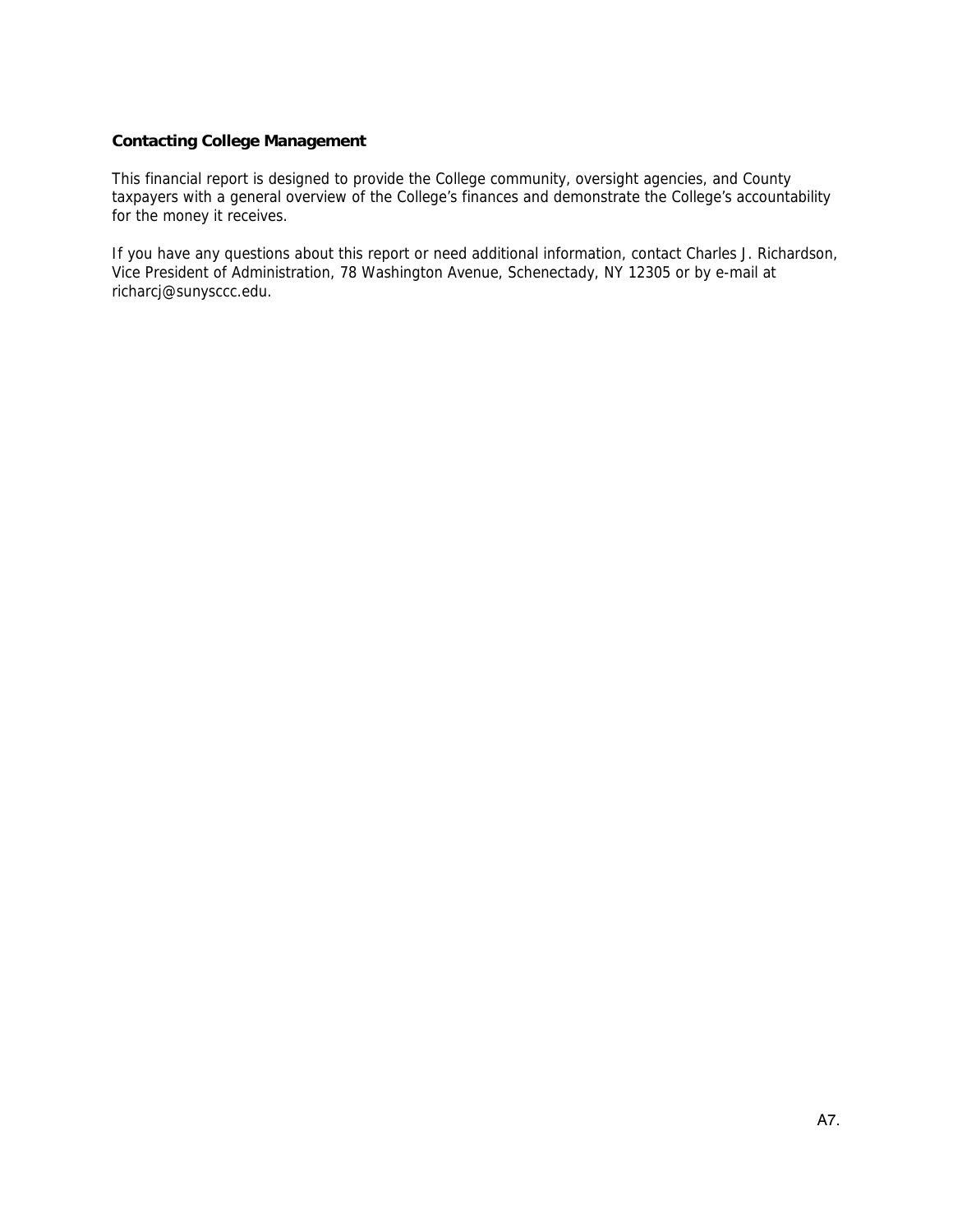**Contacting College Management**

This financial report is designed to provide the College community, oversight agencies, and County taxpayers with a general overview of the College's finances and demonstrate the College's accountability for the money it receives.

If you have any questions about this report or need additional information, contact Charles J. Richardson, Vice President of Administration, 78 Washington Avenue, Schenectady, NY 12305 or by e-mail at richarcj@sunysccc.edu.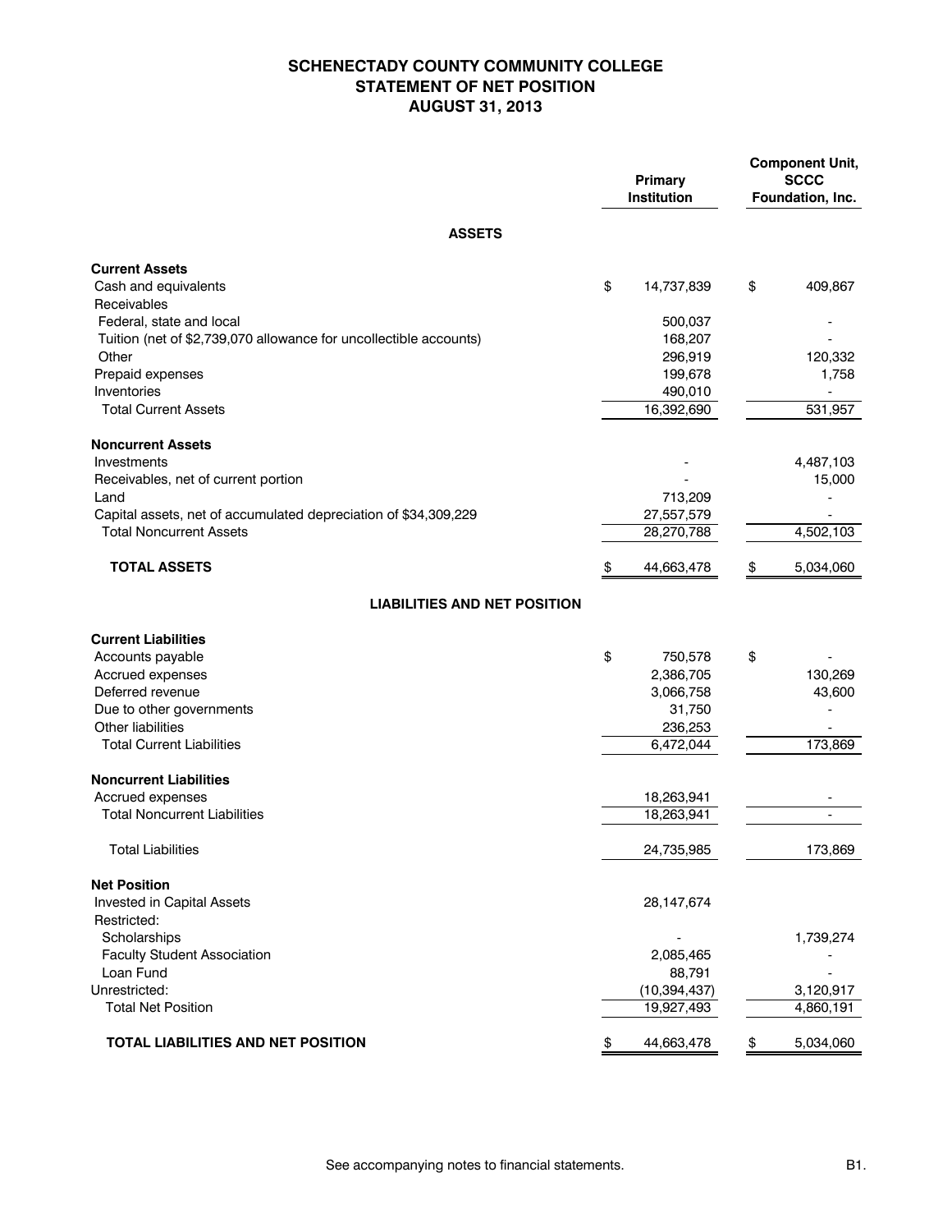# SCHENECTADY COUNTY COMMUNITY COLLEGE
## STATEMENT OF NET POSITION
## AUGUST 31, 2013

| | Primary Institution | Component Unit, SCCC Foundation, Inc. |
|---|---|---|
| **ASSETS** | | |
| **Current Assets** | | |
| Cash and equivalents | $ 14,737,839 | $ 409,867 |
| Receivables | | |
| Federal, state and local | 500,037 | - |
| Tuition (net of $2,739,070 allowance for uncollectible accounts) | 168,207 | - |
| Other | 296,919 | 120,332 |
| Prepaid expenses | 199,678 | 1,758 |
| Inventories | 490,010 | - |
| Total Current Assets | 16,392,690 | 531,957 |
| **Noncurrent Assets** | | |
| Investments | - | 4,487,103 |
| Receivables, net of current portion | - | 15,000 |
| Land | 713,209 | - |
| Capital assets, net of accumulated depreciation of $34,309,229 | 27,557,579 | - |
| Total Noncurrent Assets | 28,270,788 | 4,502,103 |
| **TOTAL ASSETS** | $ 44,663,478 | $ 5,034,060 |
| **LIABILITIES AND NET POSITION** | | |
| **Current Liabilities** | | |
| Accounts payable | $ 750,578 | $ - |
| Accrued expenses | 2,386,705 | 130,269 |
| Deferred revenue | 3,066,758 | 43,600 |
| Due to other governments | 31,750 | - |
| Other liabilities | 236,253 | - |
| Total Current Liabilities | 6,472,044 | 173,869 |
| **Noncurrent Liabilities** | | |
| Accrued expenses | 18,263,941 | - |
| Total Noncurrent Liabilities | 18,263,941 | - |
| Total Liabilities | 24,735,985 | 173,869 |
| **Net Position** | | |
| Invested in Capital Assets | 28,147,674 | |
| Restricted: | | |
| Scholarships | - | 1,739,274 |
| Faculty Student Association | 2,085,465 | - |
| Loan Fund | 88,791 | - |
| Unrestricted: | (10,394,437) | 3,120,917 |
| Total Net Position | 19,927,493 | 4,860,191 |
| **TOTAL LIABILITIES AND NET POSITION** | $ 44,663,478 | $ 5,034,060 |

See accompanying notes to financial statements.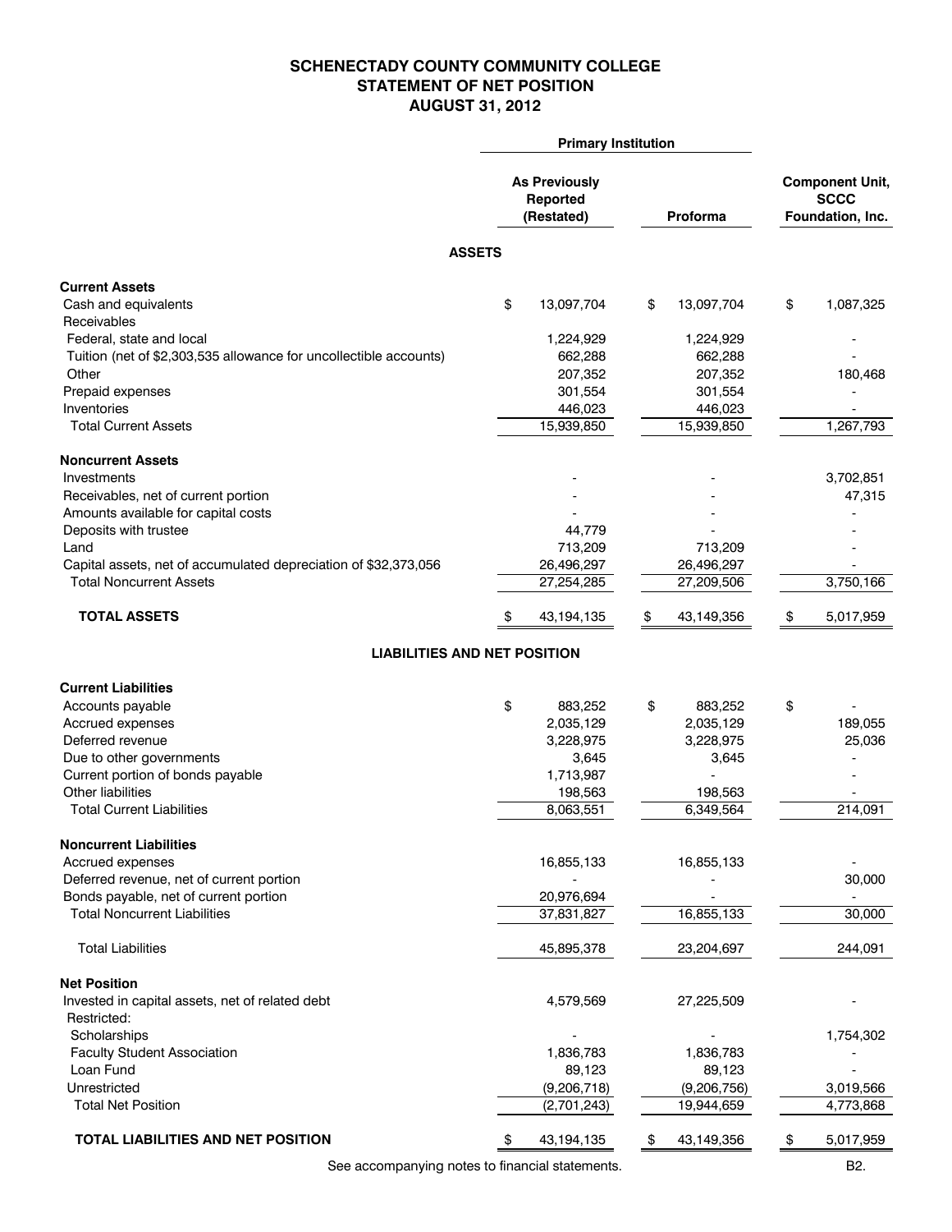# SCHENECTADY COUNTY COMMUNITY COLLEGE
## STATEMENT OF NET POSITION
## AUGUST 31, 2012

| | Primary Institution | | |
|---|---|---|---|
| | As Previously Reported (Restated) | Proforma | Component Unit, SCCC Foundation, Inc. |
| **ASSETS** | | | |
| **Current Assets** | | | |
| Cash and equivalents | $ 13,097,704 | $ 13,097,704 | $ 1,087,325 |
| Receivables | | | |
| Federal, state and local | 1,224,929 | 1,224,929 | - |
| Tuition (net of $2,303,535 allowance for uncollectible accounts) | 662,288 | 662,288 | - |
| Other | 207,352 | 207,352 | 180,468 |
| Prepaid expenses | 301,554 | 301,554 | - |
| Inventories | 446,023 | 446,023 | - |
| Total Current Assets | 15,939,850 | 15,939,850 | 1,267,793 |
| **Noncurrent Assets** | | | |
| Investments | - | - | 3,702,851 |
| Receivables, net of current portion | - | - | 47,315 |
| Amounts available for capital costs | - | - | - |
| Deposits with trustee | 44,779 | - | - |
| Land | 713,209 | 713,209 | - |
| Capital assets, net of accumulated depreciation of $32,373,056 | 26,496,297 | 26,496,297 | - |
| Total Noncurrent Assets | 27,254,285 | 27,209,506 | 3,750,166 |
| **TOTAL ASSETS** | $ 43,194,135 | $ 43,149,356 | $ 5,017,959 |
| **LIABILITIES AND NET POSITION** | | | |
| **Current Liabilities** | | | |
| Accounts payable | $ 883,252 | $ 883,252 | $ - |
| Accrued expenses | 2,035,129 | 2,035,129 | 189,055 |
| Deferred revenue | 3,228,975 | 3,228,975 | 25,036 |
| Due to other governments | 3,645 | 3,645 | - |
| Current portion of bonds payable | 1,713,987 | - | - |
| Other liabilities | 198,563 | 198,563 | - |
| Total Current Liabilities | 8,063,551 | 6,349,564 | 214,091 |
| **Noncurrent Liabilities** | | | |
| Accrued expenses | 16,855,133 | 16,855,133 | - |
| Deferred revenue, net of current portion | - | - | 30,000 |
| Bonds payable, net of current portion | 20,976,694 | - | - |
| Total Noncurrent Liabilities | 37,831,827 | 16,855,133 | 30,000 |
| Total Liabilities | 45,895,378 | 23,204,697 | 244,091 |
| **Net Position** | | | |
| Invested in capital assets, net of related debt | 4,579,569 | 27,225,509 | - |
| Restricted: | | | |
| Scholarships | - | - | 1,754,302 |
| Faculty Student Association | 1,836,783 | 1,836,783 | - |
| Loan Fund | 89,123 | 89,123 | - |
| Unrestricted | (9,206,718) | (9,206,756) | 3,019,566 |
| Total Net Position | (2,701,243) | 19,944,659 | 4,773,868 |
| **TOTAL LIABILITIES AND NET POSITION** | $ 43,194,135 | $ 43,149,356 | $ 5,017,959 |

See accompanying notes to financial statements.

B2.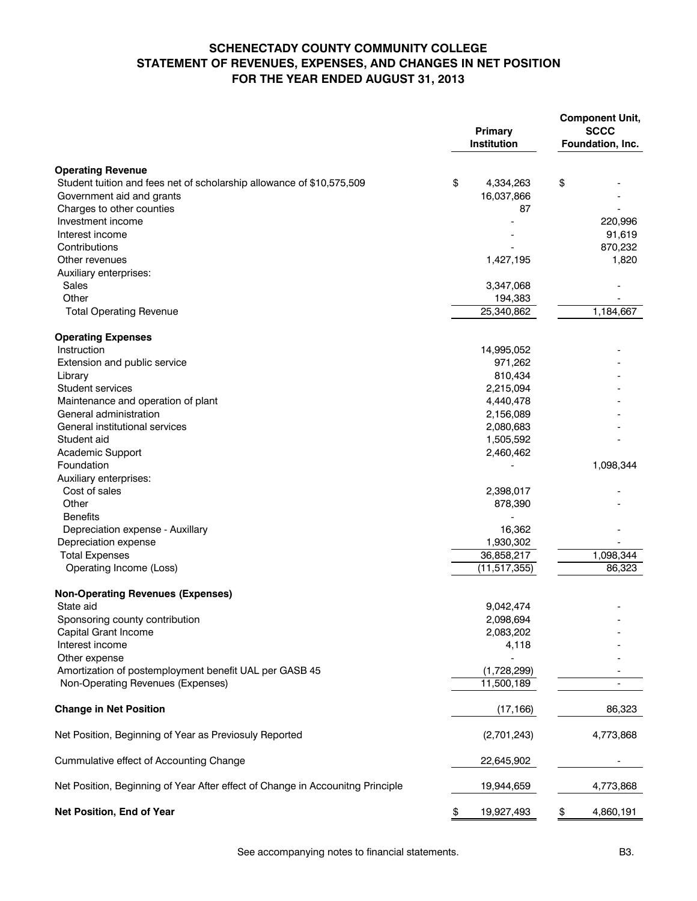# SCHENECTADY COUNTY COMMUNITY COLLEGE
## STATEMENT OF REVENUES, EXPENSES, AND CHANGES IN NET POSITION
### FOR THE YEAR ENDED AUGUST 31, 2013

| | Primary Institution | Component Unit, SCCC Foundation, Inc. |
|---|---|---|
| **Operating Revenue** | | |
| Student tuition and fees net of scholarship allowance of $10,575,509 | $ 4,334,263 | $ - |
| Government aid and grants | 16,037,866 | - |
| Charges to other counties | 87 | - |
| Investment income | - | 220,996 |
| Interest income | - | 91,619 |
| Contributions | - | 870,232 |
| Other revenues | 1,427,195 | 1,820 |
| Auxiliary enterprises: | | |
| Sales | 3,347,068 | - |
| Other | 194,383 | - |
| Total Operating Revenue | 25,340,862 | 1,184,667 |
| **Operating Expenses** | | |
| Instruction | 14,995,052 | - |
| Extension and public service | 971,262 | - |
| Library | 810,434 | - |
| Student services | 2,215,094 | - |
| Maintenance and operation of plant | 4,440,478 | - |
| General administration | 2,156,089 | - |
| General institutional services | 2,080,683 | - |
| Student aid | 1,505,592 | - |
| Academic Support | 2,460,462 | |
| Foundation | - | 1,098,344 |
| Auxiliary enterprises: | | |
| Cost of sales | 2,398,017 | - |
| Other | 878,390 | - |
| Benefits | - | |
| Depreciation expense - Auxillary | 16,362 | - |
| Depreciation expense | 1,930,302 | - |
| Total Expenses | 36,858,217 | 1,098,344 |
| Operating Income (Loss) | (11,517,355) | 86,323 |
| **Non-Operating Revenues (Expenses)** | | |
| State aid | 9,042,474 | - |
| Sponsoring county contribution | 2,098,694 | - |
| Capital Grant Income | 2,083,202 | - |
| Interest income | 4,118 | - |
| Other expense | - | - |
| Amortization of postemployment benefit UAL per GASB 45 | (1,728,299) | - |
| Non-Operating Revenues (Expenses) | 11,500,189 | - |
| **Change in Net Position** | (17,166) | 86,323 |
| Net Position, Beginning of Year as Previosuly Reported | (2,701,243) | 4,773,868 |
| Cummulative effect of Accounting Change | 22,645,902 | - |
| Net Position, Beginning of Year After effect of Change in Accounitng Principle | 19,944,659 | 4,773,868 |
| **Net Position, End of Year** | $ 19,927,493 | $ 4,860,191 |

See accompanying notes to financial statements.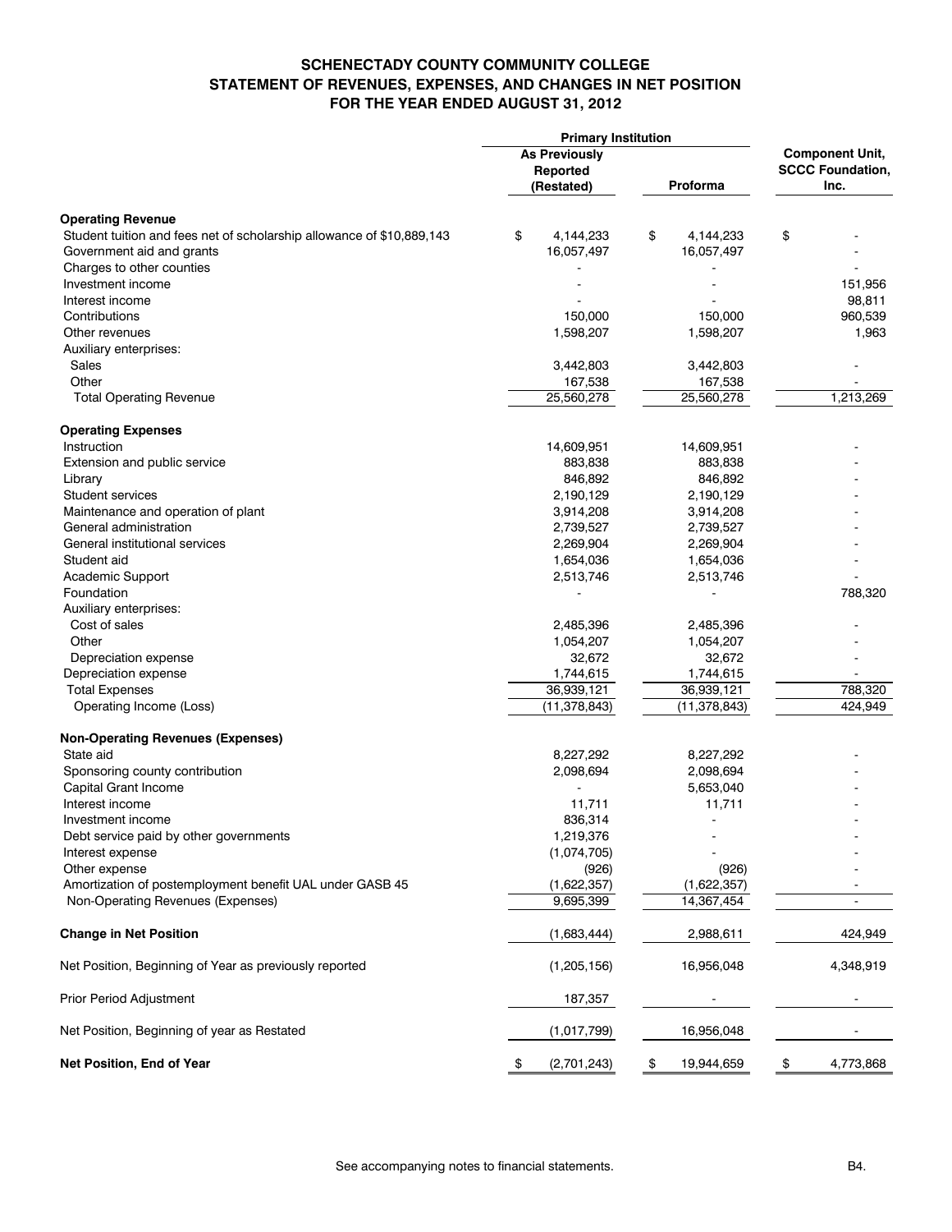# SCHENECTADY COUNTY COMMUNITY COLLEGE
## STATEMENT OF REVENUES, EXPENSES, AND CHANGES IN NET POSITION
### FOR THE YEAR ENDED AUGUST 31, 2012

| | Primary Institution | | |
|---|---|---|---|
| | As Previously Reported (Restated) | Proforma | Component Unit, SCCC Foundation, Inc. |
| **Operating Revenue** | | | |
| Student tuition and fees net of scholarship allowance of $10,889,143 | $ 4,144,233 | $ 4,144,233 | $ - |
| Government aid and grants | 16,057,497 | 16,057,497 | - |
| Charges to other counties | - | - | - |
| Investment income | - | - | 151,956 |
| Interest income | - | - | 98,811 |
| Contributions | 150,000 | 150,000 | 960,539 |
| Other revenues | 1,598,207 | 1,598,207 | 1,963 |
| Auxiliary enterprises: | | | |
| Sales | 3,442,803 | 3,442,803 | - |
| Other | 167,538 | 167,538 | - |
| Total Operating Revenue | 25,560,278 | 25,560,278 | 1,213,269 |
| **Operating Expenses** | | | |
| Instruction | 14,609,951 | 14,609,951 | - |
| Extension and public service | 883,838 | 883,838 | - |
| Library | 846,892 | 846,892 | - |
| Student services | 2,190,129 | 2,190,129 | - |
| Maintenance and operation of plant | 3,914,208 | 3,914,208 | - |
| General administration | 2,739,527 | 2,739,527 | - |
| General institutional services | 2,269,904 | 2,269,904 | - |
| Student aid | 1,654,036 | 1,654,036 | - |
| Academic Support | 2,513,746 | 2,513,746 | - |
| Foundation | - | - | 788,320 |
| Auxiliary enterprises: | | | |
| Cost of sales | 2,485,396 | 2,485,396 | - |
| Other | 1,054,207 | 1,054,207 | - |
| Depreciation expense | 32,672 | 32,672 | - |
| Depreciation expense | 1,744,615 | 1,744,615 | - |
| Total Expenses | 36,939,121 | 36,939,121 | 788,320 |
| Operating Income (Loss) | (11,378,843) | (11,378,843) | 424,949 |
| **Non-Operating Revenues (Expenses)** | | | |
| State aid | 8,227,292 | 8,227,292 | - |
| Sponsoring county contribution | 2,098,694 | 2,098,694 | - |
| Capital Grant Income | - | 5,653,040 | - |
| Interest income | 11,711 | 11,711 | - |
| Investment income | 836,314 | - | - |
| Debt service paid by other governments | 1,219,376 | - | - |
| Interest expense | (1,074,705) | - | - |
| Other expense | (926) | (926) | - |
| Amortization of postemployment benefit UAL under GASB 45 | (1,622,357) | (1,622,357) | - |
| Non-Operating Revenues (Expenses) | 9,695,399 | 14,367,454 | - |
| **Change in Net Position** | (1,683,444) | 2,988,611 | 424,949 |
| Net Position, Beginning of Year as previously reported | (1,205,156) | 16,956,048 | 4,348,919 |
| Prior Period Adjustment | 187,357 | - | - |
| Net Position, Beginning of year as Restated | (1,017,799) | 16,956,048 | - |
| **Net Position, End of Year** | $ (2,701,243) | $ 19,944,659 | $ 4,773,868 |

See accompanying notes to financial statements.

B4.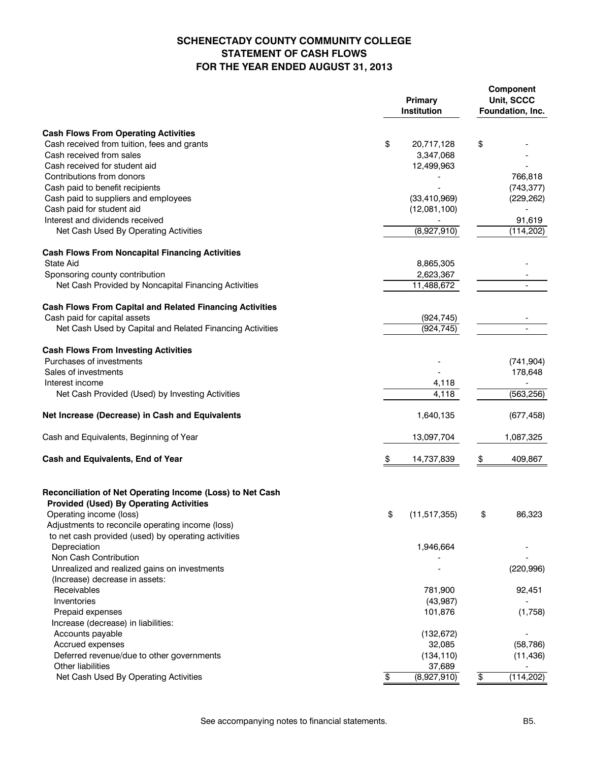# SCHENECTADY COUNTY COMMUNITY COLLEGE
## STATEMENT OF CASH FLOWS
## FOR THE YEAR ENDED AUGUST 31, 2013

| | Primary Institution | Component Unit, SCCC Foundation, Inc. |
|---|---|---|
| **Cash Flows From Operating Activities** | | |
| Cash received from tuition, fees and grants | $ 20,717,128 | $ - |
| Cash received from sales | 3,347,068 | - |
| Cash received for student aid | 12,499,963 | - |
| Contributions from donors | - | 766,818 |
| Cash paid to benefit recipients | - | (743,377) |
| Cash paid to suppliers and employees | (33,410,969) | (229,262) |
| Cash paid for student aid | (12,081,100) | - |
| Interest and dividends received | - | 91,619 |
| Net Cash Used By Operating Activities | (8,927,910) | (114,202) |
| **Cash Flows From Noncapital Financing Activities** | | |
| State Aid | 8,865,305 | - |
| Sponsoring county contribution | 2,623,367 | - |
| Net Cash Provided by Noncapital Financing Activities | 11,488,672 | - |
| **Cash Flows From Capital and Related Financing Activities** | | |
| Cash paid for capital assets | (924,745) | - |
| Net Cash Used by Capital and Related Financing Activities | (924,745) | - |
| **Cash Flows From Investing Activities** | | |
| Purchases of investments | - | (741,904) |
| Sales of investments | - | 178,648 |
| Interest income | 4,118 | - |
| Net Cash Provided (Used) by Investing Activities | 4,118 | (563,256) |
| **Net Increase (Decrease) in Cash and Equivalents** | 1,640,135 | (677,458) |
| Cash and Equivalents, Beginning of Year | 13,097,704 | 1,087,325 |
| **Cash and Equivalents, End of Year** | $ 14,737,839 | $ 409,867 |
| **Reconciliation of Net Operating Income (Loss) to Net Cash Provided (Used) By Operating Activities** | | |
| Operating income (loss) | $ (11,517,355) | $ 86,323 |
| Adjustments to reconcile operating income (loss) to net cash provided (used) by operating activities | | |
| Depreciation | 1,946,664 | - |
| Non Cash Contribution | - | - |
| Unrealized and realized gains on investments | - | (220,996) |
| (Increase) decrease in assets: | | |
| Receivables | 781,900 | 92,451 |
| Inventories | (43,987) | - |
| Prepaid expenses | 101,876 | (1,758) |
| Increase (decrease) in liabilities: | | |
| Accounts payable | (132,672) | - |
| Accrued expenses | 32,085 | (58,786) |
| Deferred revenue/due to other governments | (134,110) | (11,436) |
| Other liabilities | 37,689 | - |
| Net Cash Used By Operating Activities | $ (8,927,910) | $ (114,202) |

See accompanying notes to financial statements.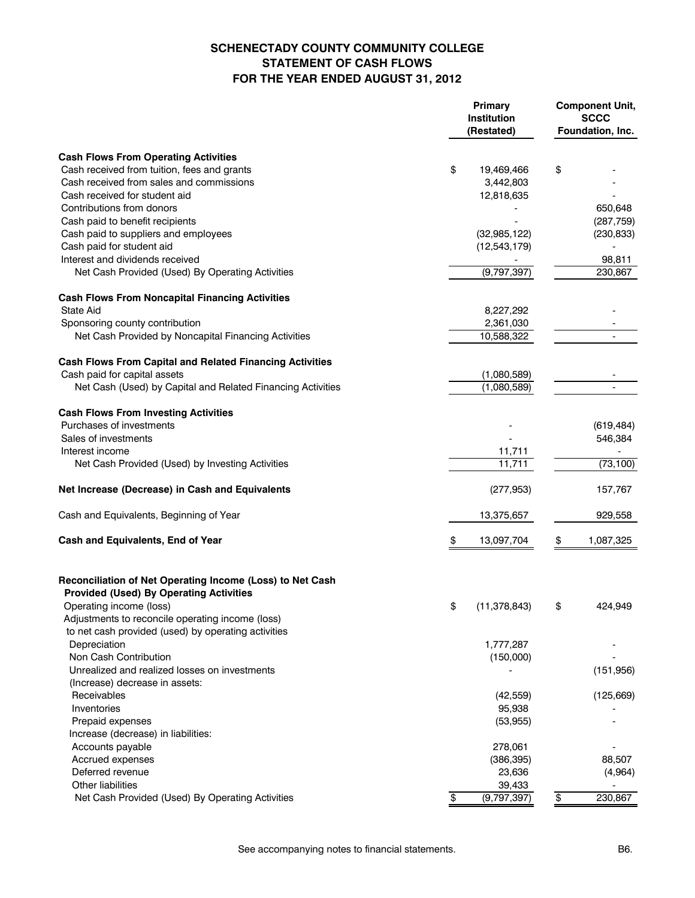# SCHENECTADY COUNTY COMMUNITY COLLEGE
## STATEMENT OF CASH FLOWS
### FOR THE YEAR ENDED AUGUST 31, 2012

| | Primary Institution (Restated) | Component Unit, SCCC Foundation, Inc. |
|---|---|---|
| **Cash Flows From Operating Activities** | | |
| Cash received from tuition, fees and grants | $ 19,469,466 | $ - |
| Cash received from sales and commissions | 3,442,803 | - |
| Cash received for student aid | 12,818,635 | - |
| Contributions from donors | - | 650,648 |
| Cash paid to benefit recipients | - | (287,759) |
| Cash paid to suppliers and employees | (32,985,122) | (230,833) |
| Cash paid for student aid | (12,543,179) | - |
| Interest and dividends received | - | 98,811 |
| Net Cash Provided (Used) By Operating Activities | (9,797,397) | 230,867 |
| **Cash Flows From Noncapital Financing Activities** | | |
| State Aid | 8,227,292 | - |
| Sponsoring county contribution | 2,361,030 | - |
| Net Cash Provided by Noncapital Financing Activities | 10,588,322 | - |
| **Cash Flows From Capital and Related Financing Activities** | | |
| Cash paid for capital assets | (1,080,589) | - |
| Net Cash (Used) by Capital and Related Financing Activities | (1,080,589) | - |
| **Cash Flows From Investing Activities** | | |
| Purchases of investments | - | (619,484) |
| Sales of investments | - | 546,384 |
| Interest income | 11,711 | - |
| Net Cash Provided (Used) by Investing Activities | 11,711 | (73,100) |
| **Net Increase (Decrease) in Cash and Equivalents** | (277,953) | 157,767 |
| Cash and Equivalents, Beginning of Year | 13,375,657 | 929,558 |
| **Cash and Equivalents, End of Year** | $ 13,097,704 | $ 1,087,325 |
| **Reconciliation of Net Operating Income (Loss) to Net Cash Provided (Used) By Operating Activities** | | |
| Operating income (loss) | $ (11,378,843) | $ 424,949 |
| Adjustments to reconcile operating income (loss) to net cash provided (used) by operating activities | | |
| Depreciation | 1,777,287 | - |
| Non Cash Contribution | (150,000) | - |
| Unrealized and realized losses on investments | - | (151,956) |
| (Increase) decrease in assets: | | |
| Receivables | (42,559) | (125,669) |
| Inventories | 95,938 | - |
| Prepaid expenses | (53,955) | - |
| Increase (decrease) in liabilities: | | |
| Accounts payable | 278,061 | - |
| Accrued expenses | (386,395) | 88,507 |
| Deferred revenue | 23,636 | (4,964) |
| Other liabilities | 39,433 | - |
| Net Cash Provided (Used) By Operating Activities | $ (9,797,397) | $ 230,867 |

See accompanying notes to financial statements.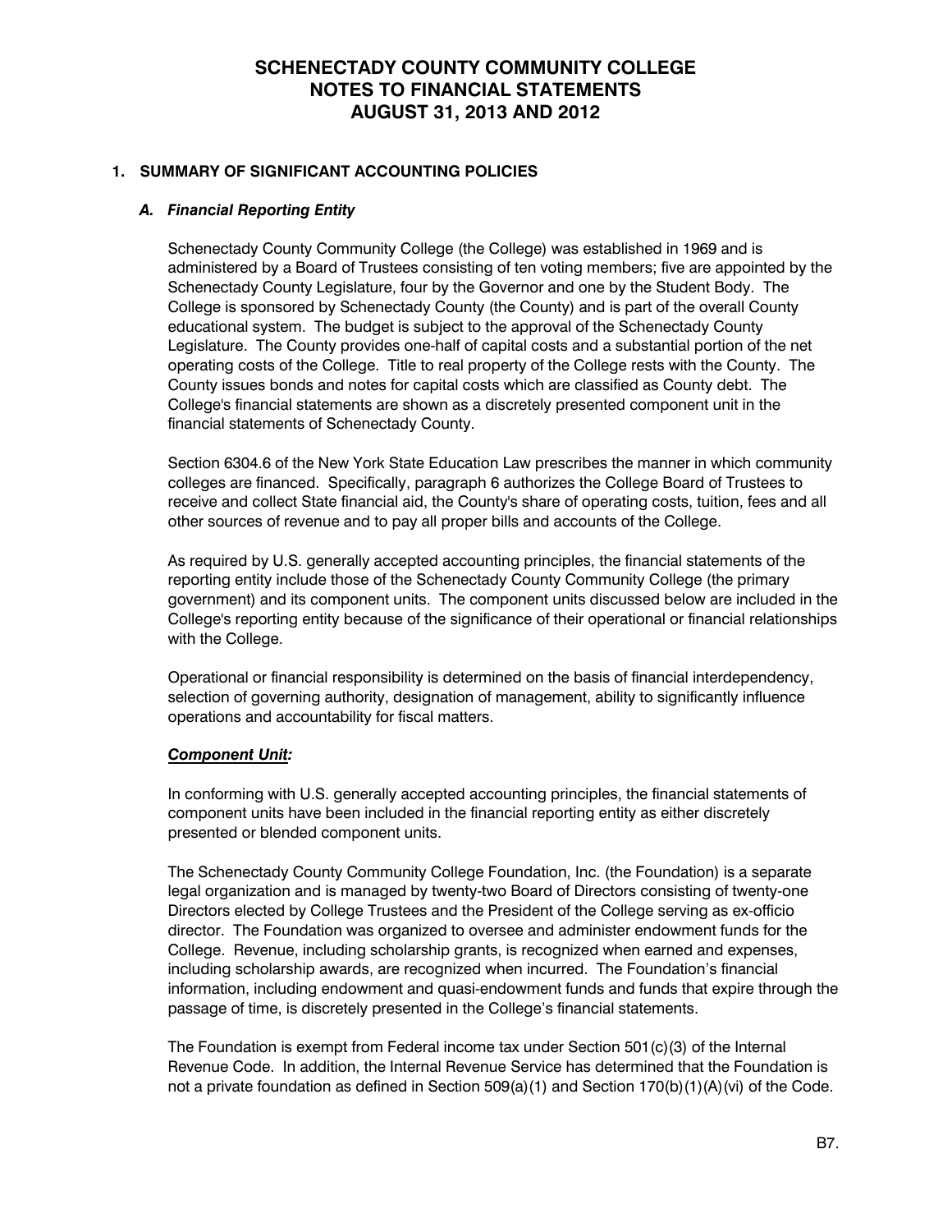# SCHENECTADY COUNTY COMMUNITY COLLEGE
# NOTES TO FINANCIAL STATEMENTS
# AUGUST 31, 2013 AND 2012

## 1. SUMMARY OF SIGNIFICANT ACCOUNTING POLICIES

### *A. Financial Reporting Entity*

Schenectady County Community College (the College) was established in 1969 and is administered by a Board of Trustees consisting of ten voting members; five are appointed by the Schenectady County Legislature, four by the Governor and one by the Student Body. The College is sponsored by Schenectady County (the County) and is part of the overall County educational system. The budget is subject to the approval of the Schenectady County Legislature. The County provides one-half of capital costs and a substantial portion of the net operating costs of the College. Title to real property of the College rests with the County. The County issues bonds and notes for capital costs which are classified as County debt. The College's financial statements are shown as a discretely presented component unit in the financial statements of Schenectady County.

Section 6304.6 of the New York State Education Law prescribes the manner in which community colleges are financed. Specifically, paragraph 6 authorizes the College Board of Trustees to receive and collect State financial aid, the County's share of operating costs, tuition, fees and all other sources of revenue and to pay all proper bills and accounts of the College.

As required by U.S. generally accepted accounting principles, the financial statements of the reporting entity include those of the Schenectady County Community College (the primary government) and its component units. The component units discussed below are included in the College's reporting entity because of the significance of their operational or financial relationships with the College.

Operational or financial responsibility is determined on the basis of financial interdependency, selection of governing authority, designation of management, ability to significantly influence operations and accountability for fiscal matters.

***<u>Component Unit:</u>***

In conforming with U.S. generally accepted accounting principles, the financial statements of component units have been included in the financial reporting entity as either discretely presented or blended component units.

The Schenectady County Community College Foundation, Inc. (the Foundation) is a separate legal organization and is managed by twenty-two Board of Directors consisting of twenty-one Directors elected by College Trustees and the President of the College serving as ex-officio director. The Foundation was organized to oversee and administer endowment funds for the College. Revenue, including scholarship grants, is recognized when earned and expenses, including scholarship awards, are recognized when incurred. The Foundation's financial information, including endowment and quasi-endowment funds and funds that expire through the passage of time, is discretely presented in the College's financial statements.

The Foundation is exempt from Federal income tax under Section 501(c)(3) of the Internal Revenue Code. In addition, the Internal Revenue Service has determined that the Foundation is not a private foundation as defined in Section 509(a)(1) and Section 170(b)(1)(A)(vi) of the Code.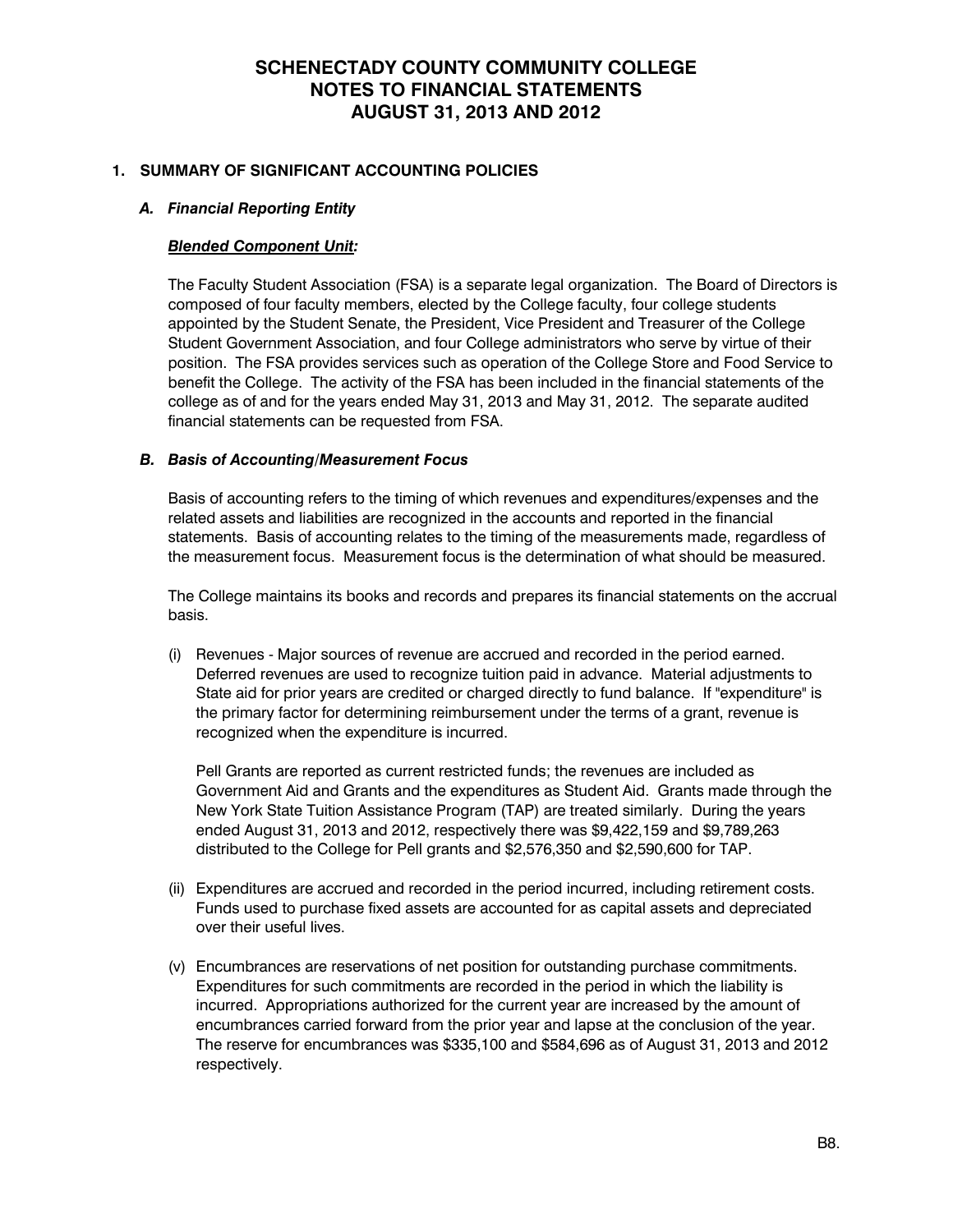# SCHENECTADY COUNTY COMMUNITY COLLEGE
# NOTES TO FINANCIAL STATEMENTS
# AUGUST 31, 2013 AND 2012

## 1. SUMMARY OF SIGNIFICANT ACCOUNTING POLICIES

### *A. Financial Reporting Entity*

***Blended Component Unit:***

The Faculty Student Association (FSA) is a separate legal organization. The Board of Directors is composed of four faculty members, elected by the College faculty, four college students appointed by the Student Senate, the President, Vice President and Treasurer of the College Student Government Association, and four College administrators who serve by virtue of their position. The FSA provides services such as operation of the College Store and Food Service to benefit the College. The activity of the FSA has been included in the financial statements of the college as of and for the years ended May 31, 2013 and May 31, 2012. The separate audited financial statements can be requested from FSA.

### *B. Basis of Accounting/Measurement Focus*

Basis of accounting refers to the timing of which revenues and expenditures/expenses and the related assets and liabilities are recognized in the accounts and reported in the financial statements. Basis of accounting relates to the timing of the measurements made, regardless of the measurement focus. Measurement focus is the determination of what should be measured.

The College maintains its books and records and prepares its financial statements on the accrual basis.

(i) Revenues - Major sources of revenue are accrued and recorded in the period earned. Deferred revenues are used to recognize tuition paid in advance. Material adjustments to State aid for prior years are credited or charged directly to fund balance. If "expenditure" is the primary factor for determining reimbursement under the terms of a grant, revenue is recognized when the expenditure is incurred.

Pell Grants are reported as current restricted funds; the revenues are included as Government Aid and Grants and the expenditures as Student Aid. Grants made through the New York State Tuition Assistance Program (TAP) are treated similarly. During the years ended August 31, 2013 and 2012, respectively there was $9,422,159 and $9,789,263 distributed to the College for Pell grants and $2,576,350 and $2,590,600 for TAP.

(ii) Expenditures are accrued and recorded in the period incurred, including retirement costs. Funds used to purchase fixed assets are accounted for as capital assets and depreciated over their useful lives.

(v) Encumbrances are reservations of net position for outstanding purchase commitments. Expenditures for such commitments are recorded in the period in which the liability is incurred. Appropriations authorized for the current year are increased by the amount of encumbrances carried forward from the prior year and lapse at the conclusion of the year. The reserve for encumbrances was $335,100 and $584,696 as of August 31, 2013 and 2012 respectively.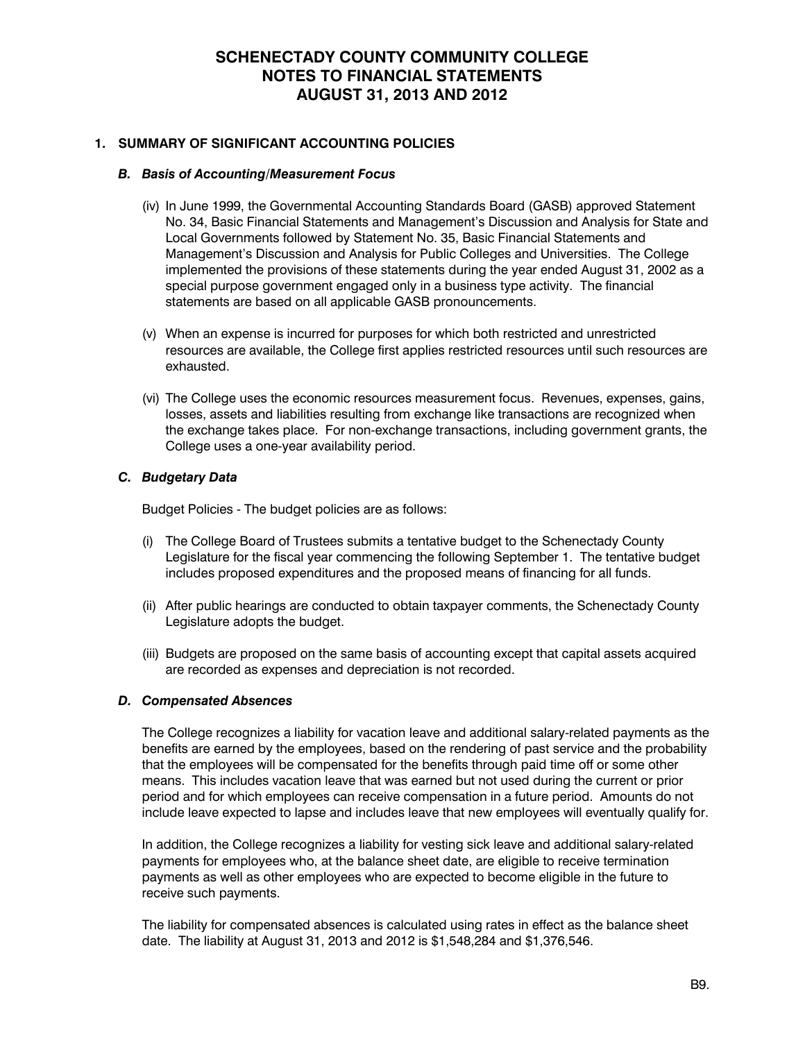# SCHENECTADY COUNTY COMMUNITY COLLEGE
# NOTES TO FINANCIAL STATEMENTS
# AUGUST 31, 2013 AND 2012

## 1. SUMMARY OF SIGNIFICANT ACCOUNTING POLICIES

### *B. Basis of Accounting/Measurement Focus*

(iv) In June 1999, the Governmental Accounting Standards Board (GASB) approved Statement No. 34, Basic Financial Statements and Management's Discussion and Analysis for State and Local Governments followed by Statement No. 35, Basic Financial Statements and Management's Discussion and Analysis for Public Colleges and Universities. The College implemented the provisions of these statements during the year ended August 31, 2002 as a special purpose government engaged only in a business type activity. The financial statements are based on all applicable GASB pronouncements.

(v) When an expense is incurred for purposes for which both restricted and unrestricted resources are available, the College first applies restricted resources until such resources are exhausted.

(vi) The College uses the economic resources measurement focus. Revenues, expenses, gains, losses, assets and liabilities resulting from exchange like transactions are recognized when the exchange takes place. For non-exchange transactions, including government grants, the College uses a one-year availability period.

### *C. Budgetary Data*

Budget Policies - The budget policies are as follows:

(i) The College Board of Trustees submits a tentative budget to the Schenectady County Legislature for the fiscal year commencing the following September 1. The tentative budget includes proposed expenditures and the proposed means of financing for all funds.

(ii) After public hearings are conducted to obtain taxpayer comments, the Schenectady County Legislature adopts the budget.

(iii) Budgets are proposed on the same basis of accounting except that capital assets acquired are recorded as expenses and depreciation is not recorded.

### *D. Compensated Absences*

The College recognizes a liability for vacation leave and additional salary-related payments as the benefits are earned by the employees, based on the rendering of past service and the probability that the employees will be compensated for the benefits through paid time off or some other means. This includes vacation leave that was earned but not used during the current or prior period and for which employees can receive compensation in a future period. Amounts do not include leave expected to lapse and includes leave that new employees will eventually qualify for.

In addition, the College recognizes a liability for vesting sick leave and additional salary-related payments for employees who, at the balance sheet date, are eligible to receive termination payments as well as other employees who are expected to become eligible in the future to receive such payments.

The liability for compensated absences is calculated using rates in effect as the balance sheet date. The liability at August 31, 2013 and 2012 is $1,548,284 and $1,376,546.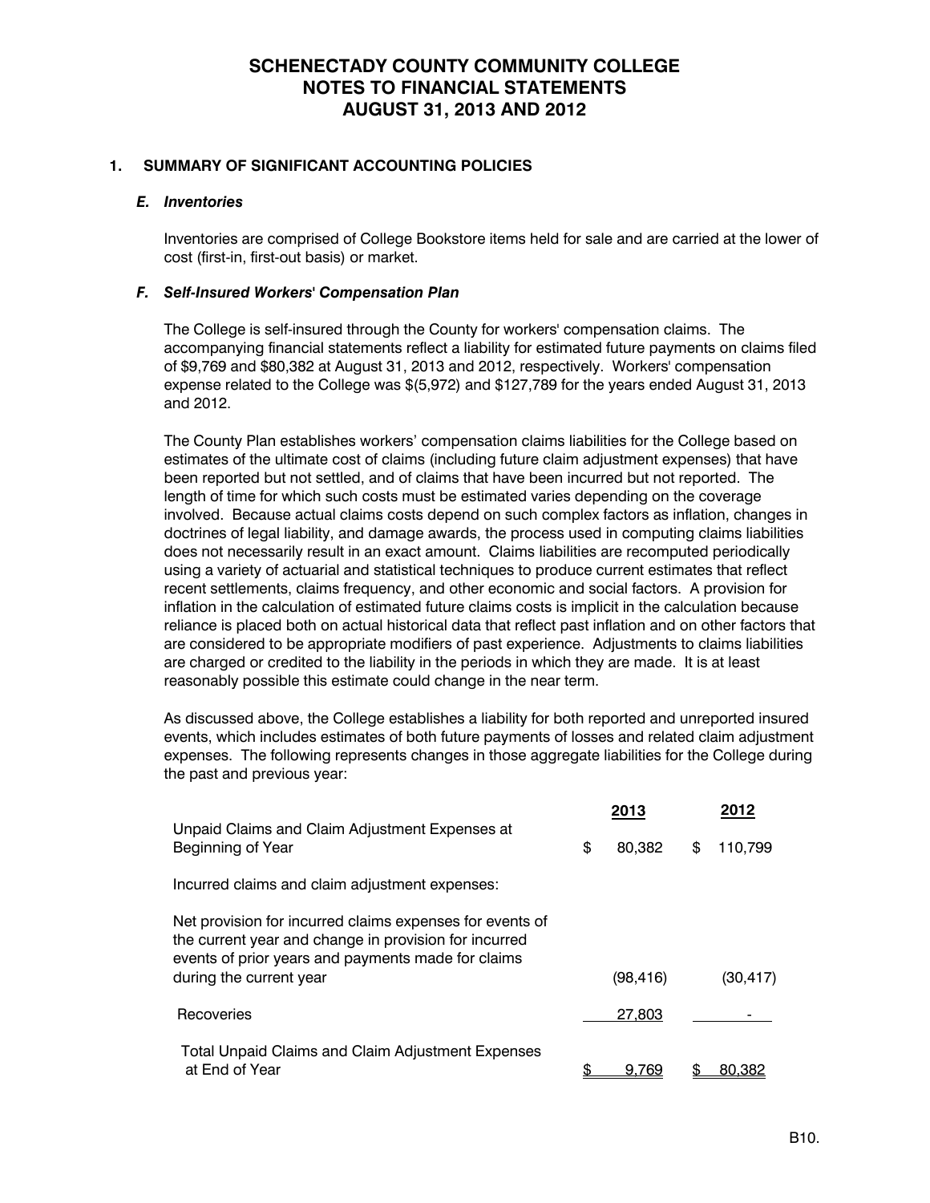# SCHENECTADY COUNTY COMMUNITY COLLEGE
# NOTES TO FINANCIAL STATEMENTS
# AUGUST 31, 2013 AND 2012

## 1. SUMMARY OF SIGNIFICANT ACCOUNTING POLICIES

### *E. Inventories*

Inventories are comprised of College Bookstore items held for sale and are carried at the lower of cost (first-in, first-out basis) or market.

### *F. Self-Insured Workers' Compensation Plan*

The College is self-insured through the County for workers' compensation claims. The accompanying financial statements reflect a liability for estimated future payments on claims filed of $9,769 and $80,382 at August 31, 2013 and 2012, respectively. Workers' compensation expense related to the College was $(5,972) and $127,789 for the years ended August 31, 2013 and 2012.

The County Plan establishes workers' compensation claims liabilities for the College based on estimates of the ultimate cost of claims (including future claim adjustment expenses) that have been reported but not settled, and of claims that have been incurred but not reported. The length of time for which such costs must be estimated varies depending on the coverage involved. Because actual claims costs depend on such complex factors as inflation, changes in doctrines of legal liability, and damage awards, the process used in computing claims liabilities does not necessarily result in an exact amount. Claims liabilities are recomputed periodically using a variety of actuarial and statistical techniques to produce current estimates that reflect recent settlements, claims frequency, and other economic and social factors. A provision for inflation in the calculation of estimated future claims costs is implicit in the calculation because reliance is placed both on actual historical data that reflect past inflation and on other factors that are considered to be appropriate modifiers of past experience. Adjustments to claims liabilities are charged or credited to the liability in the periods in which they are made. It is at least reasonably possible this estimate could change in the near term.

As discussed above, the College establishes a liability for both reported and unreported insured events, which includes estimates of both future payments of losses and related claim adjustment expenses. The following represents changes in those aggregate liabilities for the College during the past and previous year:

| | 2013 | 2012 |
|---|---|---|
| Unpaid Claims and Claim Adjustment Expenses at Beginning of Year | $ 80,382 | $ 110,799 |
| Incurred claims and claim adjustment expenses: | | |
| Net provision for incurred claims expenses for events of the current year and change in provision for incurred events of prior years and payments made for claims during the current year | (98,416) | (30,417) |
| Recoveries | 27,803 | - |
| Total Unpaid Claims and Claim Adjustment Expenses at End of Year | $ 9,769 | $ 80,382 |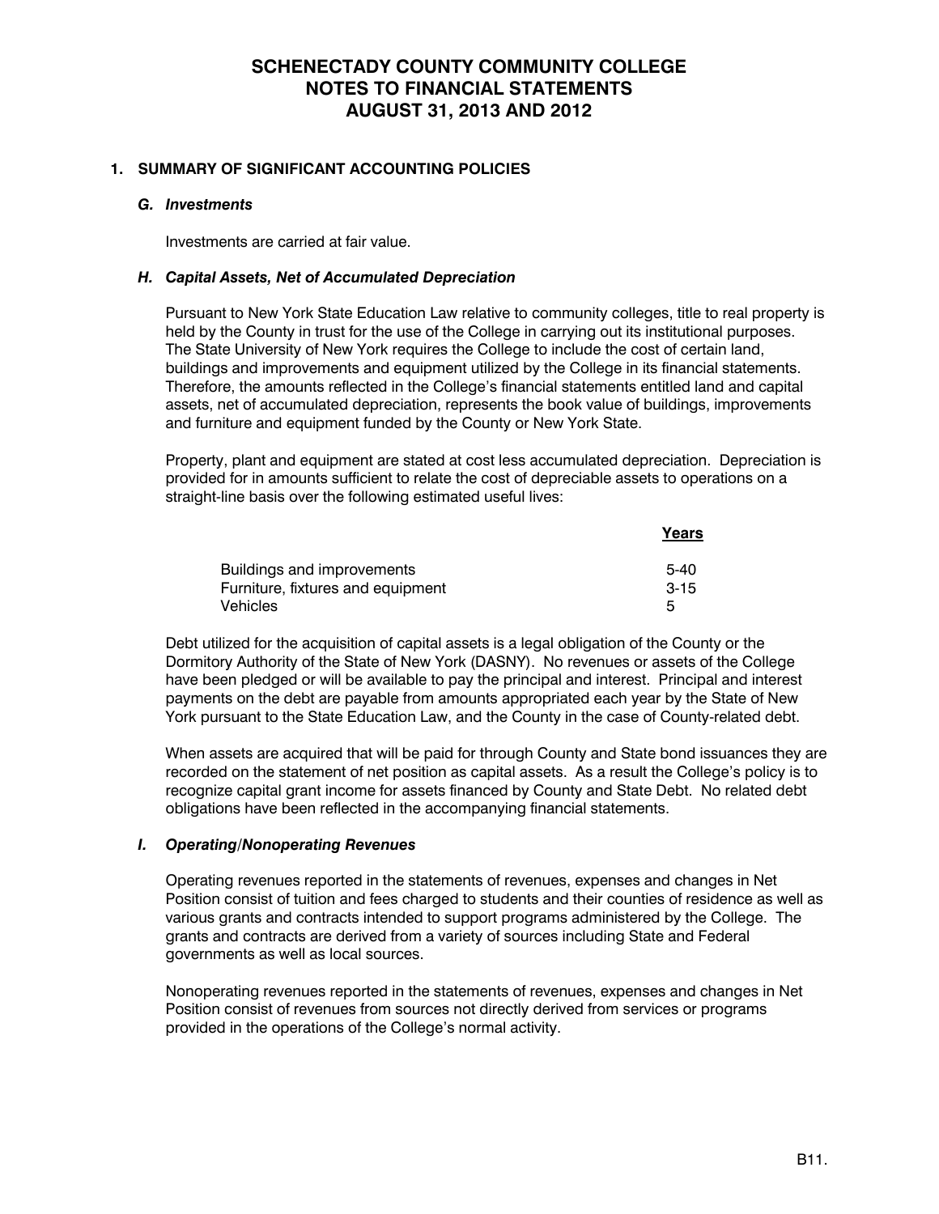# SCHENECTADY COUNTY COMMUNITY COLLEGE
# NOTES TO FINANCIAL STATEMENTS
# AUGUST 31, 2013 AND 2012

## 1. SUMMARY OF SIGNIFICANT ACCOUNTING POLICIES

### *G. Investments*

Investments are carried at fair value.

### *H. Capital Assets, Net of Accumulated Depreciation*

Pursuant to New York State Education Law relative to community colleges, title to real property is held by the County in trust for the use of the College in carrying out its institutional purposes. The State University of New York requires the College to include the cost of certain land, buildings and improvements and equipment utilized by the College in its financial statements. Therefore, the amounts reflected in the College's financial statements entitled land and capital assets, net of accumulated depreciation, represents the book value of buildings, improvements and furniture and equipment funded by the County or New York State.

Property, plant and equipment are stated at cost less accumulated depreciation. Depreciation is provided for in amounts sufficient to relate the cost of depreciable assets to operations on a straight-line basis over the following estimated useful lives:

| | Years |
|---|---|
| Buildings and improvements | 5-40 |
| Furniture, fixtures and equipment | 3-15 |
| Vehicles | 5 |

Debt utilized for the acquisition of capital assets is a legal obligation of the County or the Dormitory Authority of the State of New York (DASNY). No revenues or assets of the College have been pledged or will be available to pay the principal and interest. Principal and interest payments on the debt are payable from amounts appropriated each year by the State of New York pursuant to the State Education Law, and the County in the case of County-related debt.

When assets are acquired that will be paid for through County and State bond issuances they are recorded on the statement of net position as capital assets. As a result the College's policy is to recognize capital grant income for assets financed by County and State Debt. No related debt obligations have been reflected in the accompanying financial statements.

### *I. Operating/Nonoperating Revenues*

Operating revenues reported in the statements of revenues, expenses and changes in Net Position consist of tuition and fees charged to students and their counties of residence as well as various grants and contracts intended to support programs administered by the College. The grants and contracts are derived from a variety of sources including State and Federal governments as well as local sources.

Nonoperating revenues reported in the statements of revenues, expenses and changes in Net Position consist of revenues from sources not directly derived from services or programs provided in the operations of the College's normal activity.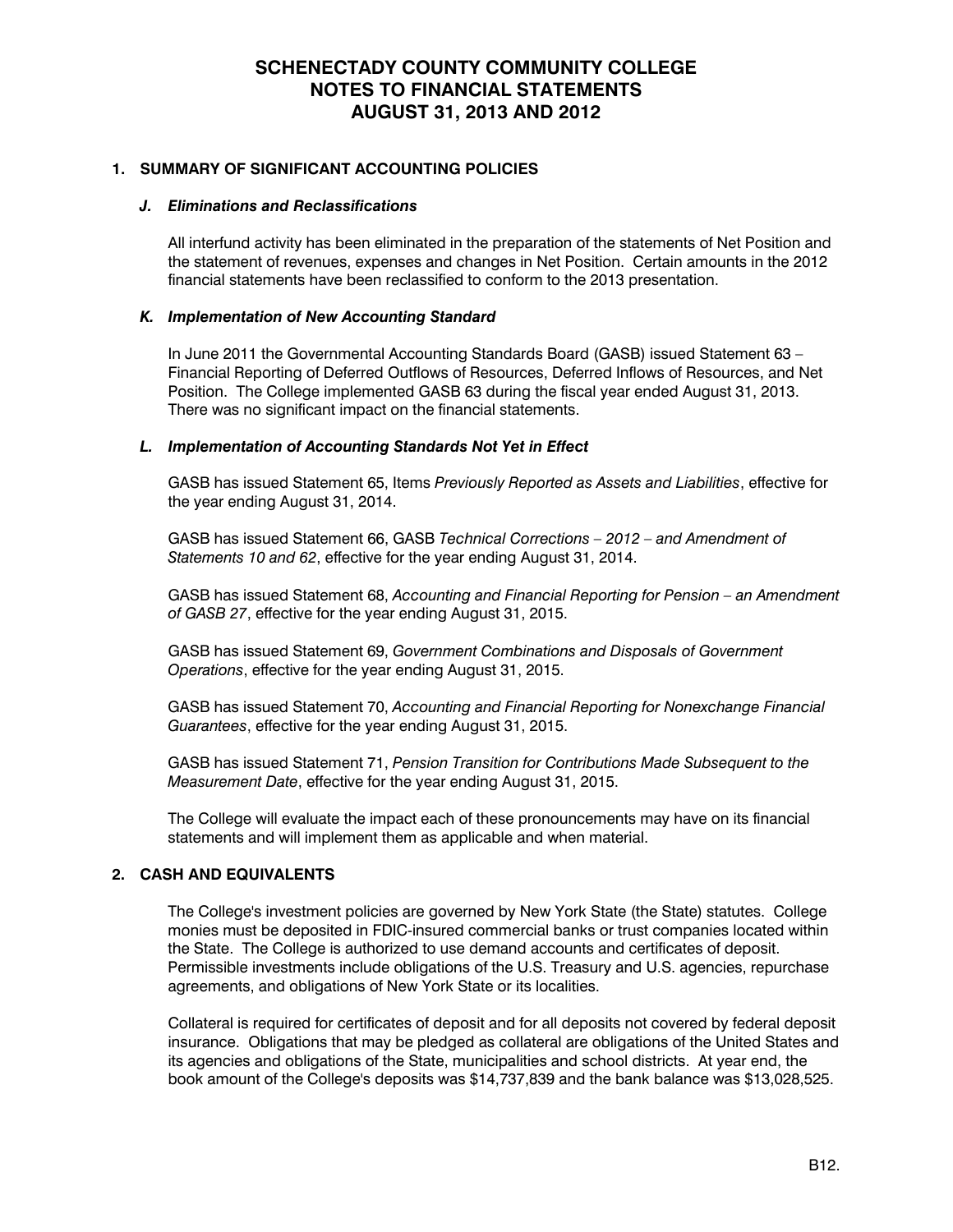# SCHENECTADY COUNTY COMMUNITY COLLEGE
# NOTES TO FINANCIAL STATEMENTS
# AUGUST 31, 2013 AND 2012

## 1. SUMMARY OF SIGNIFICANT ACCOUNTING POLICIES

### *J. Eliminations and Reclassifications*

All interfund activity has been eliminated in the preparation of the statements of Net Position and the statement of revenues, expenses and changes in Net Position. Certain amounts in the 2012 financial statements have been reclassified to conform to the 2013 presentation.

### *K. Implementation of New Accounting Standard*

In June 2011 the Governmental Accounting Standards Board (GASB) issued Statement 63 – Financial Reporting of Deferred Outflows of Resources, Deferred Inflows of Resources, and Net Position. The College implemented GASB 63 during the fiscal year ended August 31, 2013. There was no significant impact on the financial statements.

### *L. Implementation of Accounting Standards Not Yet in Effect*

GASB has issued Statement 65, Items *Previously Reported as Assets and Liabilities*, effective for the year ending August 31, 2014.

GASB has issued Statement 66, GASB *Technical Corrections – 2012 – and Amendment of Statements 10 and 62*, effective for the year ending August 31, 2014.

GASB has issued Statement 68, *Accounting and Financial Reporting for Pension – an Amendment of GASB 27*, effective for the year ending August 31, 2015.

GASB has issued Statement 69, *Government Combinations and Disposals of Government Operations*, effective for the year ending August 31, 2015.

GASB has issued Statement 70, *Accounting and Financial Reporting for Nonexchange Financial Guarantees*, effective for the year ending August 31, 2015.

GASB has issued Statement 71, *Pension Transition for Contributions Made Subsequent to the Measurement Date*, effective for the year ending August 31, 2015.

The College will evaluate the impact each of these pronouncements may have on its financial statements and will implement them as applicable and when material.

## 2. CASH AND EQUIVALENTS

The College's investment policies are governed by New York State (the State) statutes. College monies must be deposited in FDIC-insured commercial banks or trust companies located within the State. The College is authorized to use demand accounts and certificates of deposit. Permissible investments include obligations of the U.S. Treasury and U.S. agencies, repurchase agreements, and obligations of New York State or its localities.

Collateral is required for certificates of deposit and for all deposits not covered by federal deposit insurance. Obligations that may be pledged as collateral are obligations of the United States and its agencies and obligations of the State, municipalities and school districts. At year end, the book amount of the College's deposits was $14,737,839 and the bank balance was $13,028,525.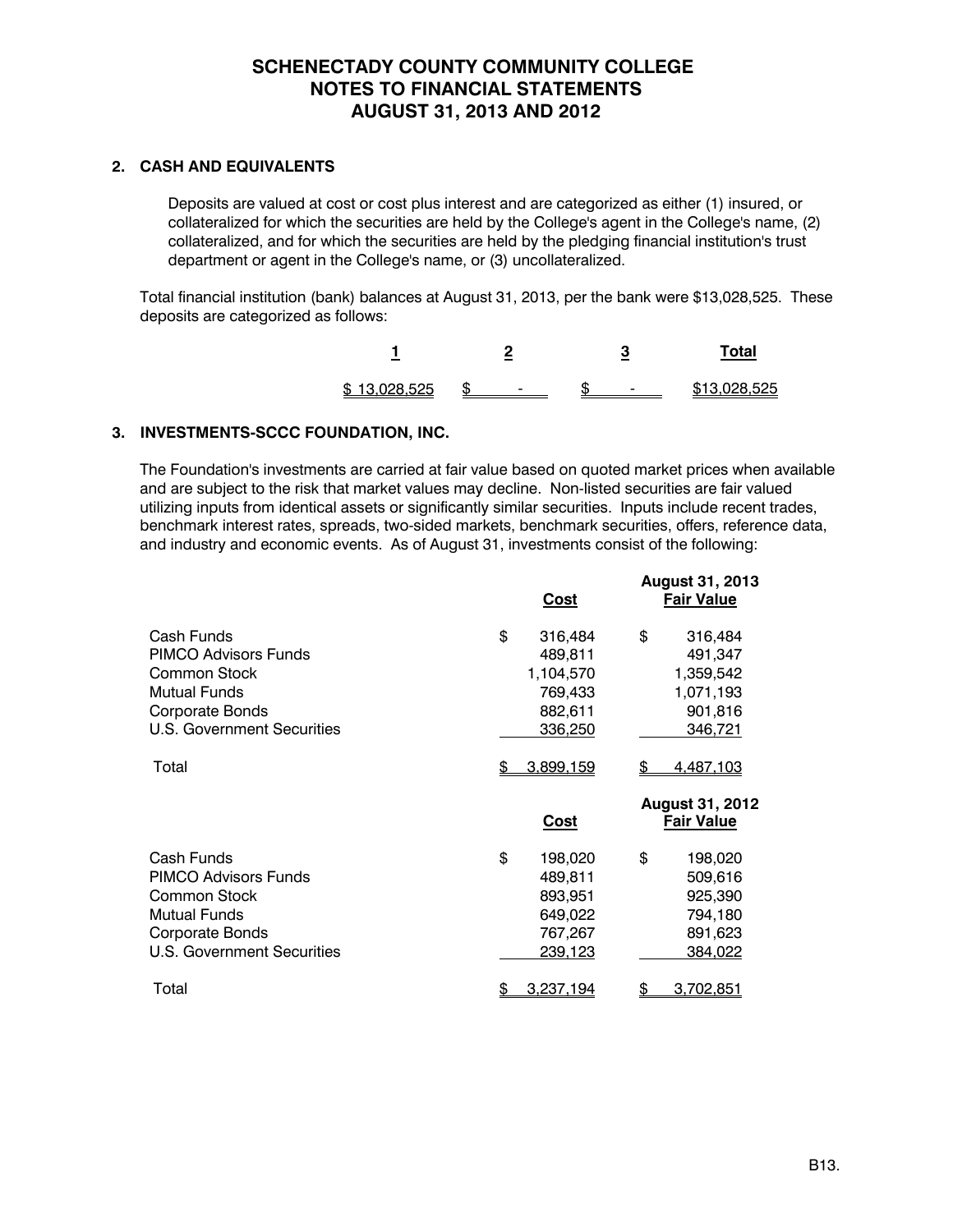## 2. CASH AND EQUIVALENTS

Deposits are valued at cost or cost plus interest and are categorized as either (1) insured, or collateralized for which the securities are held by the College's agent in the College's name, (2) collateralized, and for which the securities are held by the pledging financial institution's trust department or agent in the College's name, or (3) uncollateralized.

Total financial institution (bank) balances at August 31, 2013, per the bank were $13,028,525. These deposits are categorized as follows:

| 1 | 2 | 3 | Total |
|---|---|---|---|
| $ 13,028,525 | $ - | $ - | $13,028,525 |

## 3. INVESTMENTS-SCCC FOUNDATION, INC.

The Foundation's investments are carried at fair value based on quoted market prices when available and are subject to the risk that market values may decline. Non-listed securities are fair valued utilizing inputs from identical assets or significantly similar securities. Inputs include recent trades, benchmark interest rates, spreads, two-sided markets, benchmark securities, offers, reference data, and industry and economic events. As of August 31, investments consist of the following:

| | Cost | August 31, 2013 Fair Value |
|---|---|---|
| Cash Funds | $ 316,484 | $ 316,484 |
| PIMCO Advisors Funds | 489,811 | 491,347 |
| Common Stock | 1,104,570 | 1,359,542 |
| Mutual Funds | 769,433 | 1,071,193 |
| Corporate Bonds | 882,611 | 901,816 |
| U.S. Government Securities | 336,250 | 346,721 |
| Total | $ 3,899,159 | $ 4,487,103 |

| | Cost | August 31, 2012 Fair Value |
|---|---|---|
| Cash Funds | $ 198,020 | $ 198,020 |
| PIMCO Advisors Funds | 489,811 | 509,616 |
| Common Stock | 893,951 | 925,390 |
| Mutual Funds | 649,022 | 794,180 |
| Corporate Bonds | 767,267 | 891,623 |
| U.S. Government Securities | 239,123 | 384,022 |
| Total | $ 3,237,194 | $ 3,702,851 |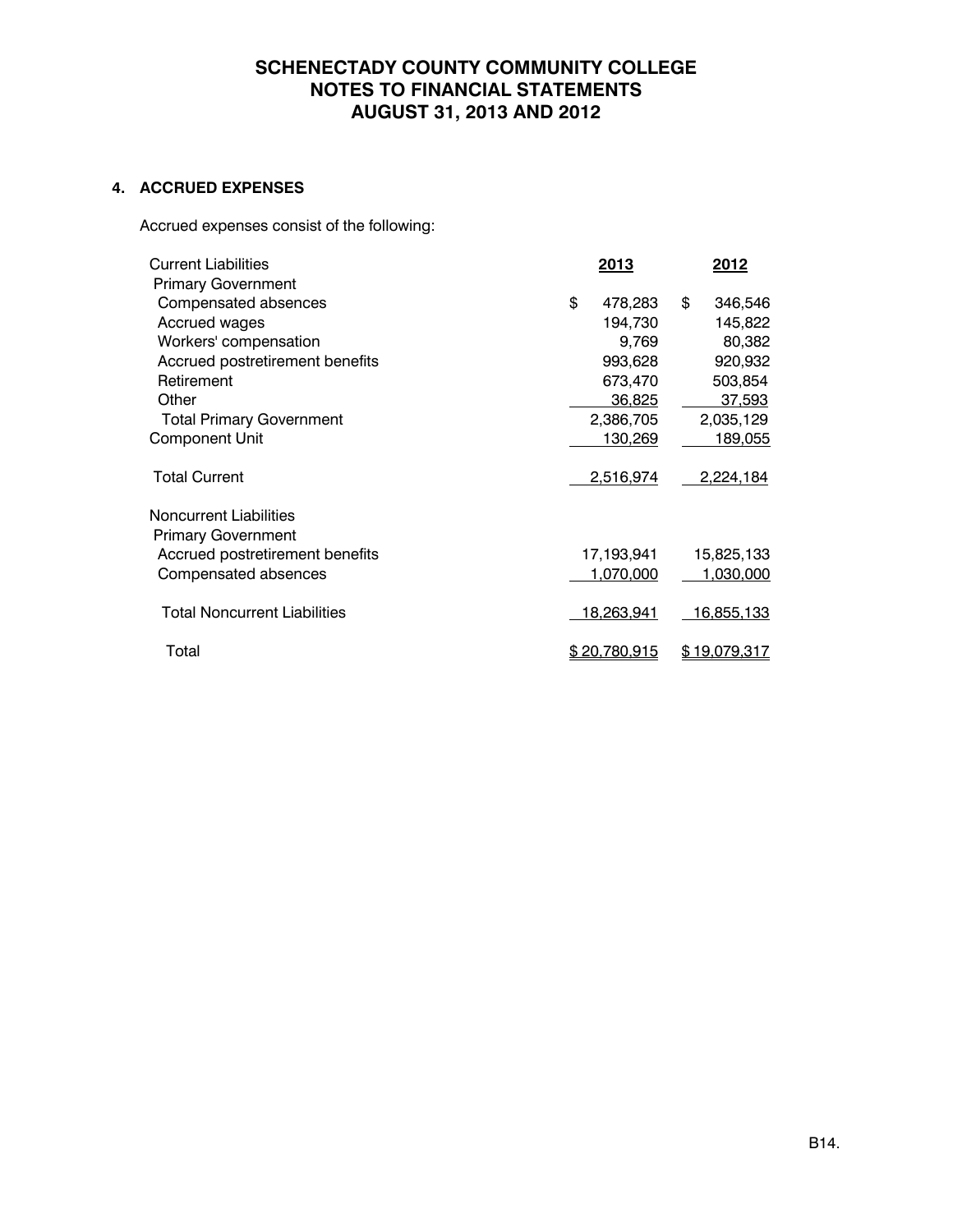# SCHENECTADY COUNTY COMMUNITY COLLEGE
# NOTES TO FINANCIAL STATEMENTS
# AUGUST 31, 2013 AND 2012

## 4. ACCRUED EXPENSES

Accrued expenses consist of the following:

| | 2013 | 2012 |
|---|---|---|
| Current Liabilities | | |
| Primary Government | | |
| Compensated absences | $ 478,283 | $ 346,546 |
| Accrued wages | 194,730 | 145,822 |
| Workers' compensation | 9,769 | 80,382 |
| Accrued postretirement benefits | 993,628 | 920,932 |
| Retirement | 673,470 | 503,854 |
| Other | 36,825 | 37,593 |
| Total Primary Government | 2,386,705 | 2,035,129 |
| Component Unit | 130,269 | 189,055 |
| Total Current | 2,516,974 | 2,224,184 |
| Noncurrent Liabilities | | |
| Primary Government | | |
| Accrued postretirement benefits | 17,193,941 | 15,825,133 |
| Compensated absences | 1,070,000 | 1,030,000 |
| Total Noncurrent Liabilities | 18,263,941 | 16,855,133 |
| Total | $ 20,780,915 | $ 19,079,317 |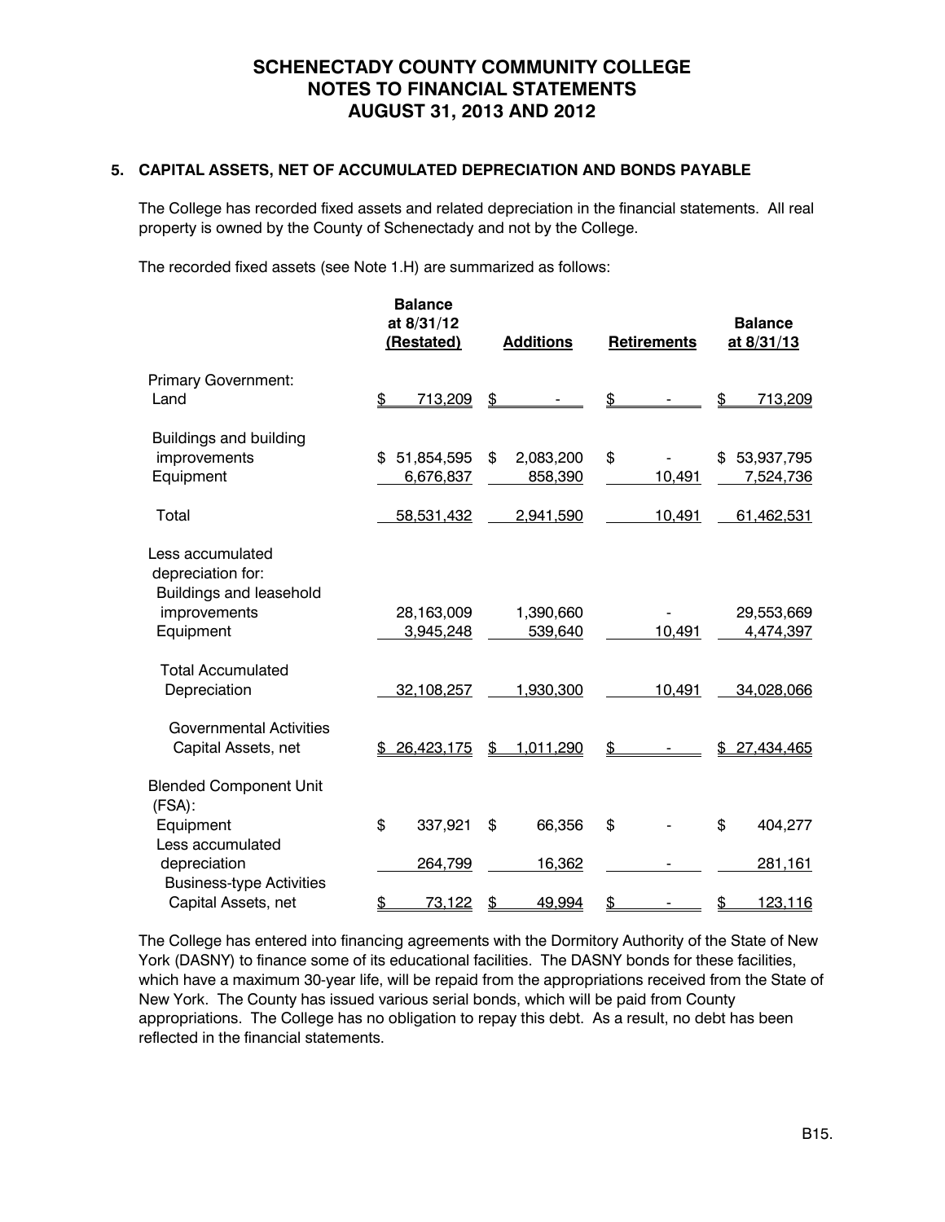### 5. CAPITAL ASSETS, NET OF ACCUMULATED DEPRECIATION AND BONDS PAYABLE

The College has recorded fixed assets and related depreciation in the financial statements. All real property is owned by the County of Schenectady and not by the College.

The recorded fixed assets (see Note 1.H) are summarized as follows:

| | Balance at 8/31/12 (Restated) | Additions | Retirements | Balance at 8/31/13 |
|---|---|---|---|---|
| Primary Government: | | | | |
| Land | $ 713,209 | $ - | $ - | $ 713,209 |
| Buildings and building improvements | $ 51,854,595 | $ 2,083,200 | $ - | $ 53,937,795 |
| Equipment | 6,676,837 | 858,390 | 10,491 | 7,524,736 |
| Total | 58,531,432 | 2,941,590 | 10,491 | 61,462,531 |
| Less accumulated depreciation for: | | | | |
| Buildings and leasehold improvements | 28,163,009 | 1,390,660 | - | 29,553,669 |
| Equipment | 3,945,248 | 539,640 | 10,491 | 4,474,397 |
| Total Accumulated Depreciation | 32,108,257 | 1,930,300 | 10,491 | 34,028,066 |
| Governmental Activities Capital Assets, net | $ 26,423,175 | $ 1,011,290 | $ - | $ 27,434,465 |
| Blended Component Unit (FSA): | | | | |
| Equipment | $ 337,921 | $ 66,356 | $ - | $ 404,277 |
| Less accumulated depreciation | 264,799 | 16,362 | - | 281,161 |
| Business-type Activities Capital Assets, net | $ 73,122 | $ 49,994 | $ - | $ 123,116 |

The College has entered into financing agreements with the Dormitory Authority of the State of New York (DASNY) to finance some of its educational facilities. The DASNY bonds for these facilities, which have a maximum 30-year life, will be repaid from the appropriations received from the State of New York. The County has issued various serial bonds, which will be paid from County appropriations. The College has no obligation to repay this debt. As a result, no debt has been reflected in the financial statements.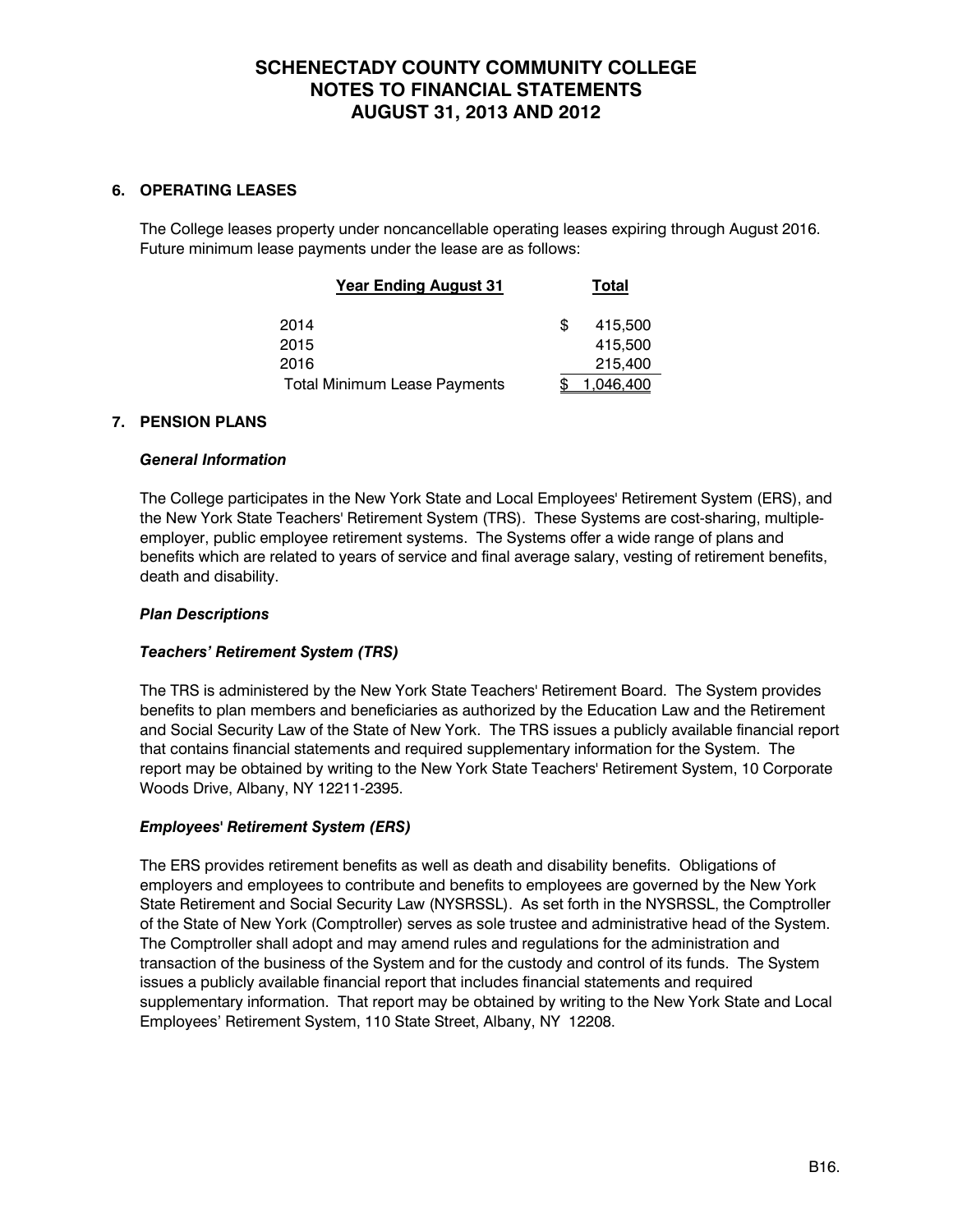# SCHENECTADY COUNTY COMMUNITY COLLEGE
# NOTES TO FINANCIAL STATEMENTS
# AUGUST 31, 2013 AND 2012

## 6. OPERATING LEASES

The College leases property under noncancellable operating leases expiring through August 2016. Future minimum lease payments under the lease are as follows:

| Year Ending August 31 | Total |
|---|---|
| 2014 | $ 415,500 |
| 2015 | 415,500 |
| 2016 | 215,400 |
| Total Minimum Lease Payments | $ 1,046,400 |

## 7. PENSION PLANS

### *General Information*

The College participates in the New York State and Local Employees' Retirement System (ERS), and the New York State Teachers' Retirement System (TRS). These Systems are cost-sharing, multiple-employer, public employee retirement systems. The Systems offer a wide range of plans and benefits which are related to years of service and final average salary, vesting of retirement benefits, death and disability.

### *Plan Descriptions*

### *Teachers' Retirement System (TRS)*

The TRS is administered by the New York State Teachers' Retirement Board. The System provides benefits to plan members and beneficiaries as authorized by the Education Law and the Retirement and Social Security Law of the State of New York. The TRS issues a publicly available financial report that contains financial statements and required supplementary information for the System. The report may be obtained by writing to the New York State Teachers' Retirement System, 10 Corporate Woods Drive, Albany, NY 12211-2395.

### *Employees' Retirement System (ERS)*

The ERS provides retirement benefits as well as death and disability benefits. Obligations of employers and employees to contribute and benefits to employees are governed by the New York State Retirement and Social Security Law (NYSRSSL). As set forth in the NYSRSSL, the Comptroller of the State of New York (Comptroller) serves as sole trustee and administrative head of the System. The Comptroller shall adopt and may amend rules and regulations for the administration and transaction of the business of the System and for the custody and control of its funds. The System issues a publicly available financial report that includes financial statements and required supplementary information. That report may be obtained by writing to the New York State and Local Employees' Retirement System, 110 State Street, Albany, NY 12208.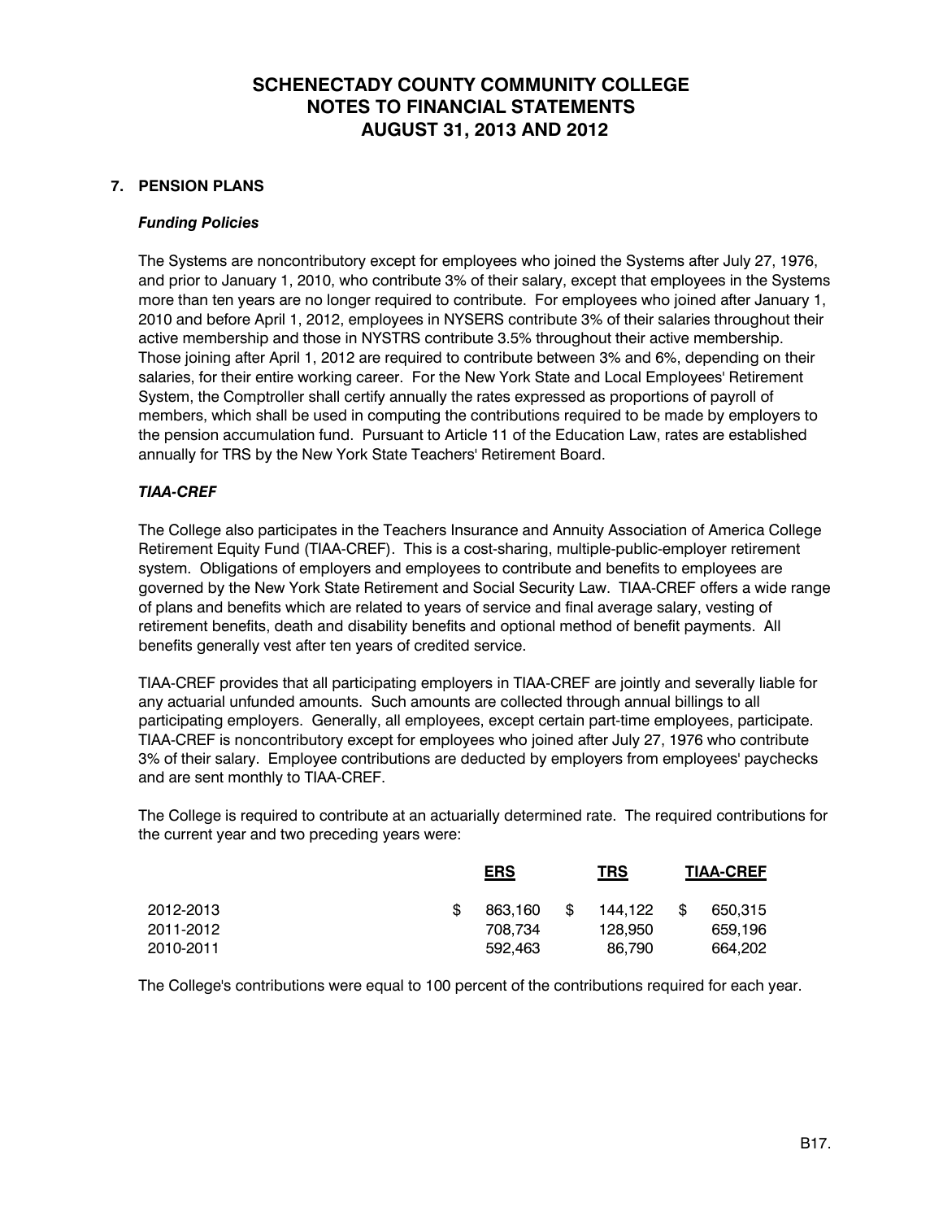# SCHENECTADY COUNTY COMMUNITY COLLEGE
# NOTES TO FINANCIAL STATEMENTS
# AUGUST 31, 2013 AND 2012

## 7. PENSION PLANS

### *Funding Policies*

The Systems are noncontributory except for employees who joined the Systems after July 27, 1976, and prior to January 1, 2010, who contribute 3% of their salary, except that employees in the Systems more than ten years are no longer required to contribute. For employees who joined after January 1, 2010 and before April 1, 2012, employees in NYSERS contribute 3% of their salaries throughout their active membership and those in NYSTRS contribute 3.5% throughout their active membership. Those joining after April 1, 2012 are required to contribute between 3% and 6%, depending on their salaries, for their entire working career. For the New York State and Local Employees' Retirement System, the Comptroller shall certify annually the rates expressed as proportions of payroll of members, which shall be used in computing the contributions required to be made by employers to the pension accumulation fund. Pursuant to Article 11 of the Education Law, rates are established annually for TRS by the New York State Teachers' Retirement Board.

### *TIAA-CREF*

The College also participates in the Teachers Insurance and Annuity Association of America College Retirement Equity Fund (TIAA-CREF). This is a cost-sharing, multiple-public-employer retirement system. Obligations of employers and employees to contribute and benefits to employees are governed by the New York State Retirement and Social Security Law. TIAA-CREF offers a wide range of plans and benefits which are related to years of service and final average salary, vesting of retirement benefits, death and disability benefits and optional method of benefit payments. All benefits generally vest after ten years of credited service.

TIAA-CREF provides that all participating employers in TIAA-CREF are jointly and severally liable for any actuarial unfunded amounts. Such amounts are collected through annual billings to all participating employers. Generally, all employees, except certain part-time employees, participate. TIAA-CREF is noncontributory except for employees who joined after July 27, 1976 who contribute 3% of their salary. Employee contributions are deducted by employers from employees' paychecks and are sent monthly to TIAA-CREF.

The College is required to contribute at an actuarially determined rate. The required contributions for the current year and two preceding years were:

| | ERS | TRS | TIAA-CREF |
|---|---|---|---|
| 2012-2013 | $ 863,160 | $ 144,122 | $ 650,315 |
| 2011-2012 | 708,734 | 128,950 | 659,196 |
| 2010-2011 | 592,463 | 86,790 | 664,202 |

The College's contributions were equal to 100 percent of the contributions required for each year.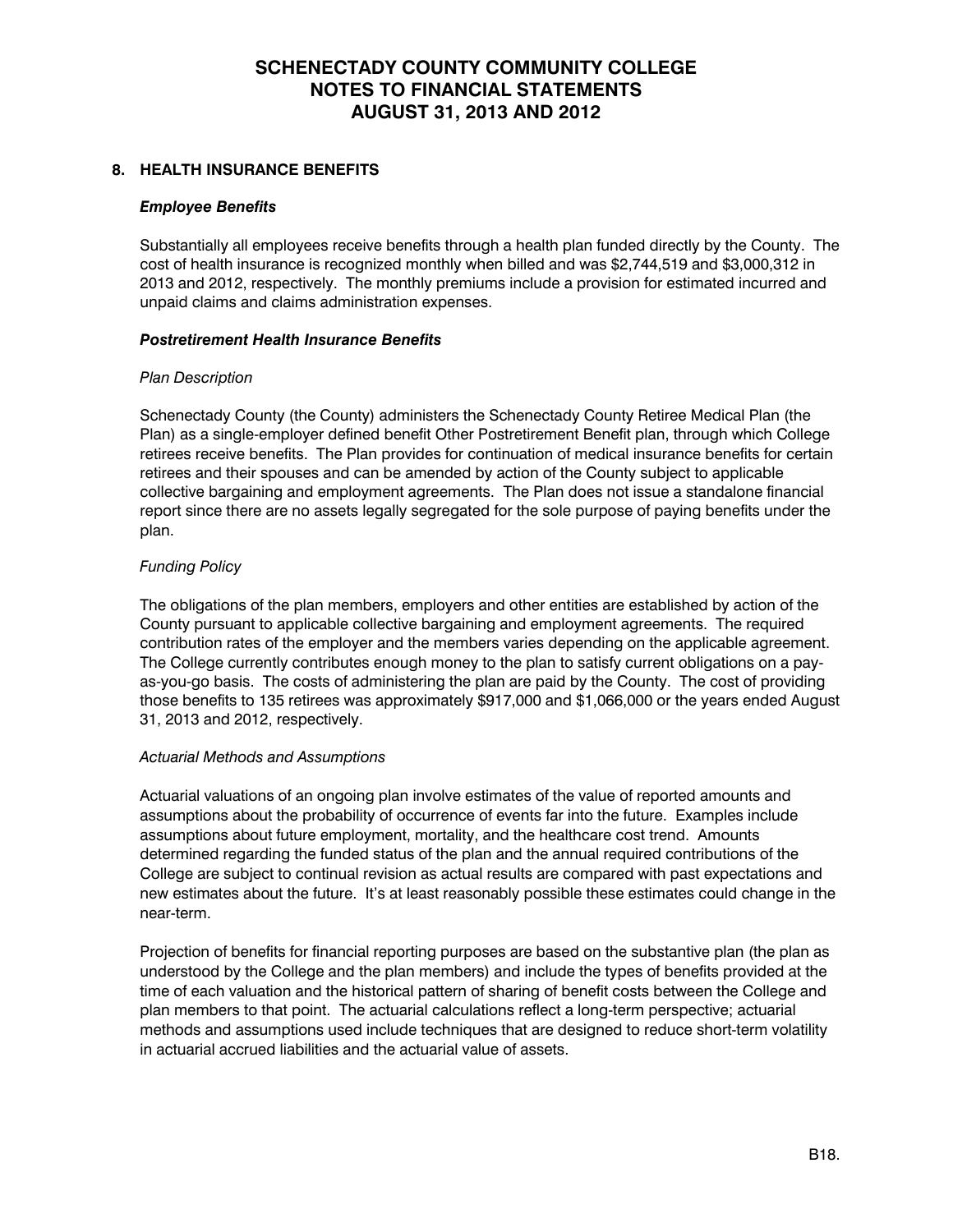# SCHENECTADY COUNTY COMMUNITY COLLEGE
# NOTES TO FINANCIAL STATEMENTS
# AUGUST 31, 2013 AND 2012

## 8. HEALTH INSURANCE BENEFITS

### *Employee Benefits*

Substantially all employees receive benefits through a health plan funded directly by the County. The cost of health insurance is recognized monthly when billed and was $2,744,519 and $3,000,312 in 2013 and 2012, respectively. The monthly premiums include a provision for estimated incurred and unpaid claims and claims administration expenses.

### *Postretirement Health Insurance Benefits*

*Plan Description*

Schenectady County (the County) administers the Schenectady County Retiree Medical Plan (the Plan) as a single-employer defined benefit Other Postretirement Benefit plan, through which College retirees receive benefits. The Plan provides for continuation of medical insurance benefits for certain retirees and their spouses and can be amended by action of the County subject to applicable collective bargaining and employment agreements. The Plan does not issue a standalone financial report since there are no assets legally segregated for the sole purpose of paying benefits under the plan.

*Funding Policy*

The obligations of the plan members, employers and other entities are established by action of the County pursuant to applicable collective bargaining and employment agreements. The required contribution rates of the employer and the members varies depending on the applicable agreement. The College currently contributes enough money to the plan to satisfy current obligations on a pay-as-you-go basis. The costs of administering the plan are paid by the County. The cost of providing those benefits to 135 retirees was approximately $917,000 and $1,066,000 or the years ended August 31, 2013 and 2012, respectively.

*Actuarial Methods and Assumptions*

Actuarial valuations of an ongoing plan involve estimates of the value of reported amounts and assumptions about the probability of occurrence of events far into the future. Examples include assumptions about future employment, mortality, and the healthcare cost trend. Amounts determined regarding the funded status of the plan and the annual required contributions of the College are subject to continual revision as actual results are compared with past expectations and new estimates about the future. It's at least reasonably possible these estimates could change in the near-term.

Projection of benefits for financial reporting purposes are based on the substantive plan (the plan as understood by the College and the plan members) and include the types of benefits provided at the time of each valuation and the historical pattern of sharing of benefit costs between the College and plan members to that point. The actuarial calculations reflect a long-term perspective; actuarial methods and assumptions used include techniques that are designed to reduce short-term volatility in actuarial accrued liabilities and the actuarial value of assets.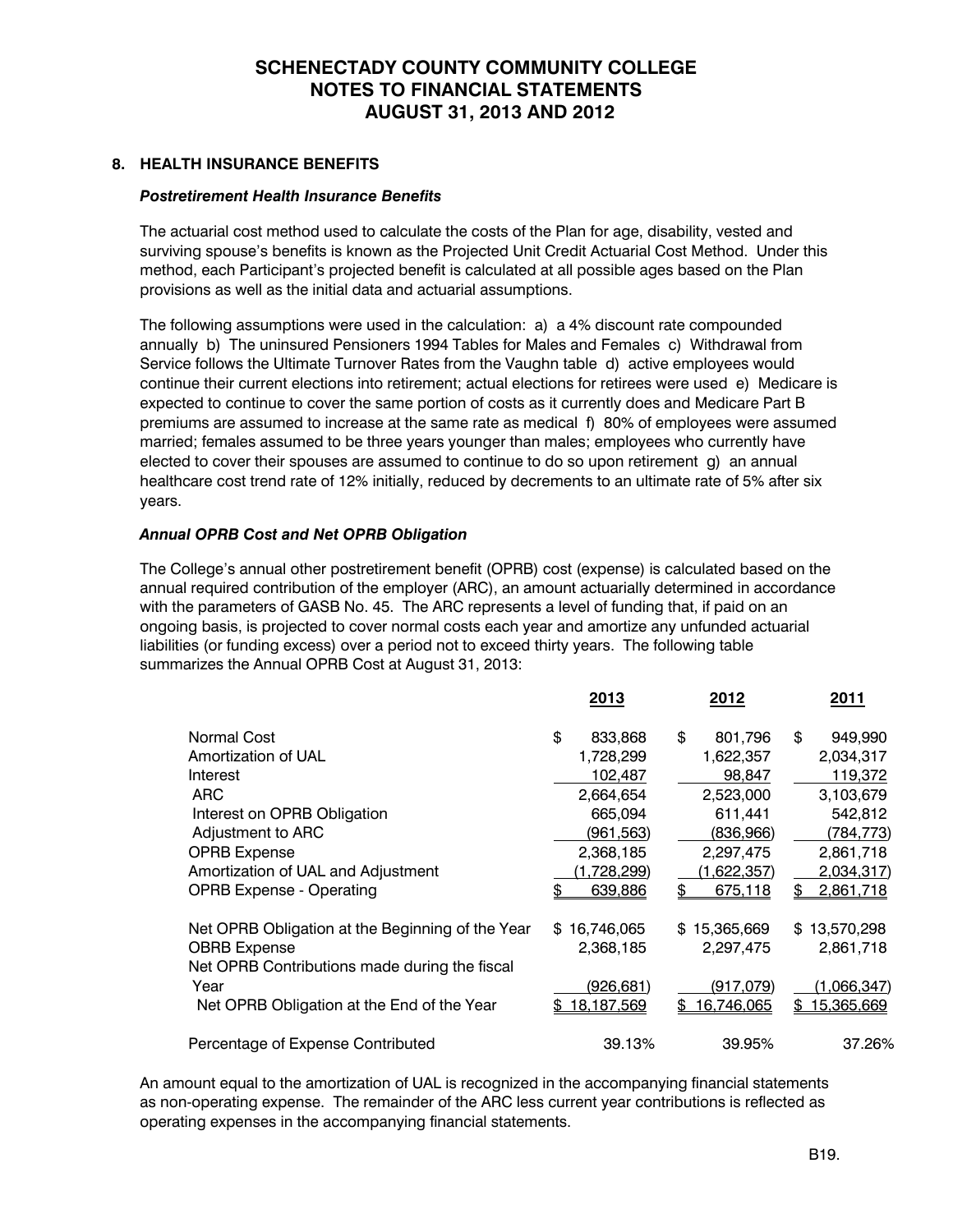# SCHENECTADY COUNTY COMMUNITY COLLEGE
# NOTES TO FINANCIAL STATEMENTS
# AUGUST 31, 2013 AND 2012

## 8. HEALTH INSURANCE BENEFITS

### *Postretirement Health Insurance Benefits*

The actuarial cost method used to calculate the costs of the Plan for age, disability, vested and surviving spouse's benefits is known as the Projected Unit Credit Actuarial Cost Method. Under this method, each Participant's projected benefit is calculated at all possible ages based on the Plan provisions as well as the initial data and actuarial assumptions.

The following assumptions were used in the calculation: a) a 4% discount rate compounded annually b) The uninsured Pensioners 1994 Tables for Males and Females c) Withdrawal from Service follows the Ultimate Turnover Rates from the Vaughn table d) active employees would continue their current elections into retirement; actual elections for retirees were used e) Medicare is expected to continue to cover the same portion of costs as it currently does and Medicare Part B premiums are assumed to increase at the same rate as medical f) 80% of employees were assumed married; females assumed to be three years younger than males; employees who currently have elected to cover their spouses are assumed to continue to do so upon retirement g) an annual healthcare cost trend rate of 12% initially, reduced by decrements to an ultimate rate of 5% after six years.

### *Annual OPRB Cost and Net OPRB Obligation*

The College's annual other postretirement benefit (OPRB) cost (expense) is calculated based on the annual required contribution of the employer (ARC), an amount actuarially determined in accordance with the parameters of GASB No. 45. The ARC represents a level of funding that, if paid on an ongoing basis, is projected to cover normal costs each year and amortize any unfunded actuarial liabilities (or funding excess) over a period not to exceed thirty years. The following table summarizes the Annual OPRB Cost at August 31, 2013:

| | 2013 | 2012 | 2011 |
|---|---|---|---|
| Normal Cost | $ 833,868 | $ 801,796 | $ 949,990 |
| Amortization of UAL | 1,728,299 | 1,622,357 | 2,034,317 |
| Interest | 102,487 | 98,847 | 119,372 |
| ARC | 2,664,654 | 2,523,000 | 3,103,679 |
| Interest on OPRB Obligation | 665,094 | 611,441 | 542,812 |
| Adjustment to ARC | (961,563) | (836,966) | (784,773) |
| OPRB Expense | 2,368,185 | 2,297,475 | 2,861,718 |
| Amortization of UAL and Adjustment | (1,728,299) | (1,622,357) | 2,034,317) |
| OPRB Expense - Operating | $ 639,886 | $ 675,118 | $ 2,861,718 |
| | | | |
| Net OPRB Obligation at the Beginning of the Year | $ 16,746,065 | $ 15,365,669 | $ 13,570,298 |
| OBRB Expense | 2,368,185 | 2,297,475 | 2,861,718 |
| Net OPRB Contributions made during the fiscal Year | (926,681) | (917,079) | (1,066,347) |
| Net OPRB Obligation at the End of the Year | $ 18,187,569 | $ 16,746,065 | $ 15,365,669 |
| | | | |
| Percentage of Expense Contributed | 39.13% | 39.95% | 37.26% |

An amount equal to the amortization of UAL is recognized in the accompanying financial statements as non-operating expense. The remainder of the ARC less current year contributions is reflected as operating expenses in the accompanying financial statements.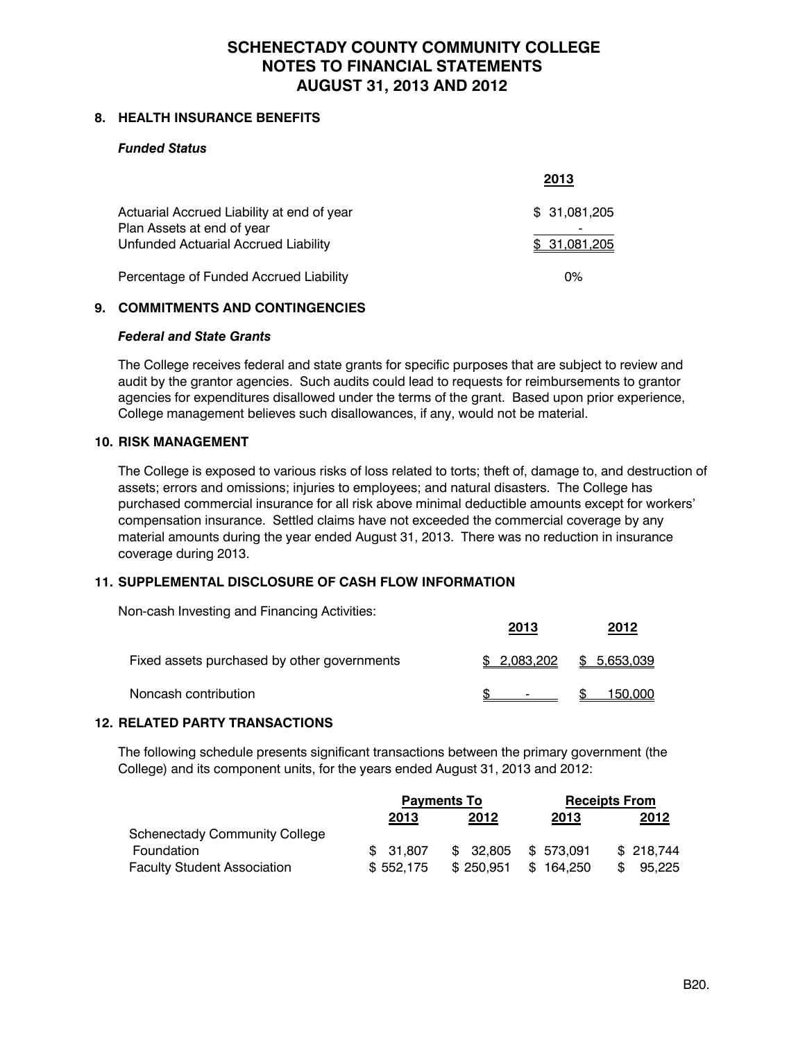# SCHENECTADY COUNTY COMMUNITY COLLEGE
# NOTES TO FINANCIAL STATEMENTS
# AUGUST 31, 2013 AND 2012

## 8. HEALTH INSURANCE BENEFITS

***Funded Status***

| | 2013 |
|---|---|
| Actuarial Accrued Liability at end of year | $ 31,081,205 |
| Plan Assets at end of year | - |
| Unfunded Actuarial Accrued Liability | $ 31,081,205 |
| Percentage of Funded Accrued Liability | 0% |

## 9. COMMITMENTS AND CONTINGENCIES

***Federal and State Grants***

The College receives federal and state grants for specific purposes that are subject to review and audit by the grantor agencies. Such audits could lead to requests for reimbursements to grantor agencies for expenditures disallowed under the terms of the grant. Based upon prior experience, College management believes such disallowances, if any, would not be material.

## 10. RISK MANAGEMENT

The College is exposed to various risks of loss related to torts; theft of, damage to, and destruction of assets; errors and omissions; injuries to employees; and natural disasters. The College has purchased commercial insurance for all risk above minimal deductible amounts except for workers' compensation insurance. Settled claims have not exceeded the commercial coverage by any material amounts during the year ended August 31, 2013. There was no reduction in insurance coverage during 2013.

## 11. SUPPLEMENTAL DISCLOSURE OF CASH FLOW INFORMATION

Non-cash Investing and Financing Activities:

| | 2013 | 2012 |
|---|---|---|
| Fixed assets purchased by other governments | $ 2,083,202 | $ 5,653,039 |
| Noncash contribution | $ - | $ 150,000 |

## 12. RELATED PARTY TRANSACTIONS

The following schedule presents significant transactions between the primary government (the College) and its component units, for the years ended August 31, 2013 and 2012:

| | Payments To | | Receipts From | |
|---|---|---|---|---|
| | 2013 | 2012 | 2013 | 2012 |
| Schenectady Community College Foundation | $ 31,807 | $ 32,805 | $ 573,091 | $ 218,744 |
| Faculty Student Association | $ 552,175 | $ 250,951 | $ 164,250 | $ 95,225 |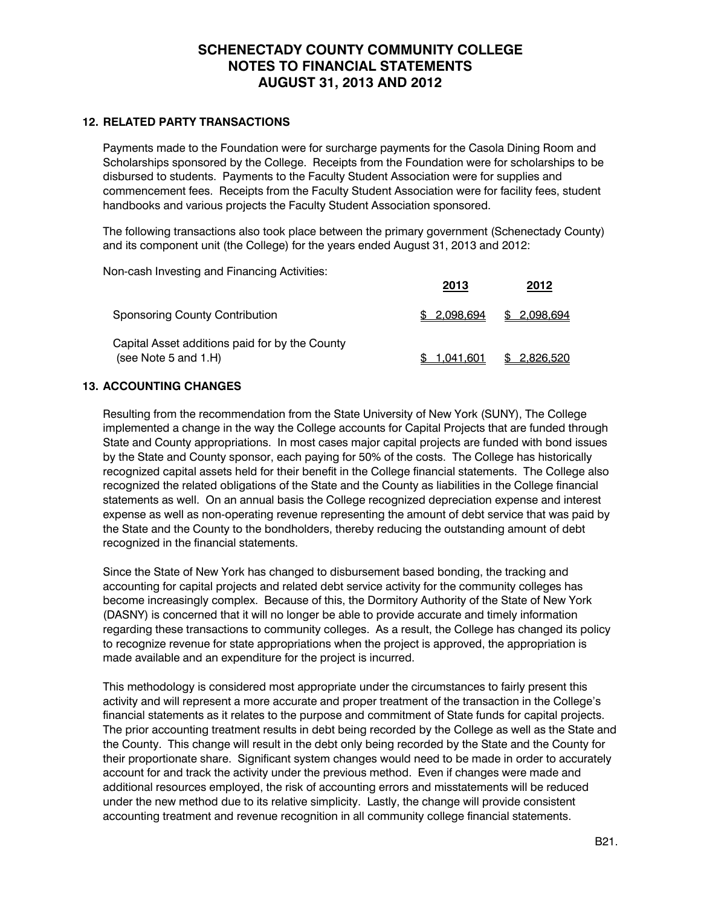# SCHENECTADY COUNTY COMMUNITY COLLEGE
# NOTES TO FINANCIAL STATEMENTS
# AUGUST 31, 2013 AND 2012

## 12. RELATED PARTY TRANSACTIONS

Payments made to the Foundation were for surcharge payments for the Casola Dining Room and Scholarships sponsored by the College. Receipts from the Foundation were for scholarships to be disbursed to students. Payments to the Faculty Student Association were for supplies and commencement fees. Receipts from the Faculty Student Association were for facility fees, student handbooks and various projects the Faculty Student Association sponsored.

The following transactions also took place between the primary government (Schenectady County) and its component unit (the College) for the years ended August 31, 2013 and 2012:

Non-cash Investing and Financing Activities:

| | 2013 | 2012 |
|---|---|---|
| Sponsoring County Contribution | $ 2,098,694 | $ 2,098,694 |
| Capital Asset additions paid for by the County (see Note 5 and 1.H) | $ 1,041,601 | $ 2,826,520 |

## 13. ACCOUNTING CHANGES

Resulting from the recommendation from the State University of New York (SUNY), The College implemented a change in the way the College accounts for Capital Projects that are funded through State and County appropriations. In most cases major capital projects are funded with bond issues by the State and County sponsor, each paying for 50% of the costs. The College has historically recognized capital assets held for their benefit in the College financial statements. The College also recognized the related obligations of the State and the County as liabilities in the College financial statements as well. On an annual basis the College recognized depreciation expense and interest expense as well as non-operating revenue representing the amount of debt service that was paid by the State and the County to the bondholders, thereby reducing the outstanding amount of debt recognized in the financial statements.

Since the State of New York has changed to disbursement based bonding, the tracking and accounting for capital projects and related debt service activity for the community colleges has become increasingly complex. Because of this, the Dormitory Authority of the State of New York (DASNY) is concerned that it will no longer be able to provide accurate and timely information regarding these transactions to community colleges. As a result, the College has changed its policy to recognize revenue for state appropriations when the project is approved, the appropriation is made available and an expenditure for the project is incurred.

This methodology is considered most appropriate under the circumstances to fairly present this activity and will represent a more accurate and proper treatment of the transaction in the College's financial statements as it relates to the purpose and commitment of State funds for capital projects. The prior accounting treatment results in debt being recorded by the College as well as the State and the County. This change will result in the debt only being recorded by the State and the County for their proportionate share. Significant system changes would need to be made in order to accurately account for and track the activity under the previous method. Even if changes were made and additional resources employed, the risk of accounting errors and misstatements will be reduced under the new method due to its relative simplicity. Lastly, the change will provide consistent accounting treatment and revenue recognition in all community college financial statements.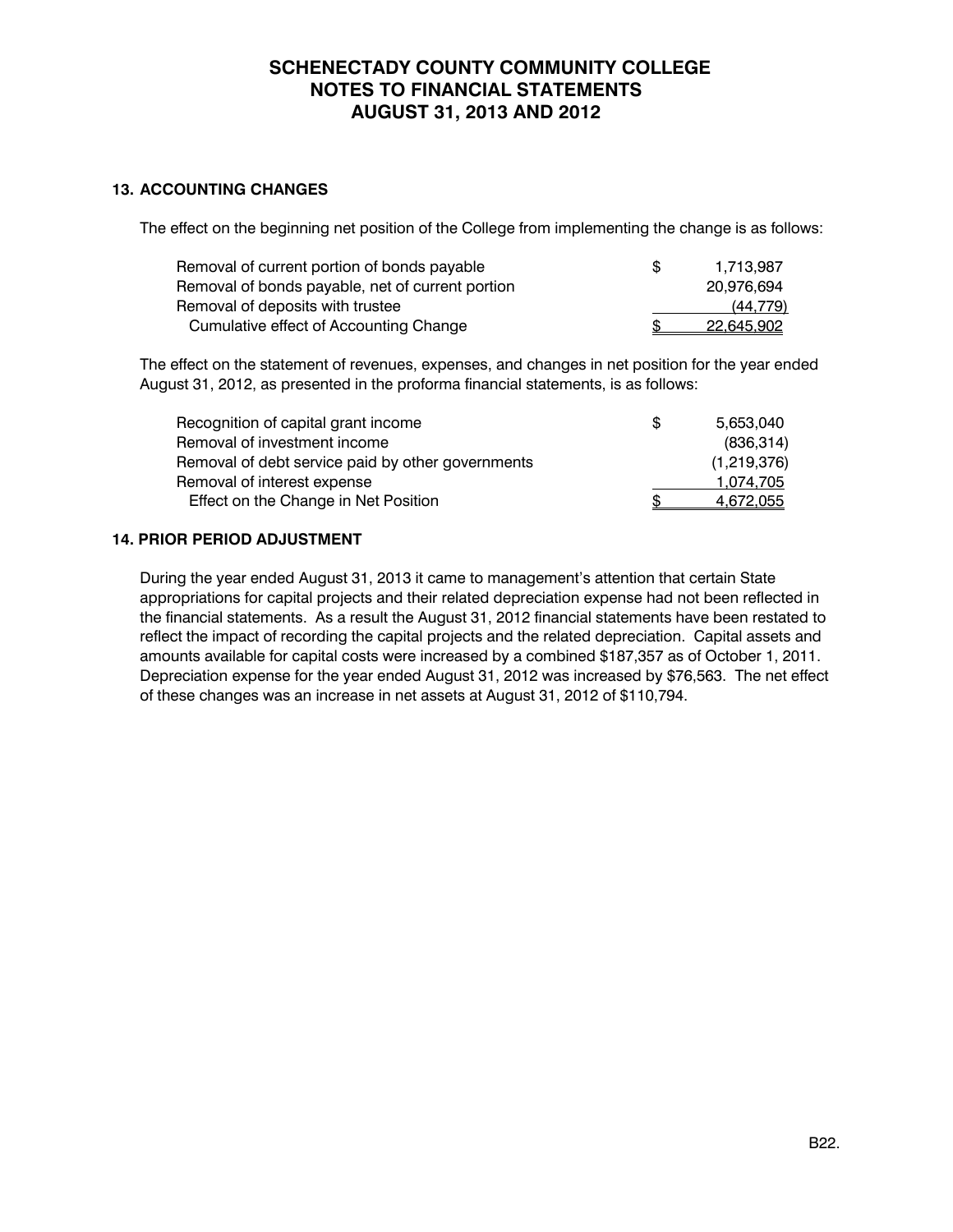# SCHENECTADY COUNTY COMMUNITY COLLEGE
## NOTES TO FINANCIAL STATEMENTS
## AUGUST 31, 2013 AND 2012

### 13. ACCOUNTING CHANGES

The effect on the beginning net position of the College from implementing the change is as follows:

| | | |
|---|---|---|
| Removal of current portion of bonds payable | $ | 1,713,987 |
| Removal of bonds payable, net of current portion | | 20,976,694 |
| Removal of deposits with trustee | | (44,779) |
| Cumulative effect of Accounting Change | $ | 22,645,902 |

The effect on the statement of revenues, expenses, and changes in net position for the year ended August 31, 2012, as presented in the proforma financial statements, is as follows:

| | | |
|---|---|---|
| Recognition of capital grant income | $ | 5,653,040 |
| Removal of investment income | | (836,314) |
| Removal of debt service paid by other governments | | (1,219,376) |
| Removal of interest expense | | 1,074,705 |
| Effect on the Change in Net Position | $ | 4,672,055 |

### 14. PRIOR PERIOD ADJUSTMENT

During the year ended August 31, 2013 it came to management's attention that certain State appropriations for capital projects and their related depreciation expense had not been reflected in the financial statements. As a result the August 31, 2012 financial statements have been restated to reflect the impact of recording the capital projects and the related depreciation. Capital assets and amounts available for capital costs were increased by a combined $187,357 as of October 1, 2011. Depreciation expense for the year ended August 31, 2012 was increased by $76,563. The net effect of these changes was an increase in net assets at August 31, 2012 of $110,794.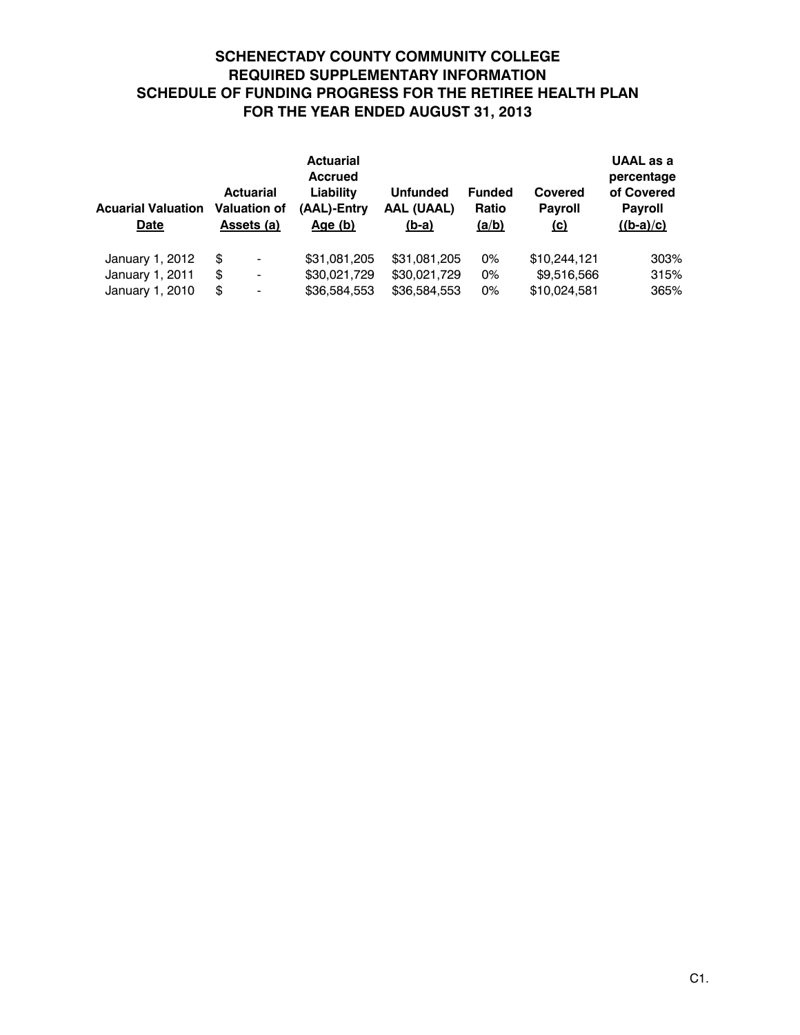# SCHENECTADY COUNTY COMMUNITY COLLEGE
## REQUIRED SUPPLEMENTARY INFORMATION
## SCHEDULE OF FUNDING PROGRESS FOR THE RETIREE HEALTH PLAN
## FOR THE YEAR ENDED AUGUST 31, 2013

| Acuarial Valuation Date | Actuarial Valuation of Assets (a) | Actuarial Accrued Liability (AAL)-Entry Age (b) | Unfunded AAL (UAAL) (b-a) | Funded Ratio (a/b) | Covered Payroll (c) | UAAL as a percentage of Covered Payroll ((b-a)/c) |
|---|---|---|---|---|---|---|
| January 1, 2012 | $ - | $31,081,205 | $31,081,205 | 0% | $10,244,121 | 303% |
| January 1, 2011 | $ - | $30,021,729 | $30,021,729 | 0% | $9,516,566 | 315% |
| January 1, 2010 | $ - | $36,584,553 | $36,584,553 | 0% | $10,024,581 | 365% |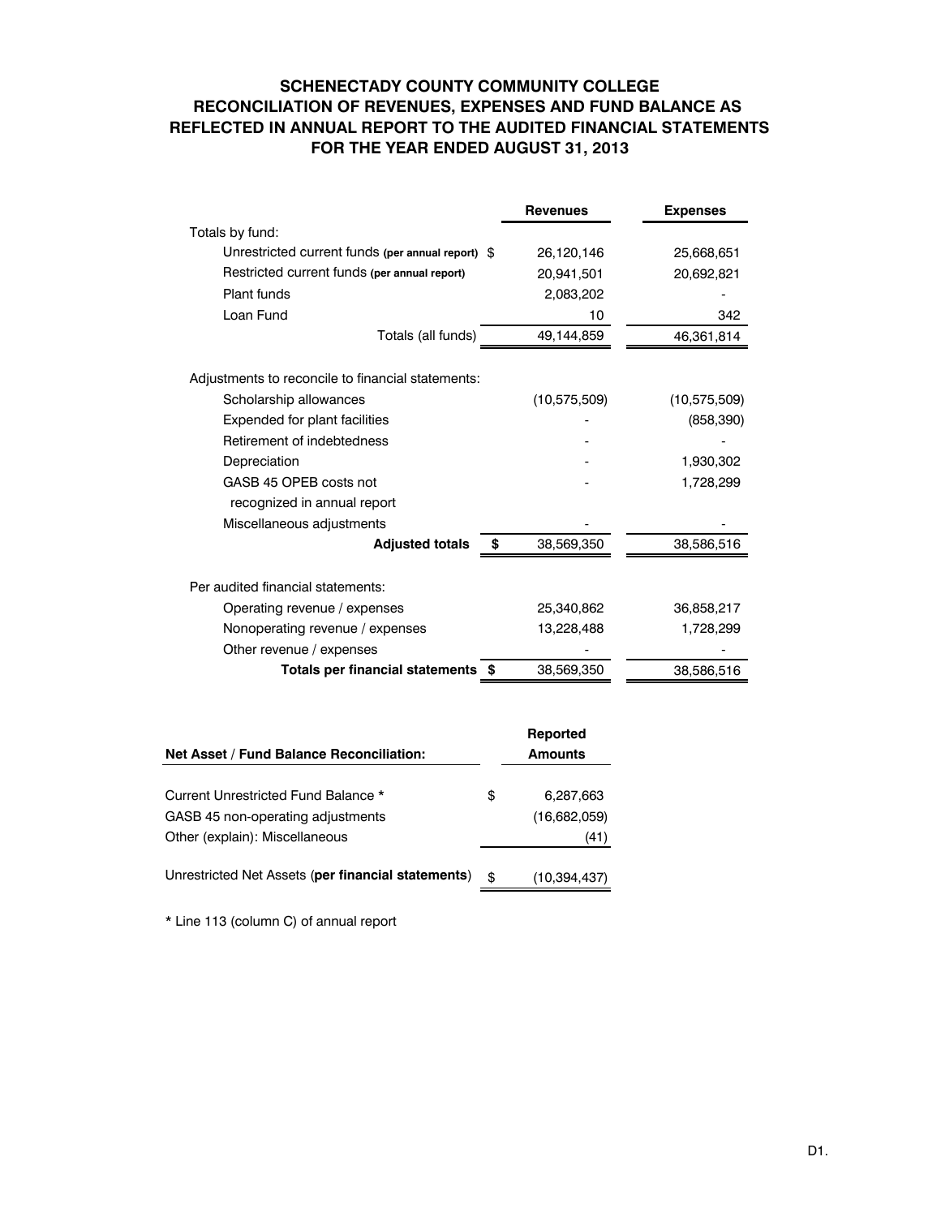# SCHENECTADY COUNTY COMMUNITY COLLEGE
## RECONCILIATION OF REVENUES, EXPENSES AND FUND BALANCE AS REFLECTED IN ANNUAL REPORT TO THE AUDITED FINANCIAL STATEMENTS
## FOR THE YEAR ENDED AUGUST 31, 2013

| | | Revenues | Expenses |
|---|---|---|---|
| Totals by fund: | | | |
| Unrestricted current funds **(per annual report)** | $ | 26,120,146 | 25,668,651 |
| Restricted current funds **(per annual report)** | | 20,941,501 | 20,692,821 |
| Plant funds | | 2,083,202 | - |
| Loan Fund | | 10 | 342 |
| Totals (all funds) | | 49,144,859 | 46,361,814 |
| | | | |
| Adjustments to reconcile to financial statements: | | | |
| Scholarship allowances | | (10,575,509) | (10,575,509) |
| Expended for plant facilities | | - | (858,390) |
| Retirement of indebtedness | | - | - |
| Depreciation | | - | 1,930,302 |
| GASB 45 OPEB costs not recognized in annual report | | - | 1,728,299 |
| Miscellaneous adjustments | | - | - |
| **Adjusted totals** | **$** | 38,569,350 | 38,586,516 |
| | | | |
| Per audited financial statements: | | | |
| Operating revenue / expenses | | 25,340,862 | 36,858,217 |
| Nonoperating revenue / expenses | | 13,228,488 | 1,728,299 |
| Other revenue / expenses | | - | - |
| **Totals per financial statements** | **$** | 38,569,350 | 38,586,516 |

| **Net Asset / Fund Balance Reconciliation:** | | **Reported Amounts** |
|---|---|---|
| Current Unrestricted Fund Balance * | $ | 6,287,663 |
| GASB 45 non-operating adjustments | | (16,682,059) |
| Other (explain): Miscellaneous | | (41) |
| Unrestricted Net Assets (**per financial statements**) | $ | (10,394,437) |

* Line 113 (column C) of annual report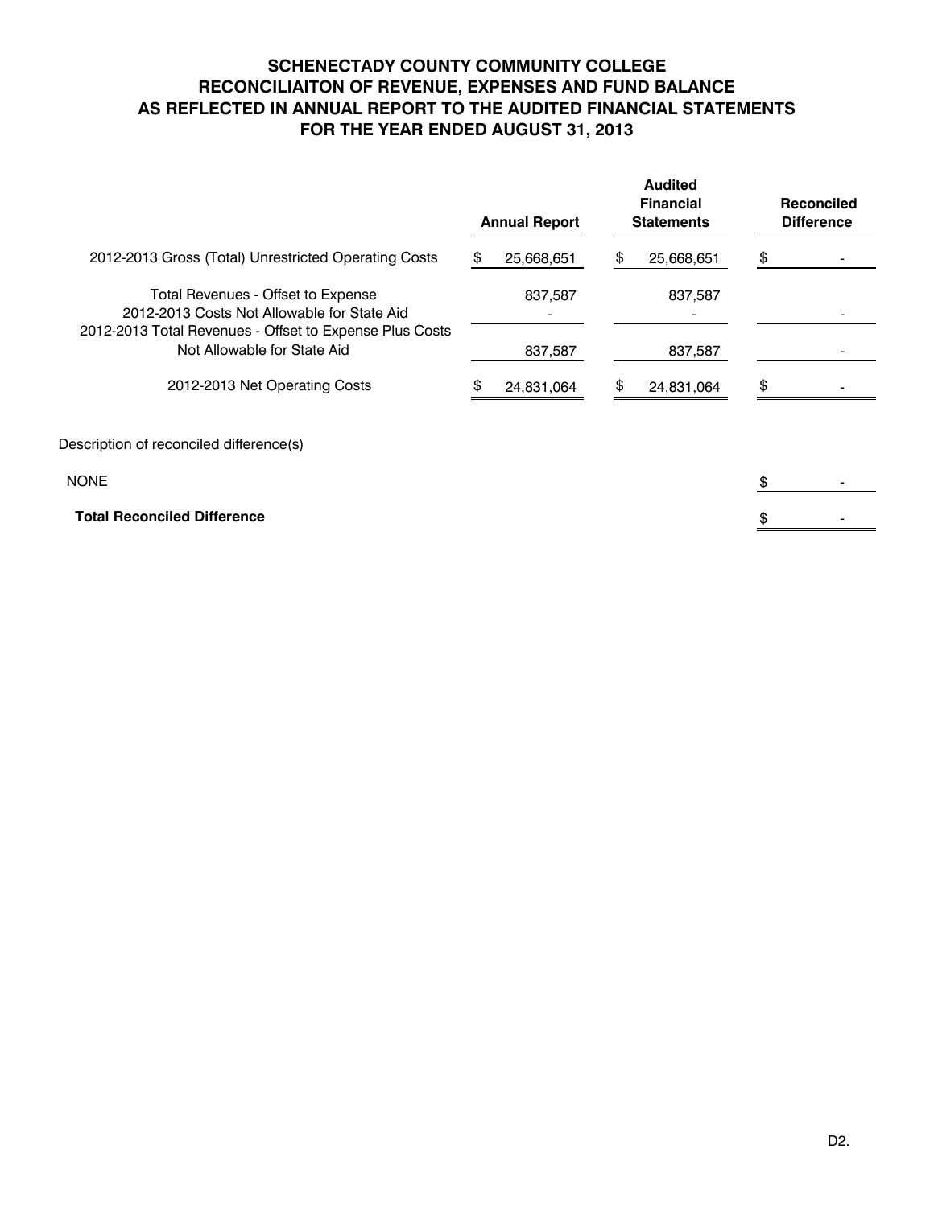# SCHENECTADY COUNTY COMMUNITY COLLEGE
## RECONCILIAITON OF REVENUE, EXPENSES AND FUND BALANCE
## AS REFLECTED IN ANNUAL REPORT TO THE AUDITED FINANCIAL STATEMENTS
## FOR THE YEAR ENDED AUGUST 31, 2013

| | Annual Report | Audited Financial Statements | Reconciled Difference |
|---|---|---|---|
| 2012-2013 Gross (Total) Unrestricted Operating Costs | $ 25,668,651 | $ 25,668,651 | $ - |
| Total Revenues - Offset to Expense | 837,587 | 837,587 | |
| 2012-2013 Costs Not Allowable for State Aid | - | - | - |
| 2012-2013 Total Revenues - Offset to Expense Plus Costs Not Allowable for State Aid | 837,587 | 837,587 | - |
| 2012-2013 Net Operating Costs | $ 24,831,064 | $ 24,831,064 | $ - |

Description of reconciled difference(s)

| | |
|---|---|
| NONE | $ - |
| **Total Reconciled Difference** | $ - |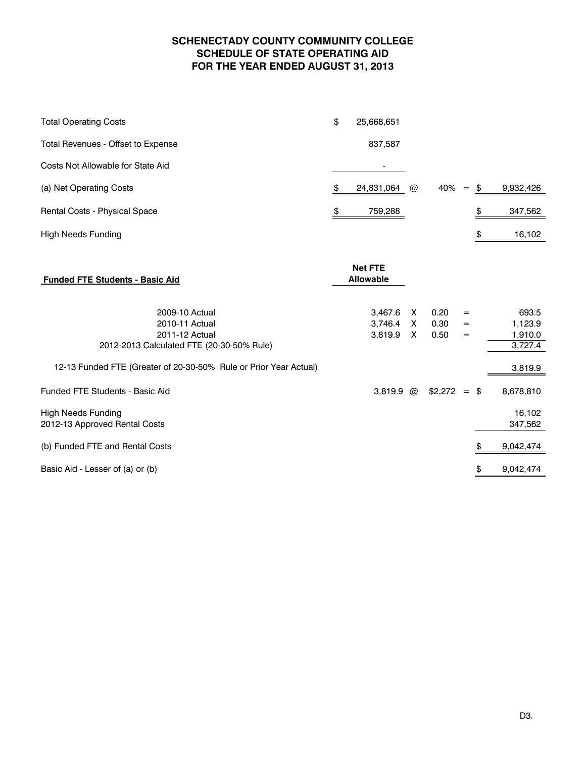**SCHENECTADY COUNTY COMMUNITY COLLEGE**
**SCHEDULE OF STATE OPERATING AID**
**FOR THE YEAR ENDED AUGUST 31, 2013**

| | | | | | |
|---|---|---|---|---|---|
| Total Operating Costs | $ 25,668,651 | | | | |
| Total Revenues - Offset to Expense | 837,587 | | | | |
| Costs Not Allowable for State Aid | - | | | | |
| (a) Net Operating Costs | $ 24,831,064 | @ | 40% | = | $ 9,932,426 |
| Rental Costs - Physical Space | $ 759,288 | | | | $ 347,562 |
| High Needs Funding | | | | | $ 16,102 |

| **Funded FTE Students - Basic Aid** | **Net FTE Allowable** | | | | |
|---|---|---|---|---|---|
| 2009-10 Actual | 3,467.6 | X | 0.20 | = | 693.5 |
| 2010-11 Actual | 3,746.4 | X | 0.30 | = | 1,123.9 |
| 2011-12 Actual | 3,819.9 | X | 0.50 | = | 1,910.0 |
| 2012-2013 Calculated FTE (20-30-50% Rule) | | | | | 3,727.4 |
| 12-13 Funded FTE (Greater of 20-30-50% Rule or Prior Year Actual) | | | | | 3,819.9 |
| Funded FTE Students - Basic Aid | 3,819.9 | @ | $2,272 | = | $ 8,678,810 |
| High Needs Funding | | | | | 16,102 |
| 2012-13 Approved Rental Costs | | | | | 347,562 |
| (b) Funded FTE and Rental Costs | | | | | $ 9,042,474 |
| Basic Aid - Lesser of (a) or (b) | | | | | $ 9,042,474 |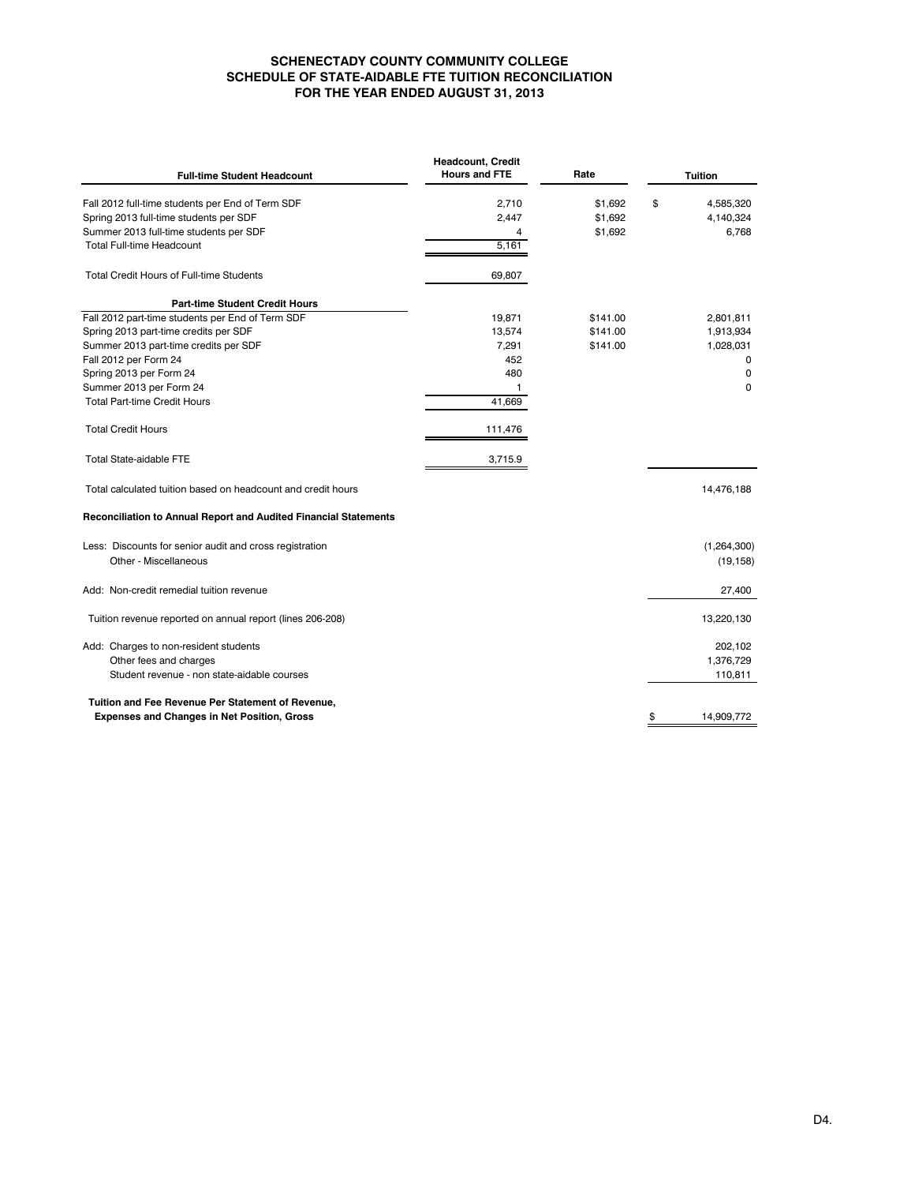**SCHENECTADY COUNTY COMMUNITY COLLEGE**
**SCHEDULE OF STATE-AIDABLE FTE TUITION RECONCILIATION**
**FOR THE YEAR ENDED AUGUST 31, 2013**

| **Full-time Student Headcount** | **Headcount, Credit Hours and FTE** | **Rate** | **Tuition** |
|---|---|---|---|
| Fall 2012 full-time students per End of Term SDF | 2,710 | $1,692 | $ 4,585,320 |
| Spring 2013 full-time students per SDF | 2,447 | $1,692 | 4,140,324 |
| Summer 2013 full-time students per SDF | 4 | $1,692 | 6,768 |
| Total Full-time Headcount | 5,161 | | |
| Total Credit Hours of Full-time Students | 69,807 | | |
| **Part-time Student Credit Hours** | | | |
| Fall 2012 part-time students per End of Term SDF | 19,871 | $141.00 | 2,801,811 |
| Spring 2013 part-time credits per SDF | 13,574 | $141.00 | 1,913,934 |
| Summer 2013 part-time credits per SDF | 7,291 | $141.00 | 1,028,031 |
| Fall 2012 per Form 24 | 452 | | 0 |
| Spring 2013 per Form 24 | 480 | | 0 |
| Summer 2013 per Form 24 | 1 | | 0 |
| Total Part-time Credit Hours | 41,669 | | |
| Total Credit Hours | 111,476 | | |
| Total State-aidable FTE | 3,715.9 | | |
| Total calculated tuition based on headcount and credit hours | | | 14,476,188 |
| **Reconciliation to Annual Report and Audited Financial Statements** | | | |
| Less: Discounts for senior audit and cross registration | | | (1,264,300) |
| Other - Miscellaneous | | | (19,158) |
| Add: Non-credit remedial tuition revenue | | | 27,400 |
| Tuition revenue reported on annual report (lines 206-208) | | | 13,220,130 |
| Add: Charges to non-resident students | | | 202,102 |
| Other fees and charges | | | 1,376,729 |
| Student revenue - non state-aidable courses | | | 110,811 |
| **Tuition and Fee Revenue Per Statement of Revenue, Expenses and Changes in Net Position, Gross** | | | $ 14,909,772 |

D4.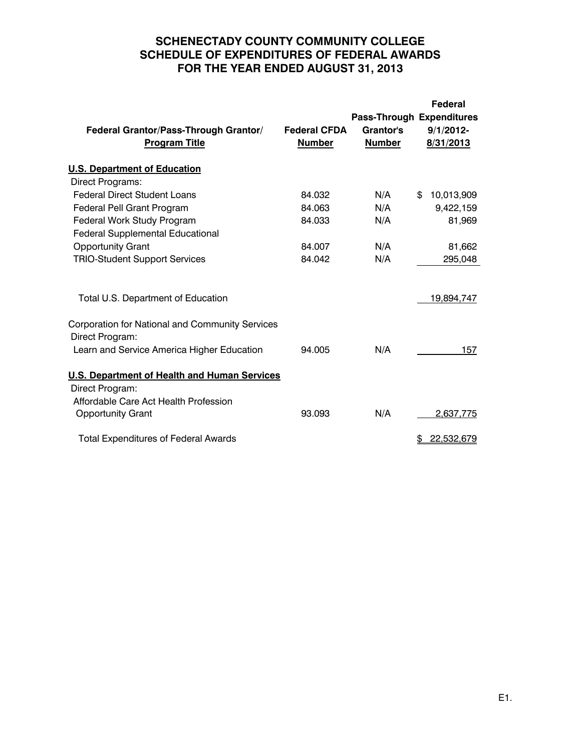# SCHENECTADY COUNTY COMMUNITY COLLEGE
## SCHEDULE OF EXPENDITURES OF FEDERAL AWARDS
## FOR THE YEAR ENDED AUGUST 31, 2013

| Federal Grantor/Pass-Through Grantor/ Program Title | Federal CFDA Number | Pass-Through Grantor's Number | Federal Expenditures 9/1/2012-8/31/2013 |
|---|---|---|---|
| **U.S. Department of Education** | | | |
| Direct Programs: | | | |
| Federal Direct Student Loans | 84.032 | N/A | $ 10,013,909 |
| Federal Pell Grant Program | 84.063 | N/A | 9,422,159 |
| Federal Work Study Program | 84.033 | N/A | 81,969 |
| Federal Supplemental Educational Opportunity Grant | 84.007 | N/A | 81,662 |
| TRIO-Student Support Services | 84.042 | N/A | 295,048 |
| Total U.S. Department of Education | | | 19,894,747 |
| Corporation for National and Community Services | | | |
| Direct Program: | | | |
| Learn and Service America Higher Education | 94.005 | N/A | 157 |
| **U.S. Department of Health and Human Services** | | | |
| Direct Program: | | | |
| Affordable Care Act Health Profession Opportunity Grant | 93.093 | N/A | 2,637,775 |
| Total Expenditures of Federal Awards | | | $ 22,532,679 |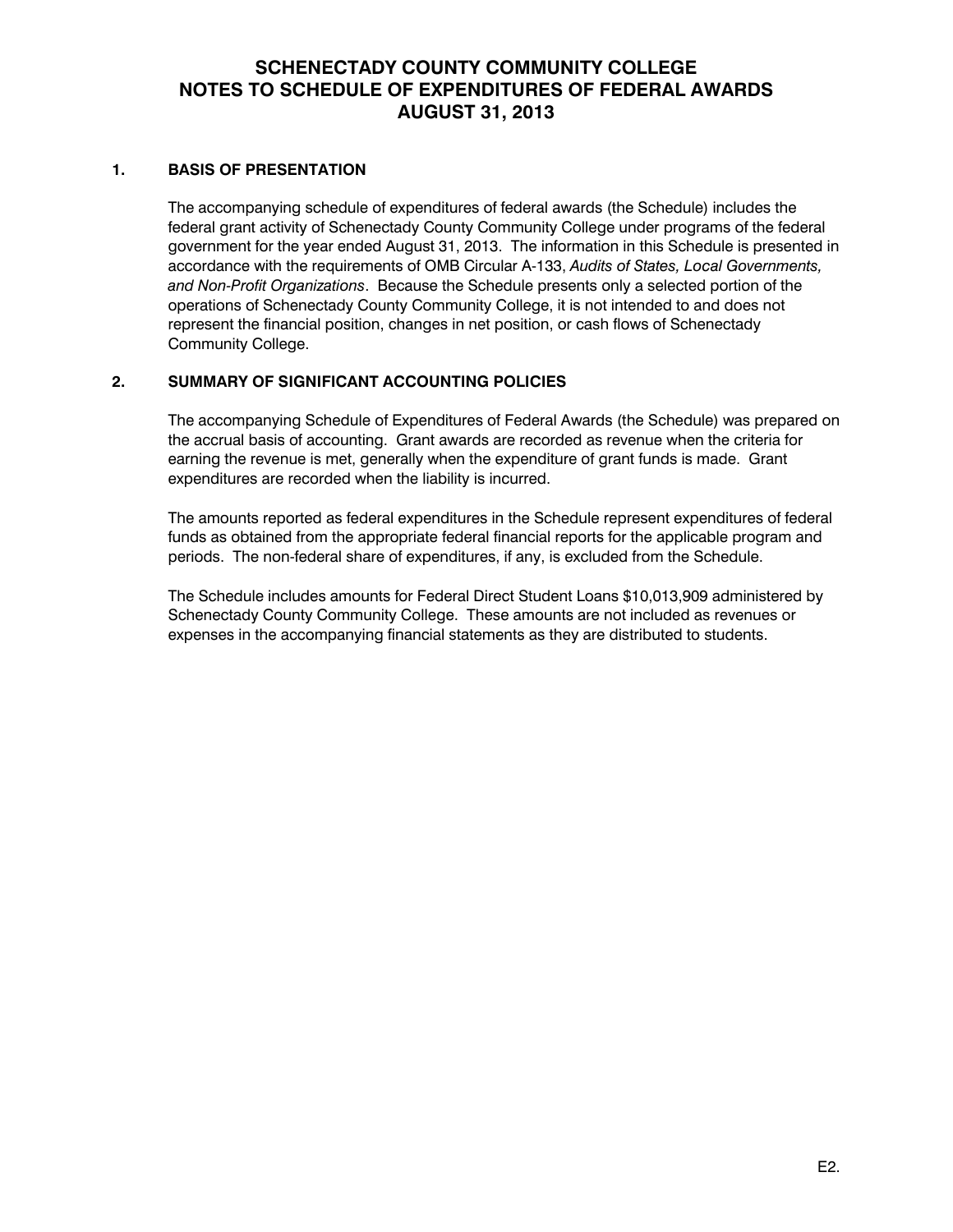# SCHENECTADY COUNTY COMMUNITY COLLEGE
# NOTES TO SCHEDULE OF EXPENDITURES OF FEDERAL AWARDS
# AUGUST 31, 2013

## 1. BASIS OF PRESENTATION

The accompanying schedule of expenditures of federal awards (the Schedule) includes the federal grant activity of Schenectady County Community College under programs of the federal government for the year ended August 31, 2013. The information in this Schedule is presented in accordance with the requirements of OMB Circular A-133, *Audits of States, Local Governments, and Non-Profit Organizations*. Because the Schedule presents only a selected portion of the operations of Schenectady County Community College, it is not intended to and does not represent the financial position, changes in net position, or cash flows of Schenectady Community College.

## 2. SUMMARY OF SIGNIFICANT ACCOUNTING POLICIES

The accompanying Schedule of Expenditures of Federal Awards (the Schedule) was prepared on the accrual basis of accounting. Grant awards are recorded as revenue when the criteria for earning the revenue is met, generally when the expenditure of grant funds is made. Grant expenditures are recorded when the liability is incurred.

The amounts reported as federal expenditures in the Schedule represent expenditures of federal funds as obtained from the appropriate federal financial reports for the applicable program and periods. The non-federal share of expenditures, if any, is excluded from the Schedule.

The Schedule includes amounts for Federal Direct Student Loans $10,013,909 administered by Schenectady County Community College. These amounts are not included as revenues or expenses in the accompanying financial statements as they are distributed to students.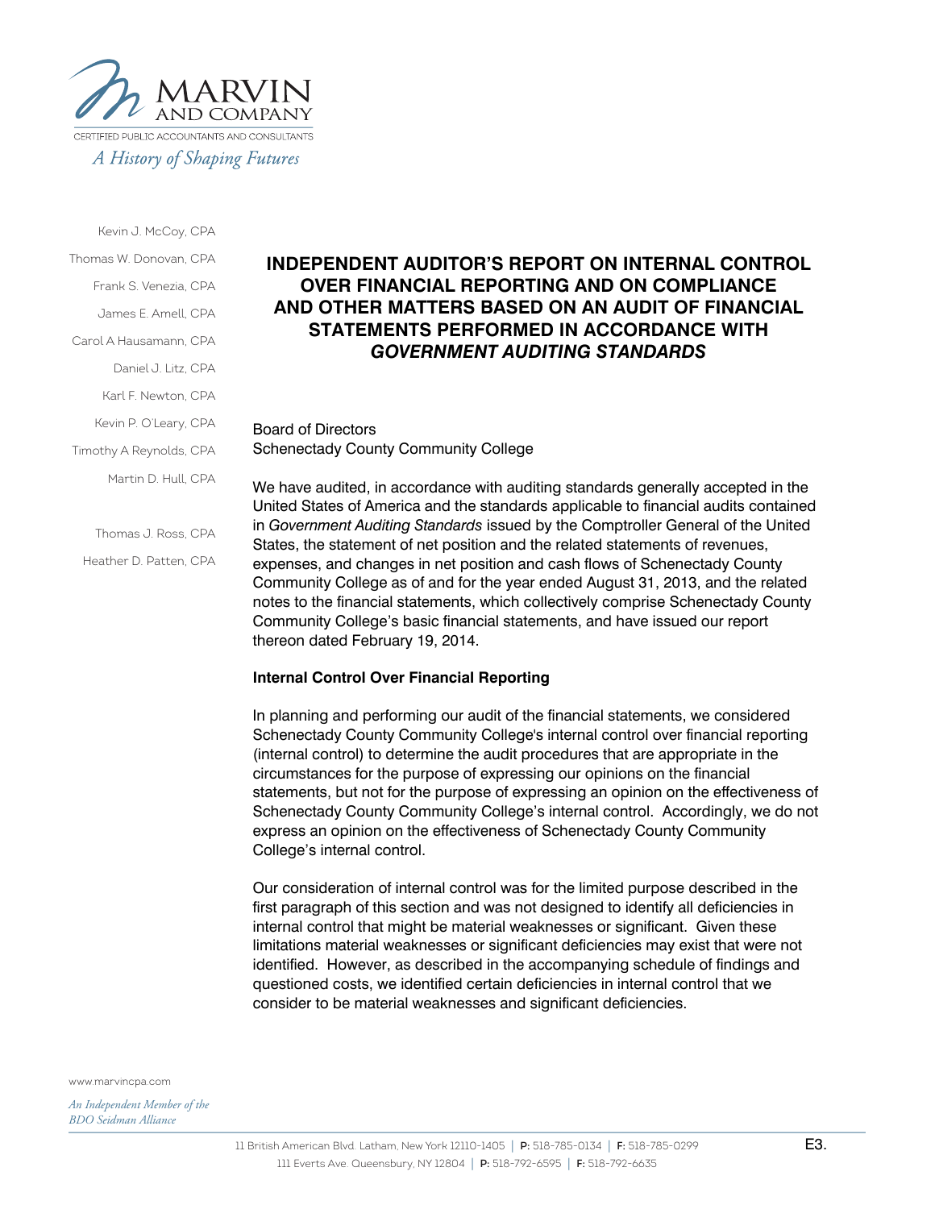MARVIN AND COMPANY

CERTIFIED PUBLIC ACCOUNTANTS AND CONSULTANTS

*A History of Shaping Futures*

Kevin J. McCoy, CPA
Thomas W. Donovan, CPA
Frank S. Venezia, CPA
James E. Amell, CPA
Carol A Hausamann, CPA
Daniel J. Litz, CPA
Karl F. Newton, CPA
Kevin P. O'Leary, CPA
Timothy A Reynolds, CPA
Martin D. Hull, CPA

Thomas J. Ross, CPA
Heather D. Patten, CPA

# INDEPENDENT AUDITOR'S REPORT ON INTERNAL CONTROL OVER FINANCIAL REPORTING AND ON COMPLIANCE AND OTHER MATTERS BASED ON AN AUDIT OF FINANCIAL STATEMENTS PERFORMED IN ACCORDANCE WITH *GOVERNMENT AUDITING STANDARDS*

Board of Directors
Schenectady County Community College

We have audited, in accordance with auditing standards generally accepted in the United States of America and the standards applicable to financial audits contained in *Government Auditing Standards* issued by the Comptroller General of the United States, the statement of net position and the related statements of revenues, expenses, and changes in net position and cash flows of Schenectady County Community College as of and for the year ended August 31, 2013, and the related notes to the financial statements, which collectively comprise Schenectady County Community College's basic financial statements, and have issued our report thereon dated February 19, 2014.

**Internal Control Over Financial Reporting**

In planning and performing our audit of the financial statements, we considered Schenectady County Community College's internal control over financial reporting (internal control) to determine the audit procedures that are appropriate in the circumstances for the purpose of expressing our opinions on the financial statements, but not for the purpose of expressing an opinion on the effectiveness of Schenectady County Community College's internal control. Accordingly, we do not express an opinion on the effectiveness of Schenectady County Community College's internal control.

Our consideration of internal control was for the limited purpose described in the first paragraph of this section and was not designed to identify all deficiencies in internal control that might be material weaknesses or significant. Given these limitations material weaknesses or significant deficiencies may exist that were not identified. However, as described in the accompanying schedule of findings and questioned costs, we identified certain deficiencies in internal control that we consider to be material weaknesses and significant deficiencies.

www.marvincpa.com

*An Independent Member of the BDO Seidman Alliance*

11 British American Blvd. Latham, New York 12110-1405 | P: 518-785-0134 | F: 518-785-0299
111 Everts Ave. Queensbury, NY 12804 | P: 518-792-6595 | F: 518-792-6635

E3.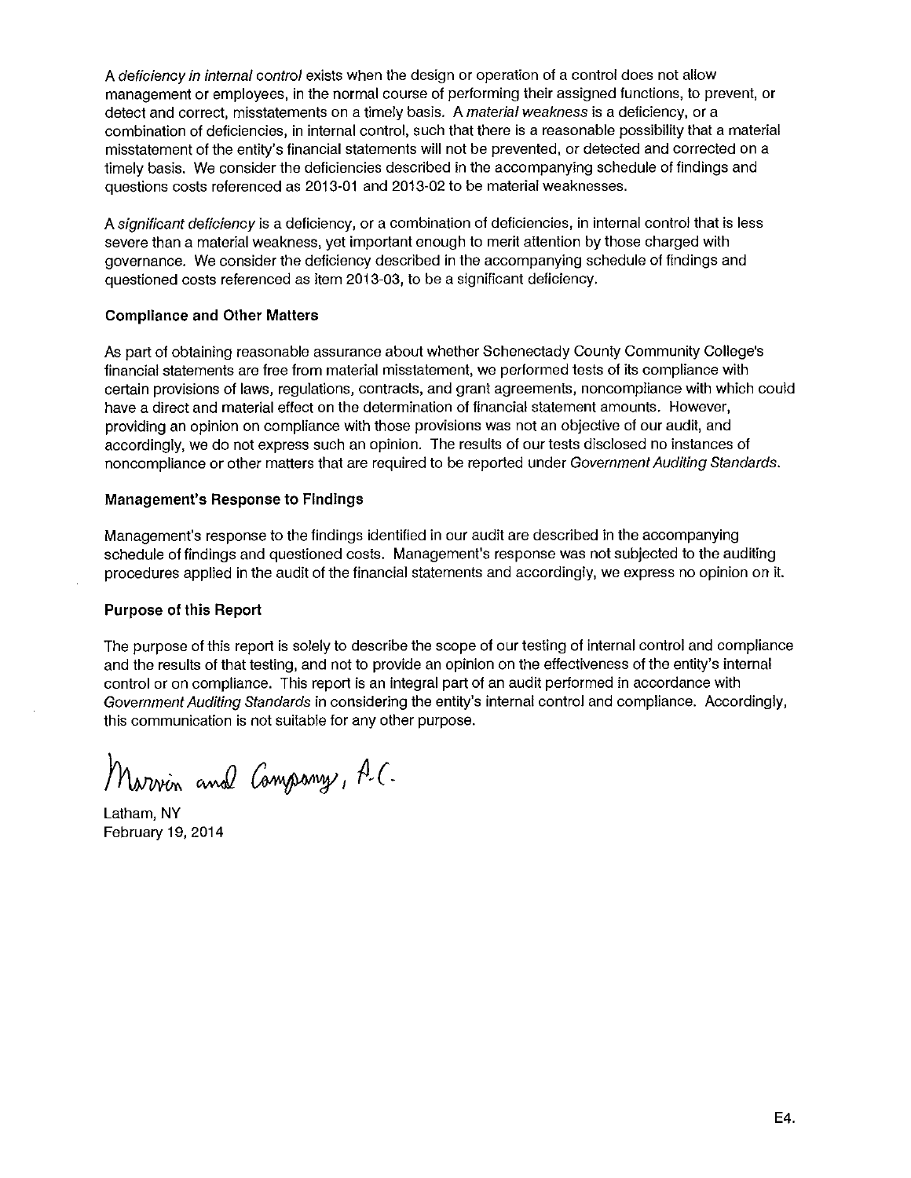A *deficiency in internal control* exists when the design or operation of a control does not allow management or employees, in the normal course of performing their assigned functions, to prevent, or detect and correct, misstatements on a timely basis. A *material weakness* is a deficiency, or a combination of deficiencies, in internal control, such that there is a reasonable possibility that a material misstatement of the entity's financial statements will not be prevented, or detected and corrected on a timely basis. We consider the deficiencies described in the accompanying schedule of findings and questions costs referenced as 2013-01 and 2013-02 to be material weaknesses.

A *significant deficiency* is a deficiency, or a combination of deficiencies, in internal control that is less severe than a material weakness, yet important enough to merit attention by those charged with governance. We consider the deficiency described in the accompanying schedule of findings and questioned costs referenced as item 2013-03, to be a significant deficiency.

**Compliance and Other Matters**

As part of obtaining reasonable assurance about whether Schenectady County Community College's financial statements are free from material misstatement, we performed tests of its compliance with certain provisions of laws, regulations, contracts, and grant agreements, noncompliance with which could have a direct and material effect on the determination of financial statement amounts. However, providing an opinion on compliance with those provisions was not an objective of our audit, and accordingly, we do not express such an opinion. The results of our tests disclosed no instances of noncompliance or other matters that are required to be reported under *Government Auditing Standards*.

**Management's Response to Findings**

Management's response to the findings identified in our audit are described in the accompanying schedule of findings and questioned costs. Management's response was not subjected to the auditing procedures applied in the audit of the financial statements and accordingly, we express no opinion on it.

**Purpose of this Report**

The purpose of this report is solely to describe the scope of our testing of internal control and compliance and the results of that testing, and not to provide an opinion on the effectiveness of the entity's internal control or on compliance. This report is an integral part of an audit performed in accordance with *Government Auditing Standards* in considering the entity's internal control and compliance. Accordingly, this communication is not suitable for any other purpose.

Marvin and Company, P.C.

Latham, NY
February 19, 2014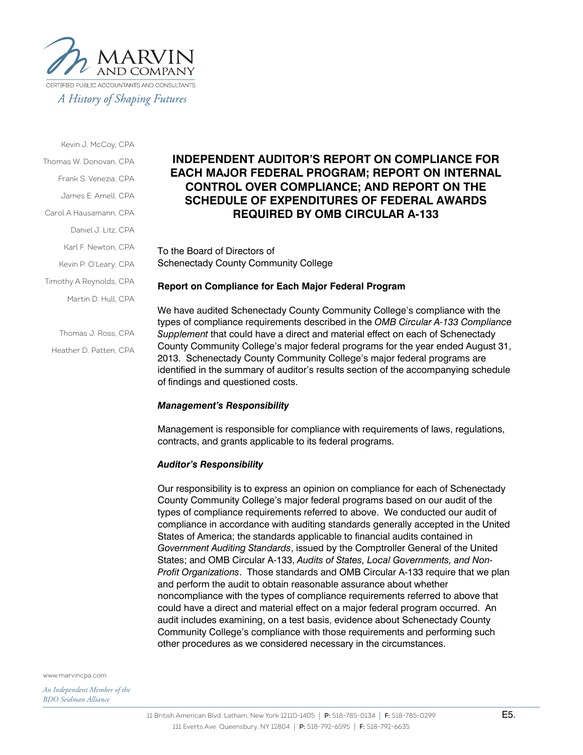MARVIN AND COMPANY

CERTIFIED PUBLIC ACCOUNTANTS AND CONSULTANTS

*A History of Shaping Futures*

Kevin J. McCoy, CPA
Thomas W. Donovan, CPA
Frank S. Venezia, CPA
James E. Amell, CPA
Carol A Hausamann, CPA
Daniel J. Litz, CPA
Karl F. Newton, CPA
Kevin P. O'Leary, CPA
Timothy A Reynolds, CPA
Martin D. Hull, CPA

Thomas J. Ross, CPA
Heather D. Patten, CPA

# INDEPENDENT AUDITOR'S REPORT ON COMPLIANCE FOR EACH MAJOR FEDERAL PROGRAM; REPORT ON INTERNAL CONTROL OVER COMPLIANCE; AND REPORT ON THE SCHEDULE OF EXPENDITURES OF FEDERAL AWARDS REQUIRED BY OMB CIRCULAR A-133

To the Board of Directors of
Schenectady County Community College

**Report on Compliance for Each Major Federal Program**

We have audited Schenectady County Community College's compliance with the types of compliance requirements described in the *OMB Circular A-133 Compliance Supplement* that could have a direct and material effect on each of Schenectady County Community College's major federal programs for the year ended August 31, 2013. Schenectady County Community College's major federal programs are identified in the summary of auditor's results section of the accompanying schedule of findings and questioned costs.

***Management's Responsibility***

Management is responsible for compliance with requirements of laws, regulations, contracts, and grants applicable to its federal programs.

***Auditor's Responsibility***

Our responsibility is to express an opinion on compliance for each of Schenectady County Community College's major federal programs based on our audit of the types of compliance requirements referred to above. We conducted our audit of compliance in accordance with auditing standards generally accepted in the United States of America; the standards applicable to financial audits contained in *Government Auditing Standards*, issued by the Comptroller General of the United States; and OMB Circular A-133, *Audits of States, Local Governments, and Non-Profit Organizations*. Those standards and OMB Circular A-133 require that we plan and perform the audit to obtain reasonable assurance about whether noncompliance with the types of compliance requirements referred to above that could have a direct and material effect on a major federal program occurred. An audit includes examining, on a test basis, evidence about Schenectady County Community College's compliance with those requirements and performing such other procedures as we considered necessary in the circumstances.

www.marvincpa.com

*An Independent Member of the BDO Seidman Alliance*

11 British American Blvd. Latham, New York 12110-1405 | P: 518-785-0134 | F: 518-785-0299
111 Everts Ave. Queensbury, NY 12804 | P: 518-792-6595 | F: 518-792-6635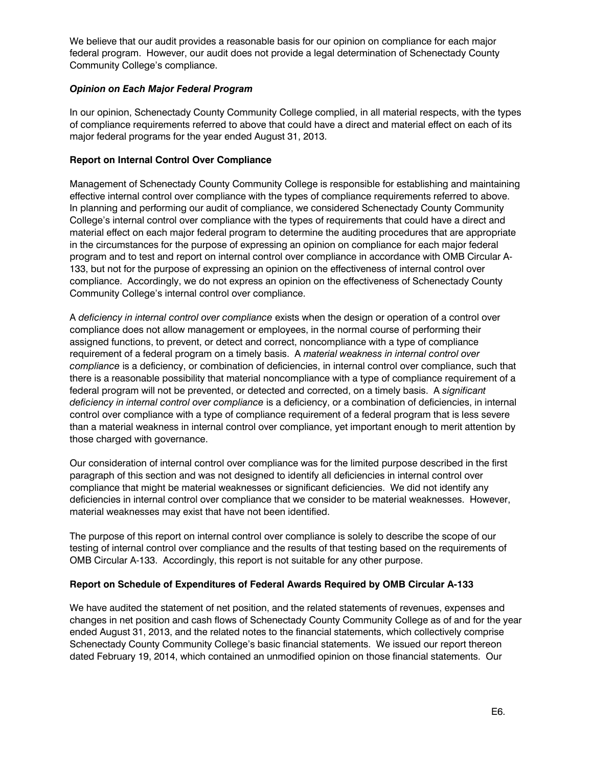We believe that our audit provides a reasonable basis for our opinion on compliance for each major federal program. However, our audit does not provide a legal determination of Schenectady County Community College's compliance.

***Opinion on Each Major Federal Program***

In our opinion, Schenectady County Community College complied, in all material respects, with the types of compliance requirements referred to above that could have a direct and material effect on each of its major federal programs for the year ended August 31, 2013.

**Report on Internal Control Over Compliance**

Management of Schenectady County Community College is responsible for establishing and maintaining effective internal control over compliance with the types of compliance requirements referred to above. In planning and performing our audit of compliance, we considered Schenectady County Community College's internal control over compliance with the types of requirements that could have a direct and material effect on each major federal program to determine the auditing procedures that are appropriate in the circumstances for the purpose of expressing an opinion on compliance for each major federal program and to test and report on internal control over compliance in accordance with OMB Circular A-133, but not for the purpose of expressing an opinion on the effectiveness of internal control over compliance. Accordingly, we do not express an opinion on the effectiveness of Schenectady County Community College's internal control over compliance.

A *deficiency in internal control over compliance* exists when the design or operation of a control over compliance does not allow management or employees, in the normal course of performing their assigned functions, to prevent, or detect and correct, noncompliance with a type of compliance requirement of a federal program on a timely basis. A *material weakness in internal control over compliance* is a deficiency, or combination of deficiencies, in internal control over compliance, such that there is a reasonable possibility that material noncompliance with a type of compliance requirement of a federal program will not be prevented, or detected and corrected, on a timely basis. A *significant deficiency in internal control over compliance* is a deficiency, or a combination of deficiencies, in internal control over compliance with a type of compliance requirement of a federal program that is less severe than a material weakness in internal control over compliance, yet important enough to merit attention by those charged with governance.

Our consideration of internal control over compliance was for the limited purpose described in the first paragraph of this section and was not designed to identify all deficiencies in internal control over compliance that might be material weaknesses or significant deficiencies. We did not identify any deficiencies in internal control over compliance that we consider to be material weaknesses. However, material weaknesses may exist that have not been identified.

The purpose of this report on internal control over compliance is solely to describe the scope of our testing of internal control over compliance and the results of that testing based on the requirements of OMB Circular A-133. Accordingly, this report is not suitable for any other purpose.

**Report on Schedule of Expenditures of Federal Awards Required by OMB Circular A-133**

We have audited the statement of net position, and the related statements of revenues, expenses and changes in net position and cash flows of Schenectady County Community College as of and for the year ended August 31, 2013, and the related notes to the financial statements, which collectively comprise Schenectady County Community College's basic financial statements. We issued our report thereon dated February 19, 2014, which contained an unmodified opinion on those financial statements. Our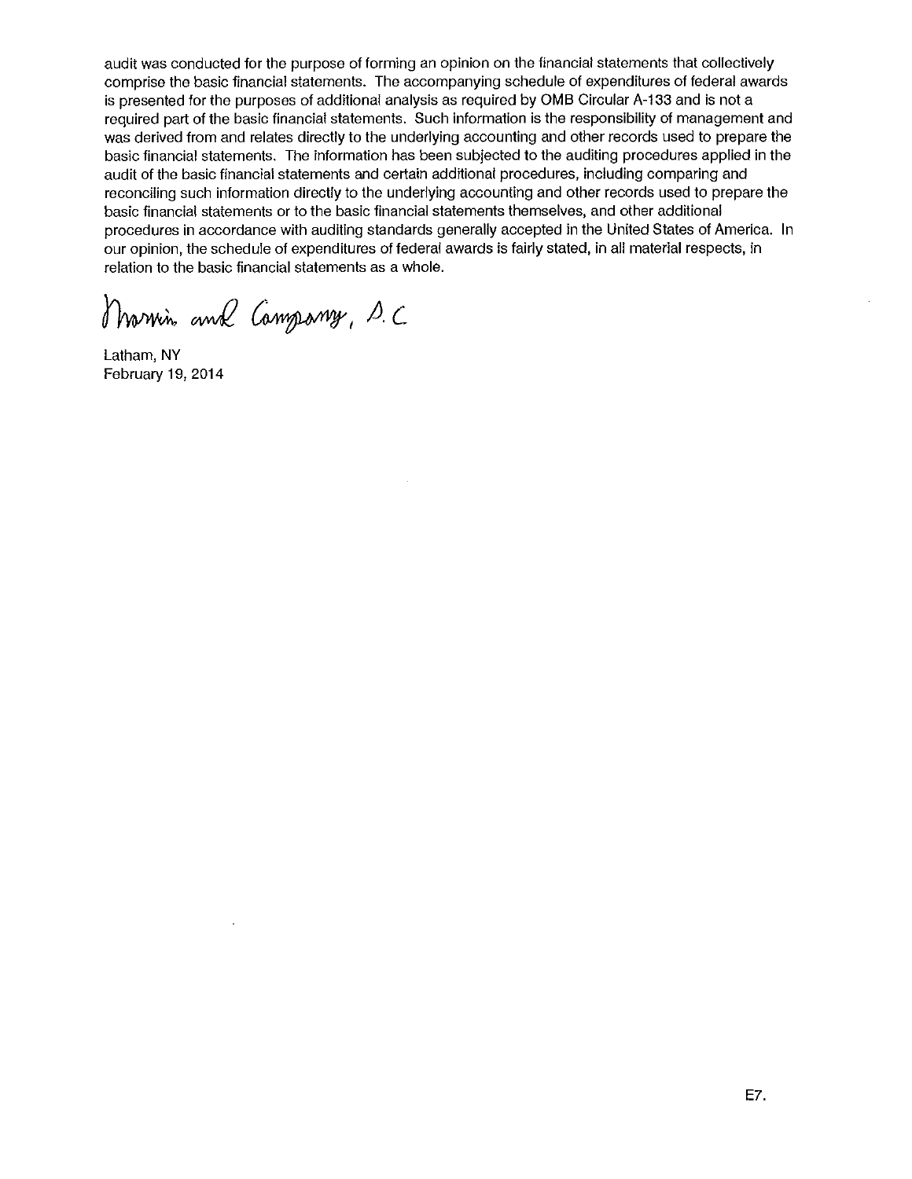audit was conducted for the purpose of forming an opinion on the financial statements that collectively comprise the basic financial statements. The accompanying schedule of expenditures of federal awards is presented for the purposes of additional analysis as required by OMB Circular A-133 and is not a required part of the basic financial statements. Such information is the responsibility of management and was derived from and relates directly to the underlying accounting and other records used to prepare the basic financial statements. The information has been subjected to the auditing procedures applied in the audit of the basic financial statements and certain additional procedures, including comparing and reconciling such information directly to the underlying accounting and other records used to prepare the basic financial statements or to the basic financial statements themselves, and other additional procedures in accordance with auditing standards generally accepted in the United States of America. In our opinion, the schedule of expenditures of federal awards is fairly stated, in all material respects, in relation to the basic financial statements as a whole.

Marvin and Company, P.C.

Latham, NY
February 19, 2014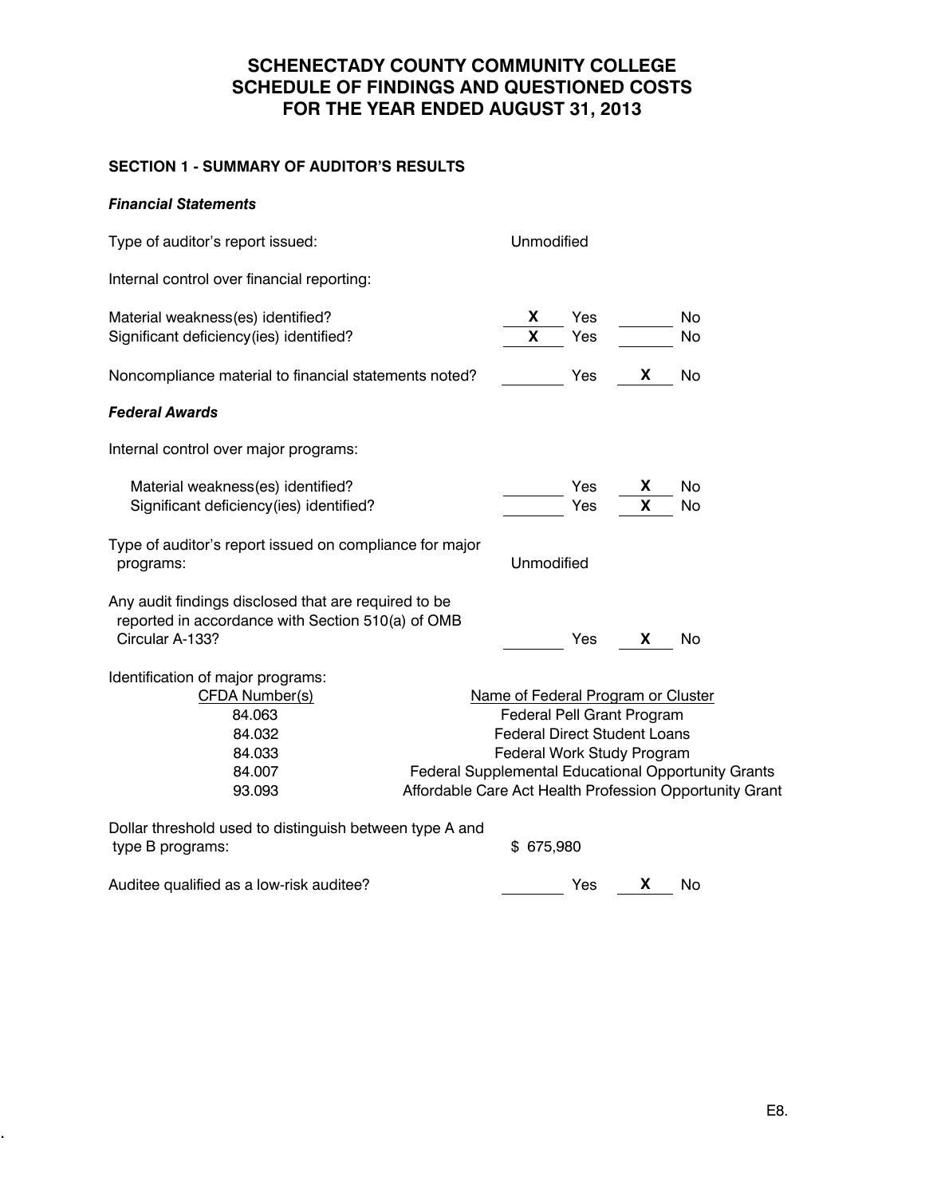# SCHENECTADY COUNTY COMMUNITY COLLEGE
# SCHEDULE OF FINDINGS AND QUESTIONED COSTS
# FOR THE YEAR ENDED AUGUST 31, 2013

## SECTION 1 - SUMMARY OF AUDITOR'S RESULTS

### *Financial Statements*

Type of auditor's report issued: Unmodified

Internal control over financial reporting:

| | | | | |
|---|---|---|---|---|
| Material weakness(es) identified? | X | Yes | | No |
| Significant deficiency(ies) identified? | X | Yes | | No |
| Noncompliance material to financial statements noted? | | Yes | X | No |

### *Federal Awards*

Internal control over major programs:

| | | | | |
|---|---|---|---|---|
| Material weakness(es) identified? | | Yes | X | No |
| Significant deficiency(ies) identified? | | Yes | X | No |

Type of auditor's report issued on compliance for major programs: Unmodified

| | | | | |
|---|---|---|---|---|
| Any audit findings disclosed that are required to be reported in accordance with Section 510(a) of OMB Circular A-133? | | Yes | X | No |

Identification of major programs:

| CFDA Number(s) | Name of Federal Program or Cluster |
|---|---|
| 84.063 | Federal Pell Grant Program |
| 84.032 | Federal Direct Student Loans |
| 84.033 | Federal Work Study Program |
| 84.007 | Federal Supplemental Educational Opportunity Grants |
| 93.093 | Affordable Care Act Health Profession Opportunity Grant |

Dollar threshold used to distinguish between type A and type B programs: $ 675,980

| | | | | |
|---|---|---|---|---|
| Auditee qualified as a low-risk auditee? | | Yes | X | No |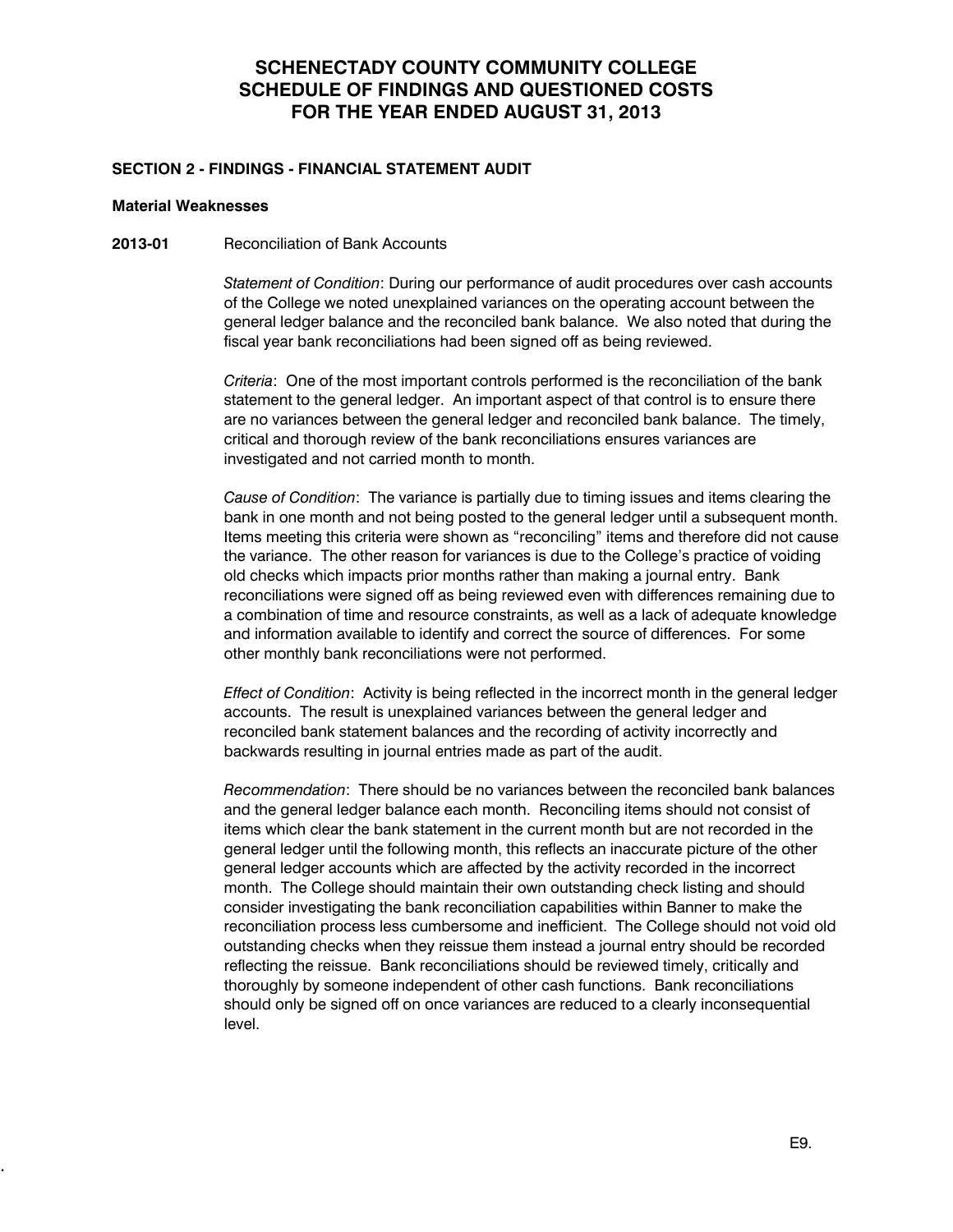# SCHENECTADY COUNTY COMMUNITY COLLEGE
# SCHEDULE OF FINDINGS AND QUESTIONED COSTS
# FOR THE YEAR ENDED AUGUST 31, 2013

## SECTION 2 - FINDINGS - FINANCIAL STATEMENT AUDIT

### Material Weaknesses

**2013-01** Reconciliation of Bank Accounts

*Statement of Condition*: During our performance of audit procedures over cash accounts of the College we noted unexplained variances on the operating account between the general ledger balance and the reconciled bank balance. We also noted that during the fiscal year bank reconciliations had been signed off as being reviewed.

*Criteria*: One of the most important controls performed is the reconciliation of the bank statement to the general ledger. An important aspect of that control is to ensure there are no variances between the general ledger and reconciled bank balance. The timely, critical and thorough review of the bank reconciliations ensures variances are investigated and not carried month to month.

*Cause of Condition*: The variance is partially due to timing issues and items clearing the bank in one month and not being posted to the general ledger until a subsequent month. Items meeting this criteria were shown as "reconciling" items and therefore did not cause the variance. The other reason for variances is due to the College's practice of voiding old checks which impacts prior months rather than making a journal entry. Bank reconciliations were signed off as being reviewed even with differences remaining due to a combination of time and resource constraints, as well as a lack of adequate knowledge and information available to identify and correct the source of differences. For some other monthly bank reconciliations were not performed.

*Effect of Condition*: Activity is being reflected in the incorrect month in the general ledger accounts. The result is unexplained variances between the general ledger and reconciled bank statement balances and the recording of activity incorrectly and backwards resulting in journal entries made as part of the audit.

*Recommendation*: There should be no variances between the reconciled bank balances and the general ledger balance each month. Reconciling items should not consist of items which clear the bank statement in the current month but are not recorded in the general ledger until the following month, this reflects an inaccurate picture of the other general ledger accounts which are affected by the activity recorded in the incorrect month. The College should maintain their own outstanding check listing and should consider investigating the bank reconciliation capabilities within Banner to make the reconciliation process less cumbersome and inefficient. The College should not void old outstanding checks when they reissue them instead a journal entry should be recorded reflecting the reissue. Bank reconciliations should be reviewed timely, critically and thoroughly by someone independent of other cash functions. Bank reconciliations should only be signed off on once variances are reduced to a clearly inconsequential level.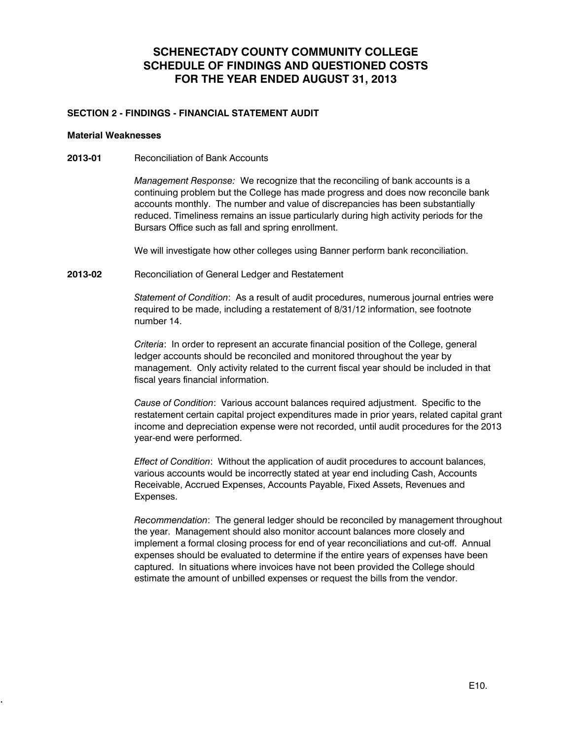# SCHENECTADY COUNTY COMMUNITY COLLEGE
# SCHEDULE OF FINDINGS AND QUESTIONED COSTS
# FOR THE YEAR ENDED AUGUST 31, 2013

## SECTION 2 - FINDINGS - FINANCIAL STATEMENT AUDIT

### Material Weaknesses

**2013-01** Reconciliation of Bank Accounts

*Management Response:* We recognize that the reconciling of bank accounts is a continuing problem but the College has made progress and does now reconcile bank accounts monthly. The number and value of discrepancies has been substantially reduced. Timeliness remains an issue particularly during high activity periods for the Bursars Office such as fall and spring enrollment.

We will investigate how other colleges using Banner perform bank reconciliation.

**2013-02** Reconciliation of General Ledger and Restatement

*Statement of Condition*: As a result of audit procedures, numerous journal entries were required to be made, including a restatement of 8/31/12 information, see footnote number 14.

*Criteria*: In order to represent an accurate financial position of the College, general ledger accounts should be reconciled and monitored throughout the year by management. Only activity related to the current fiscal year should be included in that fiscal years financial information.

*Cause of Condition*: Various account balances required adjustment. Specific to the restatement certain capital project expenditures made in prior years, related capital grant income and depreciation expense were not recorded, until audit procedures for the 2013 year-end were performed.

*Effect of Condition*: Without the application of audit procedures to account balances, various accounts would be incorrectly stated at year end including Cash, Accounts Receivable, Accrued Expenses, Accounts Payable, Fixed Assets, Revenues and Expenses.

*Recommendation*: The general ledger should be reconciled by management throughout the year. Management should also monitor account balances more closely and implement a formal closing process for end of year reconciliations and cut-off. Annual expenses should be evaluated to determine if the entire years of expenses have been captured. In situations where invoices have not been provided the College should estimate the amount of unbilled expenses or request the bills from the vendor.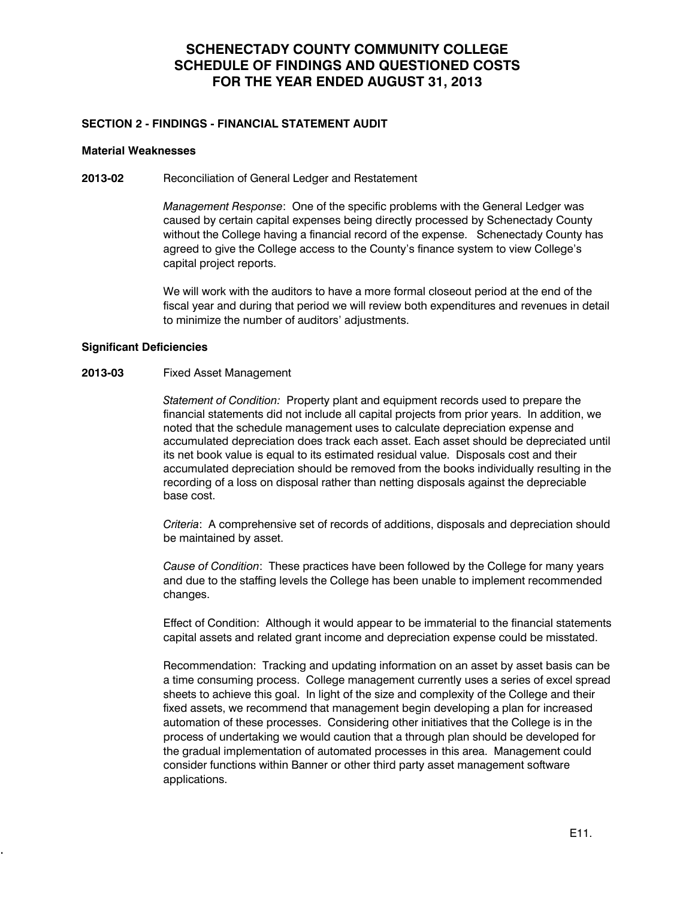# SCHENECTADY COUNTY COMMUNITY COLLEGE
# SCHEDULE OF FINDINGS AND QUESTIONED COSTS
# FOR THE YEAR ENDED AUGUST 31, 2013

## SECTION 2 - FINDINGS - FINANCIAL STATEMENT AUDIT

### Material Weaknesses

**2013-02** Reconciliation of General Ledger and Restatement

*Management Response*: One of the specific problems with the General Ledger was caused by certain capital expenses being directly processed by Schenectady County without the College having a financial record of the expense. Schenectady County has agreed to give the College access to the County's finance system to view College's capital project reports.

We will work with the auditors to have a more formal closeout period at the end of the fiscal year and during that period we will review both expenditures and revenues in detail to minimize the number of auditors' adjustments.

### Significant Deficiencies

**2013-03** Fixed Asset Management

*Statement of Condition:* Property plant and equipment records used to prepare the financial statements did not include all capital projects from prior years. In addition, we noted that the schedule management uses to calculate depreciation expense and accumulated depreciation does track each asset. Each asset should be depreciated until its net book value is equal to its estimated residual value. Disposals cost and their accumulated depreciation should be removed from the books individually resulting in the recording of a loss on disposal rather than netting disposals against the depreciable base cost.

*Criteria*: A comprehensive set of records of additions, disposals and depreciation should be maintained by asset.

*Cause of Condition*: These practices have been followed by the College for many years and due to the staffing levels the College has been unable to implement recommended changes.

Effect of Condition: Although it would appear to be immaterial to the financial statements capital assets and related grant income and depreciation expense could be misstated.

Recommendation: Tracking and updating information on an asset by asset basis can be a time consuming process. College management currently uses a series of excel spread sheets to achieve this goal. In light of the size and complexity of the College and their fixed assets, we recommend that management begin developing a plan for increased automation of these processes. Considering other initiatives that the College is in the process of undertaking we would caution that a through plan should be developed for the gradual implementation of automated processes in this area. Management could consider functions within Banner or other third party asset management software applications.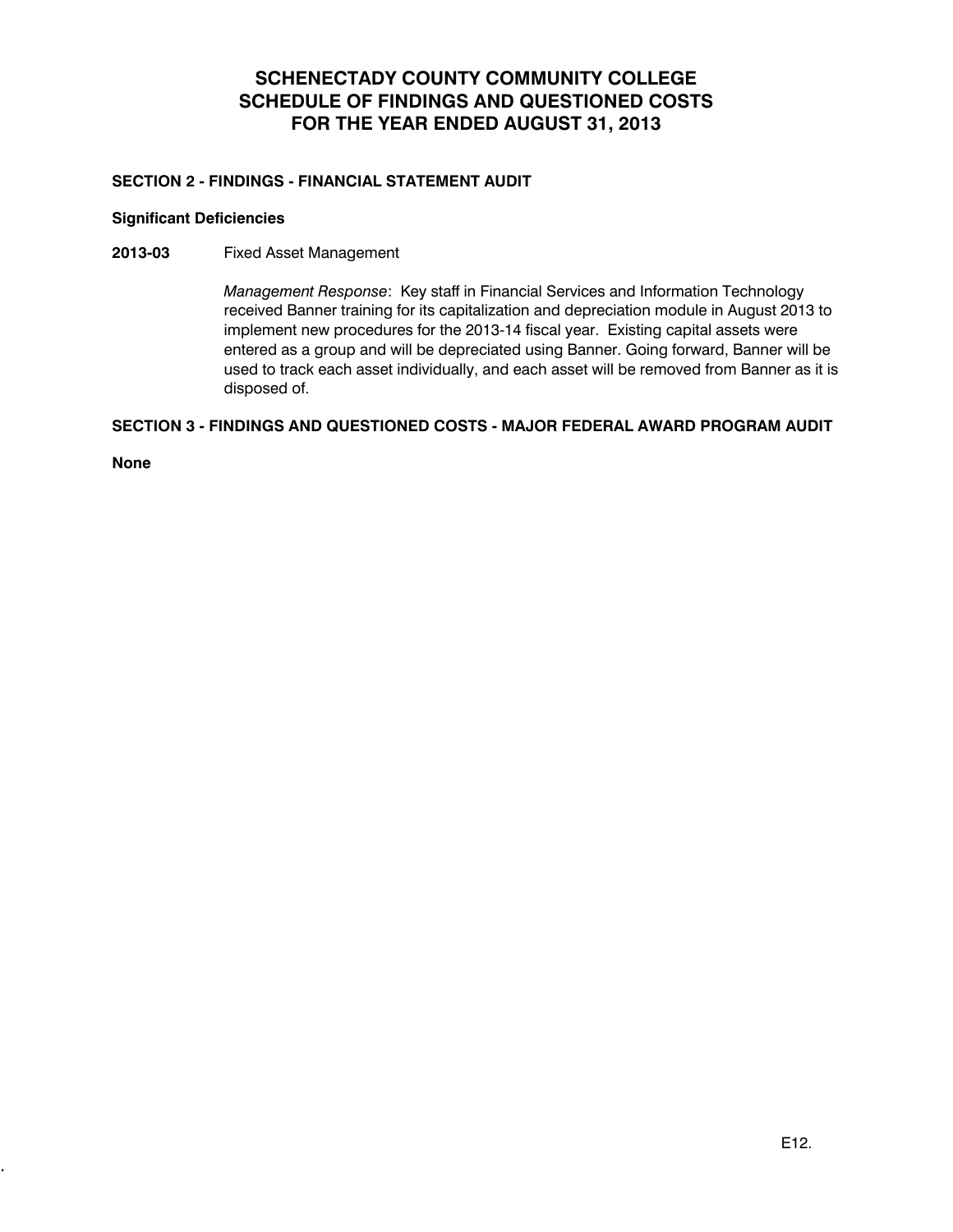# SCHENECTADY COUNTY COMMUNITY COLLEGE
# SCHEDULE OF FINDINGS AND QUESTIONED COSTS
# FOR THE YEAR ENDED AUGUST 31, 2013

## SECTION 2 - FINDINGS - FINANCIAL STATEMENT AUDIT

### Significant Deficiencies

**2013-03** Fixed Asset Management

*Management Response*: Key staff in Financial Services and Information Technology received Banner training for its capitalization and depreciation module in August 2013 to implement new procedures for the 2013-14 fiscal year. Existing capital assets were entered as a group and will be depreciated using Banner. Going forward, Banner will be used to track each asset individually, and each asset will be removed from Banner as it is disposed of.

## SECTION 3 - FINDINGS AND QUESTIONED COSTS - MAJOR FEDERAL AWARD PROGRAM AUDIT

**None**